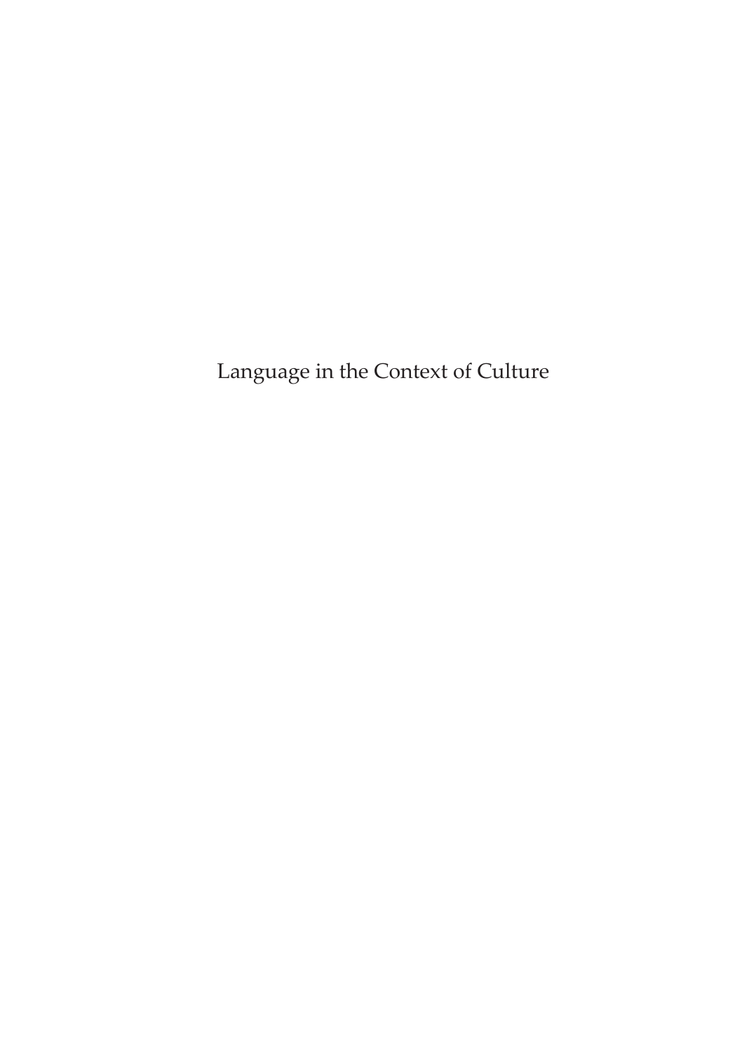# Language in the Context of Culture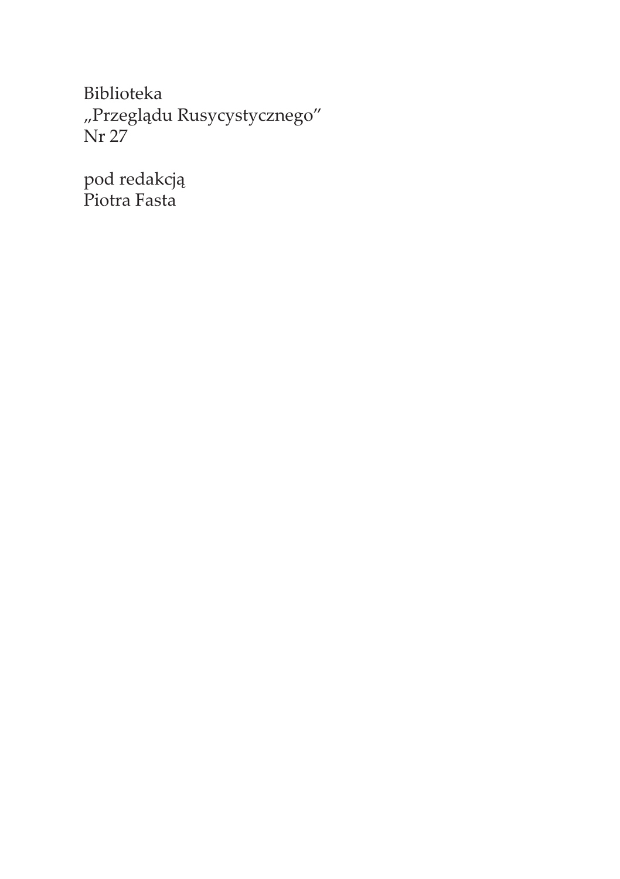Biblioteka
„Przeglądu Rusycystycznego"
Nr 27

pod redakcją
Piotra Fasta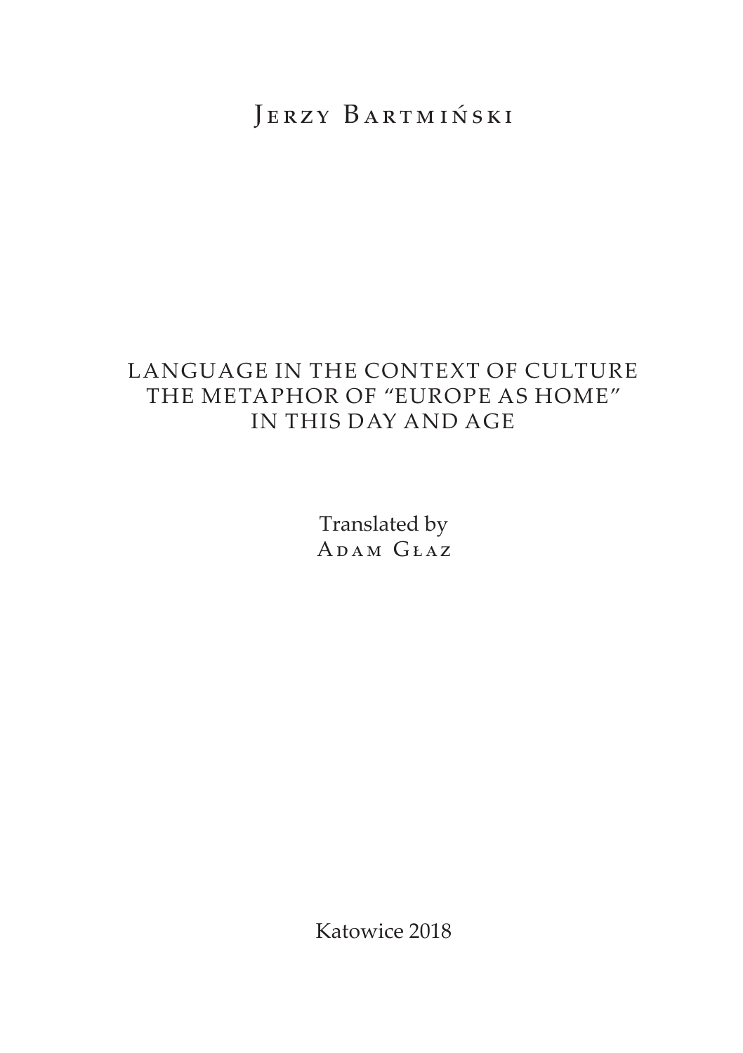Jerzy Bartmiński

# LANGUAGE IN THE CONTEXT OF CULTURE
# THE METAPHOR OF "EUROPE AS HOME" IN THIS DAY AND AGE

Translated by
Adam Głaz

Katowice 2018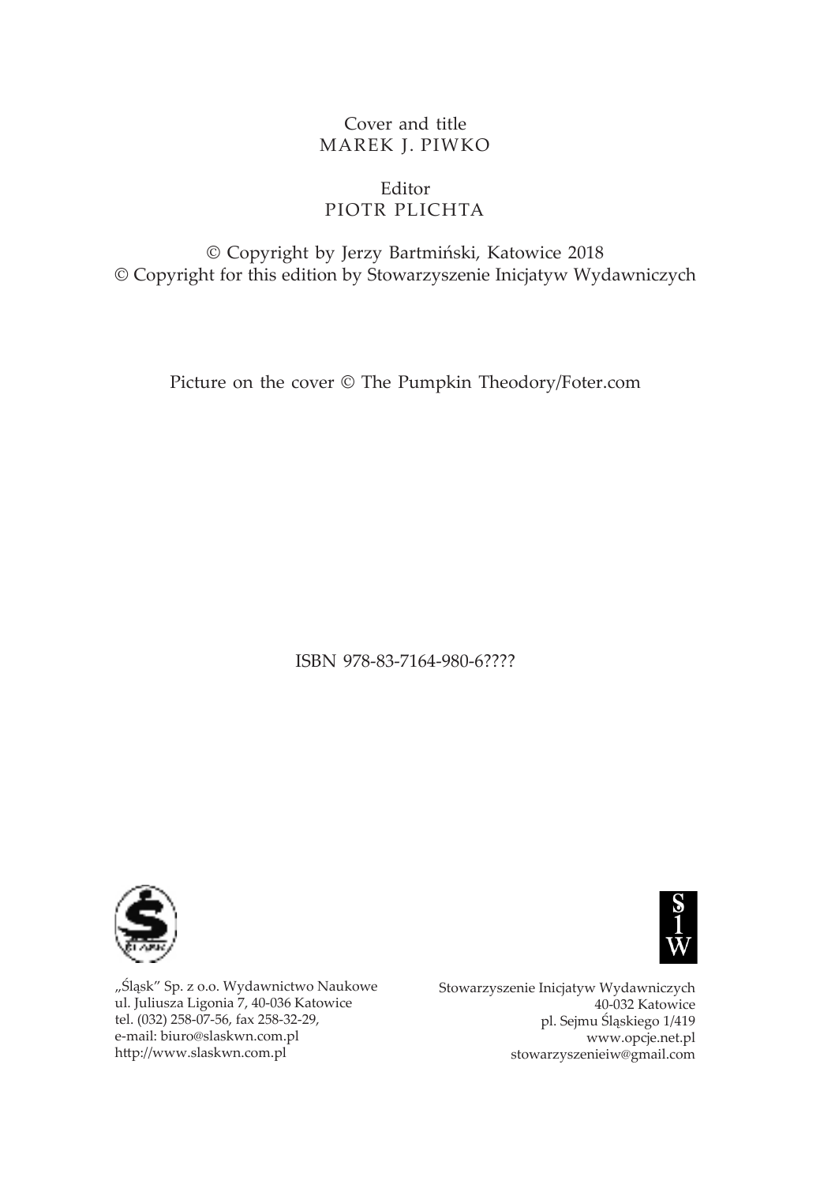Cover and title
MAREK J. PIWKO

Editor
PIOTR PLICHTA

© Copyright by Jerzy Bartmiński, Katowice 2018
© Copyright for this edition by Stowarzyszenie Inicjatyw Wydawniczych

Picture on the cover © The Pumpkin Theodory/Foter.com

ISBN 978-83-7164-980-6????

„Śląsk" Sp. z o.o. Wydawnictwo Naukowe
ul. Juliusza Ligonia 7, 40-036 Katowice
tel. (032) 258-07-56, fax 258-32-29,
e-mail: biuro@slaskwn.com.pl
http://www.slaskwn.com.pl

Stowarzyszenie Inicjatyw Wydawniczych
40-032 Katowice
pl. Sejmu Śląskiego 1/419
www.opcje.net.pl
stowarzyszenieiw@gmail.com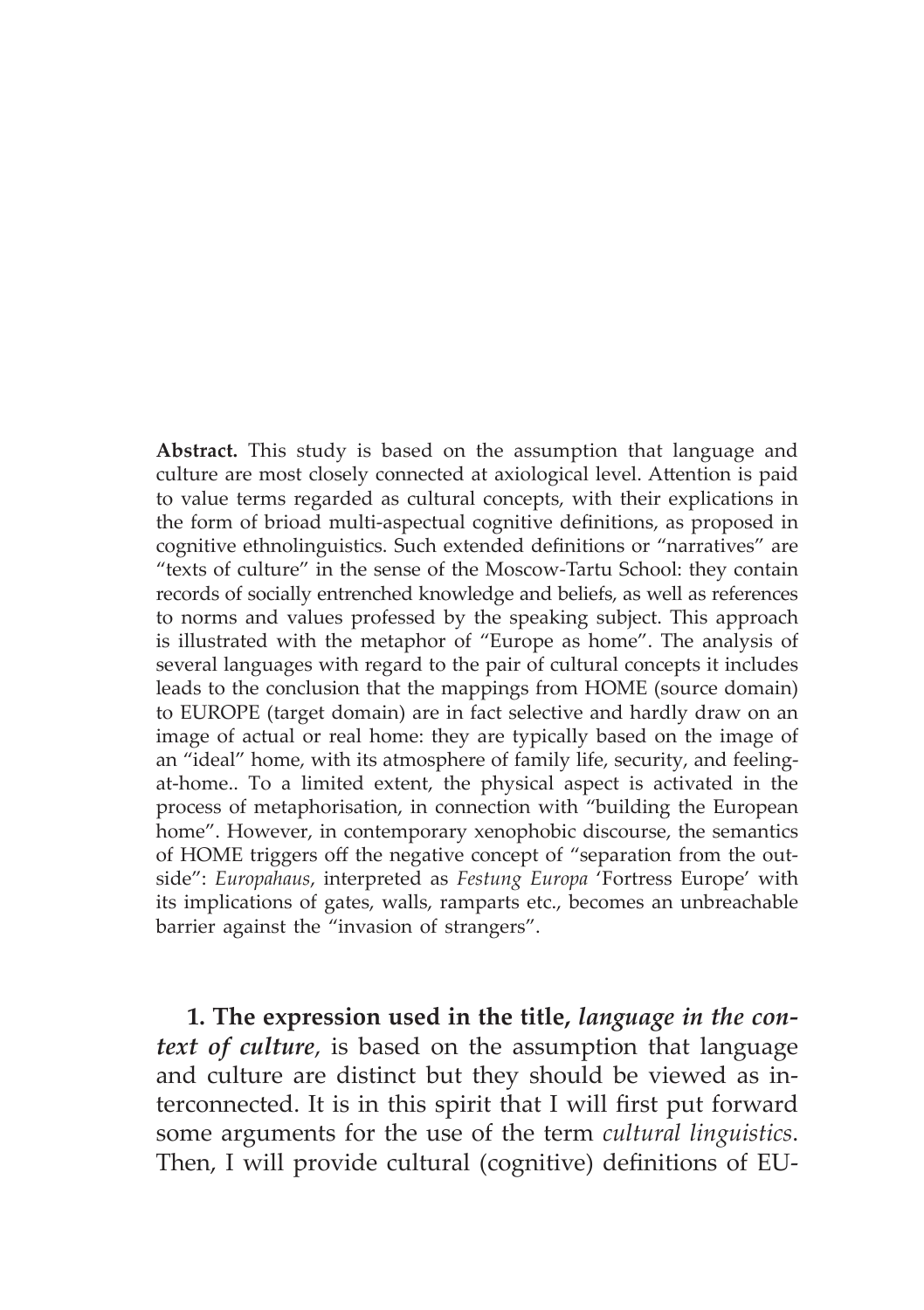**Abstract.** This study is based on the assumption that language and culture are most closely connected at axiological level. Attention is paid to value terms regarded as cultural concepts, with their explications in the form of brioad multi-aspectual cognitive definitions, as proposed in cognitive ethnolinguistics. Such extended definitions or "narratives" are "texts of culture" in the sense of the Moscow-Tartu School: they contain records of socially entrenched knowledge and beliefs, as well as references to norms and values professed by the speaking subject. This approach is illustrated with the metaphor of "Europe as home". The analysis of several languages with regard to the pair of cultural concepts it includes leads to the conclusion that the mappings from HOME (source domain) to EUROPE (target domain) are in fact selective and hardly draw on an image of actual or real home: they are typically based on the image of an "ideal" home, with its atmosphere of family life, security, and feeling-at-home.. To a limited extent, the physical aspect is activated in the process of metaphorisation, in connection with "building the European home". However, in contemporary xenophobic discourse, the semantics of HOME triggers off the negative concept of "separation from the outside": *Europahaus*, interpreted as *Festung Europa* 'Fortress Europe' with its implications of gates, walls, ramparts etc., becomes an unbreachable barrier against the "invasion of strangers".

**1. The expression used in the title, *language in the context of culture*,** is based on the assumption that language and culture are distinct but they should be viewed as interconnected. It is in this spirit that I will first put forward some arguments for the use of the term *cultural linguistics*. Then, I will provide cultural (cognitive) definitions of EU-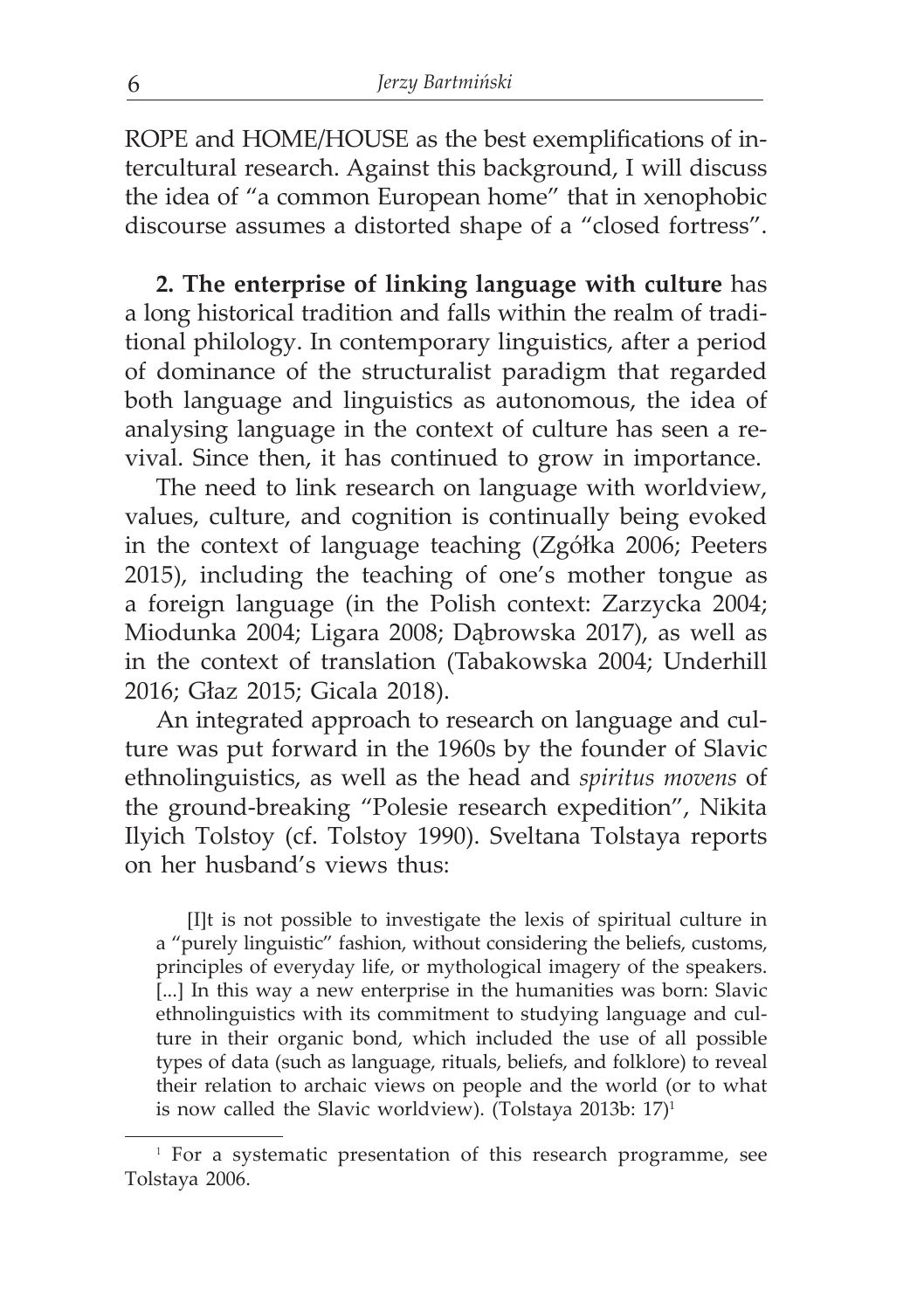ROPE and HOME/HOUSE as the best exemplifications of intercultural research. Against this background, I will discuss the idea of "a common European home" that in xenophobic discourse assumes a distorted shape of a "closed fortress".

**2. The enterprise of linking language with culture** has a long historical tradition and falls within the realm of traditional philology. In contemporary linguistics, after a period of dominance of the structuralist paradigm that regarded both language and linguistics as autonomous, the idea of analysing language in the context of culture has seen a revival. Since then, it has continued to grow in importance.

The need to link research on language with worldview, values, culture, and cognition is continually being evoked in the context of language teaching (Zgółka 2006; Peeters 2015), including the teaching of one's mother tongue as a foreign language (in the Polish context: Zarzycka 2004; Miodunka 2004; Ligara 2008; Dąbrowska 2017), as well as in the context of translation (Tabakowska 2004; Underhill 2016; Głaz 2015; Gicala 2018).

An integrated approach to research on language and culture was put forward in the 1960s by the founder of Slavic ethnolinguistics, as well as the head and *spiritus movens* of the ground-breaking "Polesie research expedition", Nikita Ilyich Tolstoy (cf. Tolstoy 1990). Sveltana Tolstaya reports on her husband's views thus:

> [I]t is not possible to investigate the lexis of spiritual culture in a "purely linguistic" fashion, without considering the beliefs, customs, principles of everyday life, or mythological imagery of the speakers. [...] In this way a new enterprise in the humanities was born: Slavic ethnolinguistics with its commitment to studying language and culture in their organic bond, which included the use of all possible types of data (such as language, rituals, beliefs, and folklore) to reveal their relation to archaic views on people and the world (or to what is now called the Slavic worldview). (Tolstaya 2013b: 17)[1]

[1] For a systematic presentation of this research programme, see Tolstaya 2006.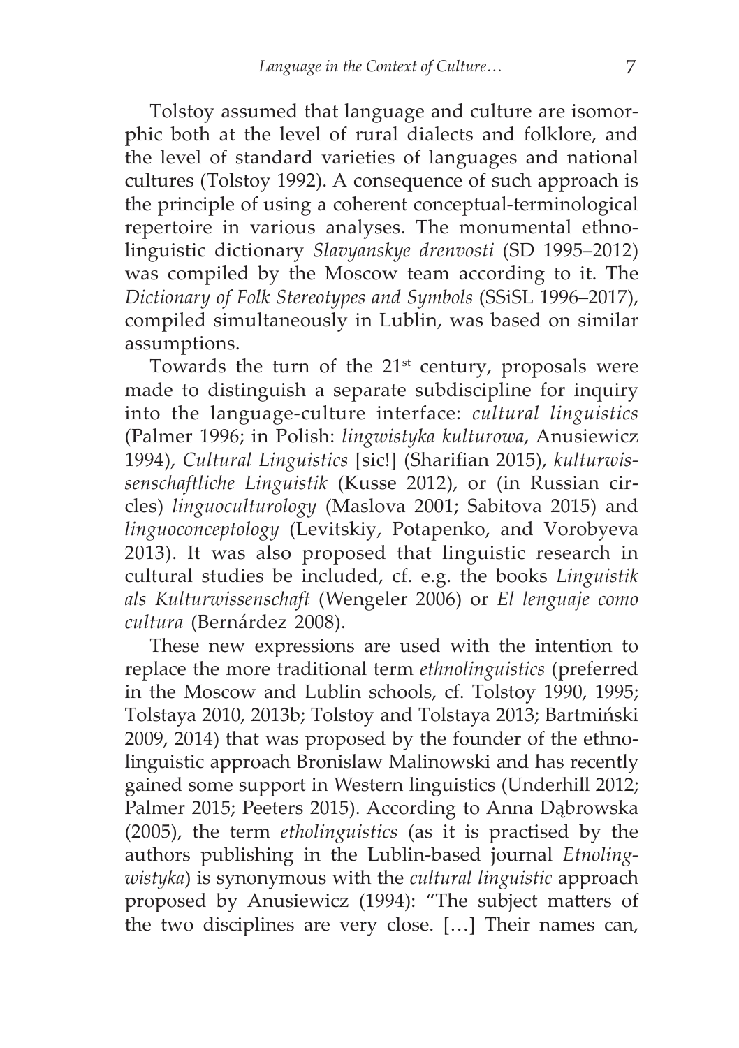Tolstoy assumed that language and culture are isomorphic both at the level of rural dialects and folklore, and the level of standard varieties of languages and national cultures (Tolstoy 1992). A consequence of such approach is the principle of using a coherent conceptual-terminological repertoire in various analyses. The monumental ethnolinguistic dictionary *Slavyanskye drenvosti* (SD 1995–2012) was compiled by the Moscow team according to it. The *Dictionary of Folk Stereotypes and Symbols* (SSiSL 1996–2017), compiled simultaneously in Lublin, was based on similar assumptions.

Towards the turn of the 21st century, proposals were made to distinguish a separate subdiscipline for inquiry into the language-culture interface: *cultural linguistics* (Palmer 1996; in Polish: *lingwistyka kulturowa*, Anusiewicz 1994), *Cultural Linguistics* [sic!] (Sharifian 2015), *kulturwissenschaftliche Linguistik* (Kusse 2012), or (in Russian circles) *linguoculturology* (Maslova 2001; Sabitova 2015) and *linguoconceptology* (Levitskiy, Potapenko, and Vorobyeva 2013). It was also proposed that linguistic research in cultural studies be included, cf. e.g. the books *Linguistik als Kulturwissenschaft* (Wengeler 2006) or *El lenguaje como cultura* (Bernárdez 2008).

These new expressions are used with the intention to replace the more traditional term *ethnolinguistics* (preferred in the Moscow and Lublin schools, cf. Tolstoy 1990, 1995; Tolstaya 2010, 2013b; Tolstoy and Tolstaya 2013; Bartmiński 2009, 2014) that was proposed by the founder of the ethnolinguistic approach Bronislaw Malinowski and has recently gained some support in Western linguistics (Underhill 2012; Palmer 2015; Peeters 2015). According to Anna Dąbrowska (2005), the term *etholinguistics* (as it is practised by the authors publishing in the Lublin-based journal *Etnolingwistyka*) is synonymous with the *cultural linguistic* approach proposed by Anusiewicz (1994): "The subject matters of the two disciplines are very close. […] Their names can,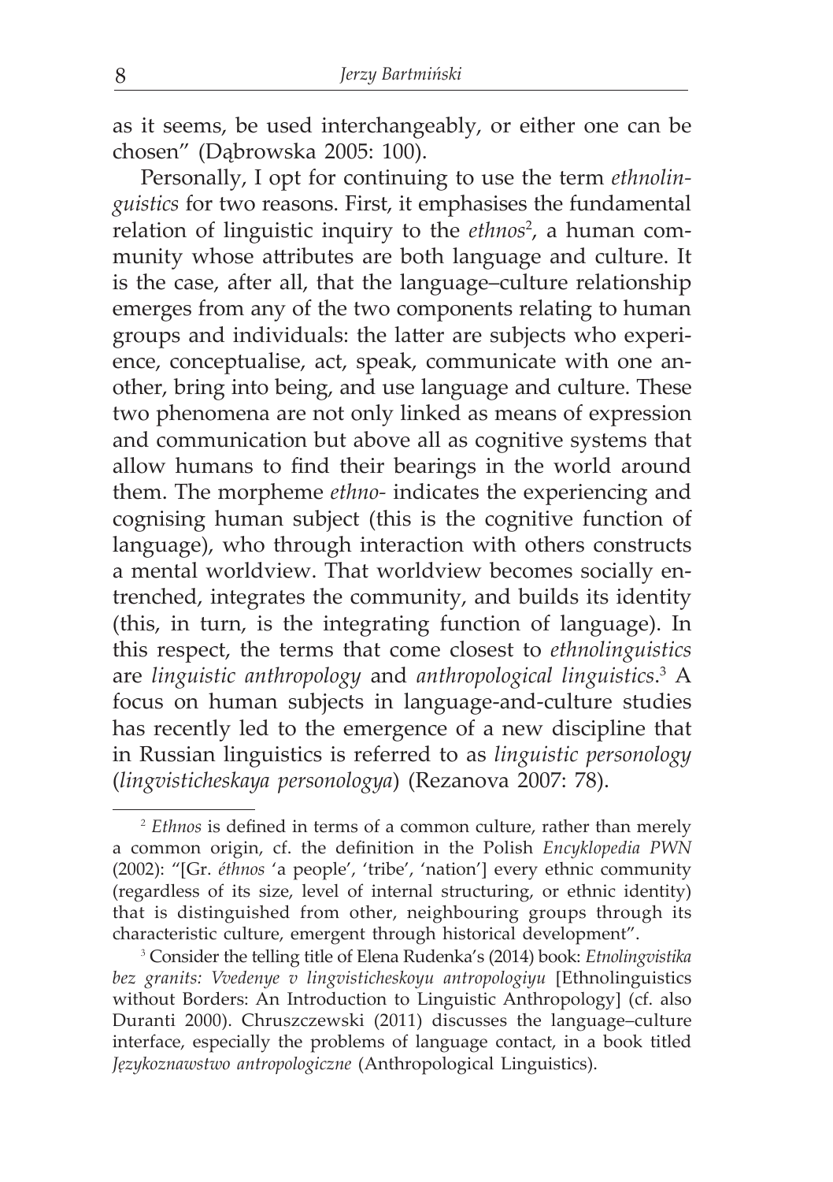as it seems, be used interchangeably, or either one can be chosen" (Dąbrowska 2005: 100).

Personally, I opt for continuing to use the term *ethnolinguistics* for two reasons. First, it emphasises the fundamental relation of linguistic inquiry to the *ethnos*[2], a human community whose attributes are both language and culture. It is the case, after all, that the language–culture relationship emerges from any of the two components relating to human groups and individuals: the latter are subjects who experience, conceptualise, act, speak, communicate with one another, bring into being, and use language and culture. These two phenomena are not only linked as means of expression and communication but above all as cognitive systems that allow humans to find their bearings in the world around them. The morpheme *ethno-* indicates the experiencing and cognising human subject (this is the cognitive function of language), who through interaction with others constructs a mental worldview. That worldview becomes socially entrenched, integrates the community, and builds its identity (this, in turn, is the integrating function of language). In this respect, the terms that come closest to *ethnolinguistics* are *linguistic anthropology* and *anthropological linguistics*.[3] A focus on human subjects in language-and-culture studies has recently led to the emergence of a new discipline that in Russian linguistics is referred to as *linguistic personology* (*lingvisticheskaya personologya*) (Rezanova 2007: 78).

---

[2] *Ethnos* is defined in terms of a common culture, rather than merely a common origin, cf. the definition in the Polish *Encyklopedia PWN* (2002): "[Gr. *éthnos* 'a people', 'tribe', 'nation'] every ethnic community (regardless of its size, level of internal structuring, or ethnic identity) that is distinguished from other, neighbouring groups through its characteristic culture, emergent through historical development".

[3] Consider the telling title of Elena Rudenka's (2014) book: *Etnolingvistika bez granits: Vvedenye v lingvisticheskoyu antropologiyu* [Ethnolinguistics without Borders: An Introduction to Linguistic Anthropology] (cf. also Duranti 2000). Chruszczewski (2011) discusses the language–culture interface, especially the problems of language contact, in a book titled *Językoznawstwo antropologiczne* (Anthropological Linguistics).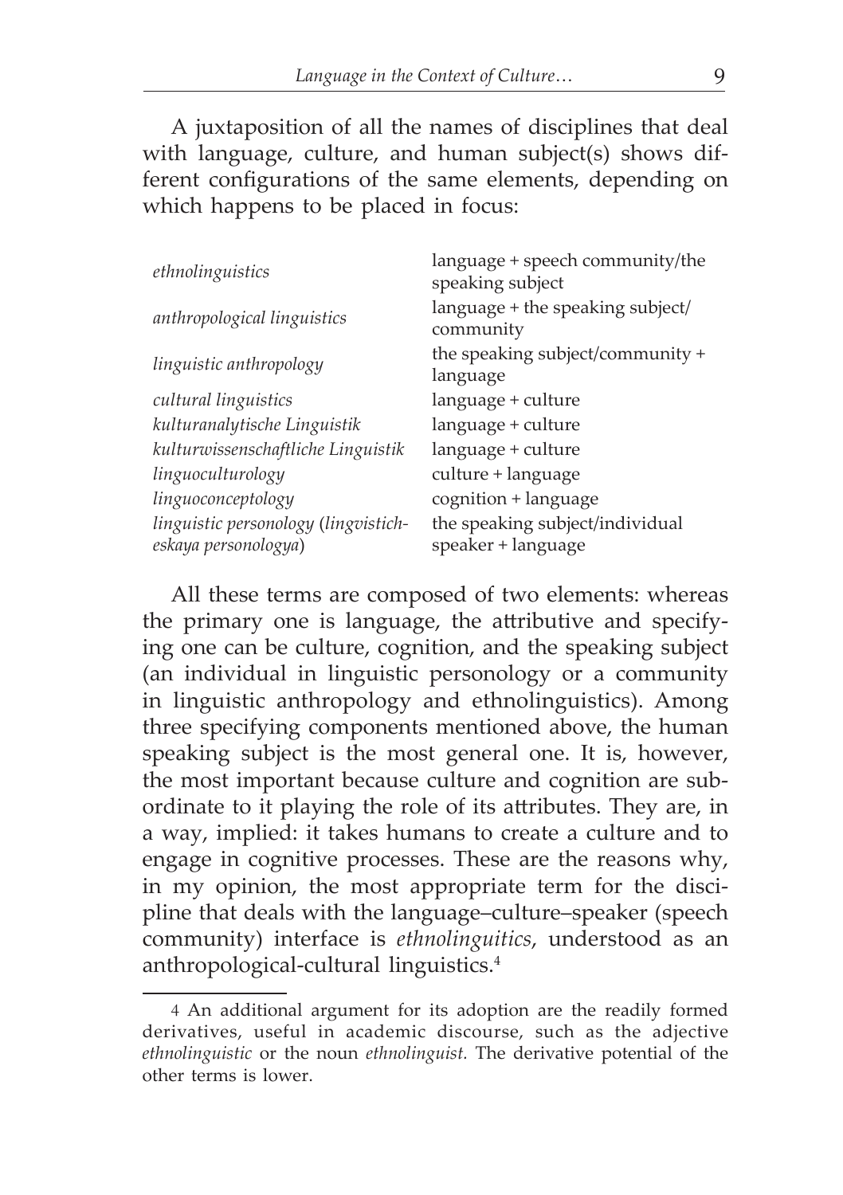A juxtaposition of all the names of disciplines that deal with language, culture, and human subject(s) shows different configurations of the same elements, depending on which happens to be placed in focus:

| | |
|---|---|
| *ethnolinguistics* | language + speech community/the speaking subject |
| *anthropological linguistics* | language + the speaking subject/ community |
| *linguistic anthropology* | the speaking subject/community + language |
| *cultural linguistics* | language + culture |
| *kulturanalytische Linguistik* | language + culture |
| *kulturwissenschaftliche Linguistik* | language + culture |
| *linguoculturology* | culture + language |
| *linguoconceptology* | cognition + language |
| *linguistic personology* (*lingvisticheskaya personologya*) | the speaking subject/individual speaker + language |

All these terms are composed of two elements: whereas the primary one is language, the attributive and specifying one can be culture, cognition, and the speaking subject (an individual in linguistic personology or a community in linguistic anthropology and ethnolinguistics). Among three specifying components mentioned above, the human speaking subject is the most general one. It is, however, the most important because culture and cognition are subordinate to it playing the role of its attributes. They are, in a way, implied: it takes humans to create a culture and to engage in cognitive processes. These are the reasons why, in my opinion, the most appropriate term for the discipline that deals with the language–culture–speaker (speech community) interface is *ethnolinguitics*, understood as an anthropological-cultural linguistics.[4]

4 An additional argument for its adoption are the readily formed derivatives, useful in academic discourse, such as the adjective *ethnolinguistic* or the noun *ethnolinguist.* The derivative potential of the other terms is lower.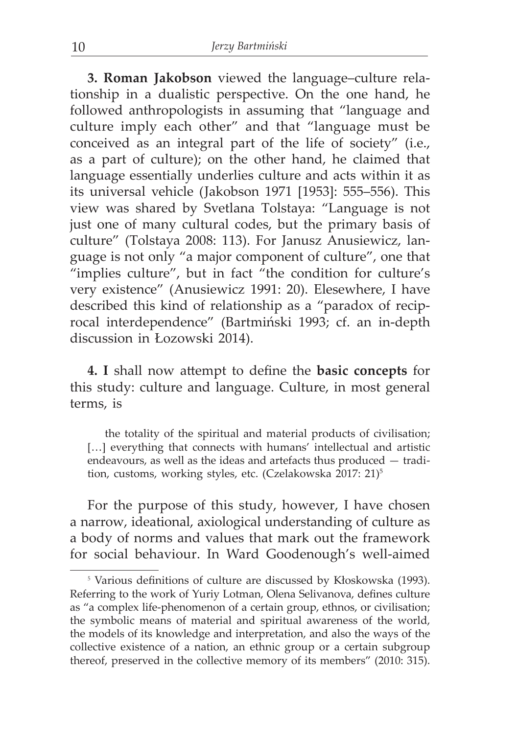**3. Roman Jakobson** viewed the language–culture relationship in a dualistic perspective. On the one hand, he followed anthropologists in assuming that "language and culture imply each other" and that "language must be conceived as an integral part of the life of society" (i.e., as a part of culture); on the other hand, he claimed that language essentially underlies culture and acts within it as its universal vehicle (Jakobson 1971 [1953]: 555–556). This view was shared by Svetlana Tolstaya: "Language is not just one of many cultural codes, but the primary basis of culture" (Tolstaya 2008: 113). For Janusz Anusiewicz, language is not only "a major component of culture", one that "implies culture", but in fact "the condition for culture's very existence" (Anusiewicz 1991: 20). Elesewhere, I have described this kind of relationship as a "paradox of reciprocal interdependence" (Bartmiński 1993; cf. an in-depth discussion in Łozowski 2014).

**4. I** shall now attempt to define the **basic concepts** for this study: culture and language. Culture, in most general terms, is

> the totality of the spiritual and material products of civilisation; […] everything that connects with humans' intellectual and artistic endeavours, as well as the ideas and artefacts thus produced — tradition, customs, working styles, etc. (Czelakowska 2017: 21)[5]

For the purpose of this study, however, I have chosen a narrow, ideational, axiological understanding of culture as a body of norms and values that mark out the framework for social behaviour. In Ward Goodenough's well-aimed

---

[5] Various definitions of culture are discussed by Kłoskowska (1993). Referring to the work of Yuriy Lotman, Olena Selivanova, defines culture as "a complex life-phenomenon of a certain group, ethnos, or civilisation; the symbolic means of material and spiritual awareness of the world, the models of its knowledge and interpretation, and also the ways of the collective existence of a nation, an ethnic group or a certain subgroup thereof, preserved in the collective memory of its members" (2010: 315).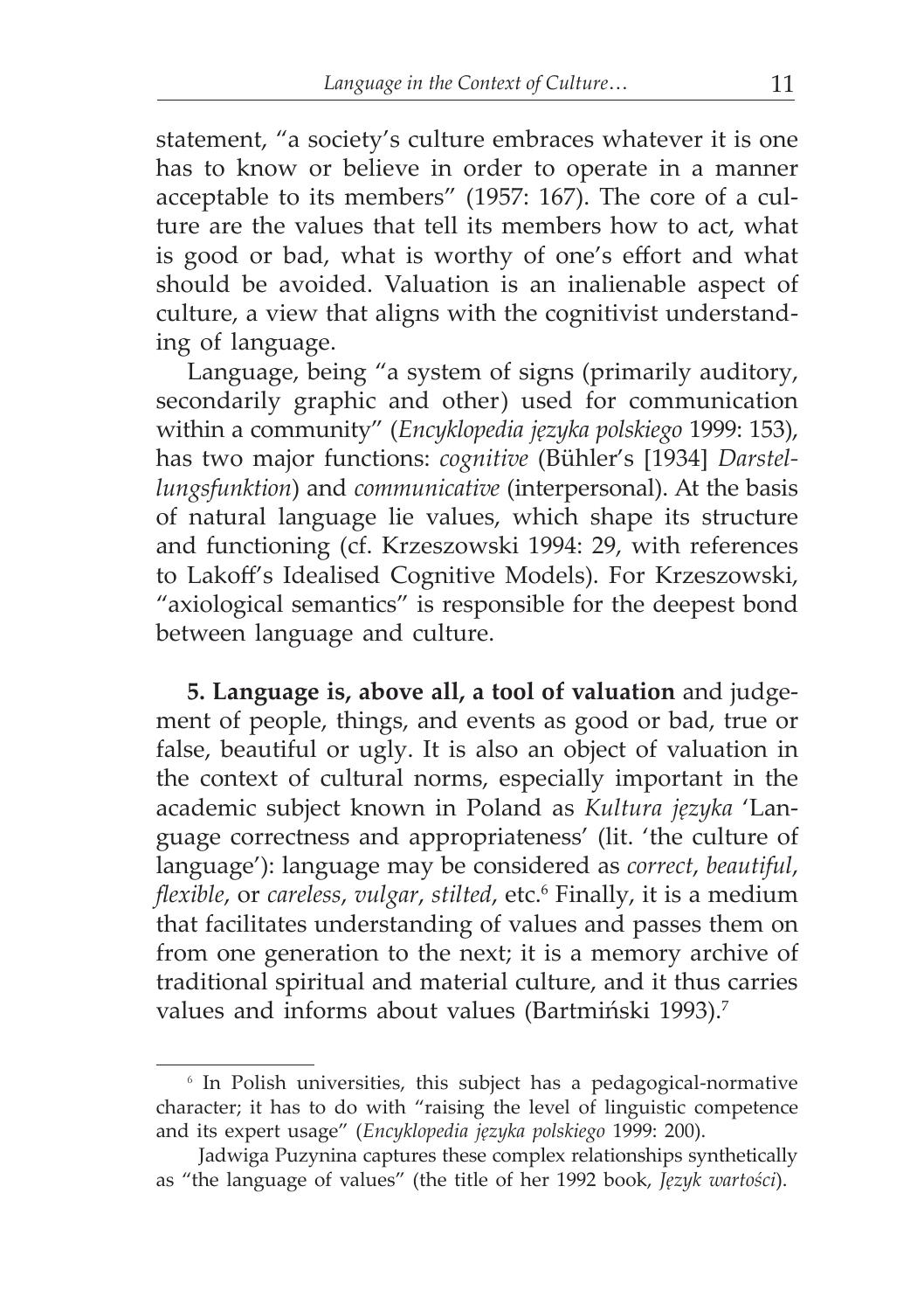statement, "a society's culture embraces whatever it is one has to know or believe in order to operate in a manner acceptable to its members" (1957: 167). The core of a culture are the values that tell its members how to act, what is good or bad, what is worthy of one's effort and what should be avoided. Valuation is an inalienable aspect of culture, a view that aligns with the cognitivist understanding of language.

Language, being "a system of signs (primarily auditory, secondarily graphic and other) used for communication within a community" (*Encyklopedia języka polskiego* 1999: 153), has two major functions: *cognitive* (Bühler's [1934] *Darstellungsfunktion*) and *communicative* (interpersonal). At the basis of natural language lie values, which shape its structure and functioning (cf. Krzeszowski 1994: 29, with references to Lakoff's Idealised Cognitive Models). For Krzeszowski, "axiological semantics" is responsible for the deepest bond between language and culture.

**5. Language is, above all, a tool of valuation** and judgement of people, things, and events as good or bad, true or false, beautiful or ugly. It is also an object of valuation in the context of cultural norms, especially important in the academic subject known in Poland as *Kultura języka* 'Language correctness and appropriateness' (lit. 'the culture of language'): language may be considered as *correct*, *beautiful*, *flexible*, or *careless*, *vulgar*, *stilted*, etc.[6] Finally, it is a medium that facilitates understanding of values and passes them on from one generation to the next; it is a memory archive of traditional spiritual and material culture, and it thus carries values and informs about values (Bartmiński 1993).[7]

---

[6] In Polish universities, this subject has a pedagogical-normative character; it has to do with "raising the level of linguistic competence and its expert usage" (*Encyklopedia języka polskiego* 1999: 200).

[7] Jadwiga Puzynina captures these complex relationships synthetically as "the language of values" (the title of her 1992 book, *Język wartości*).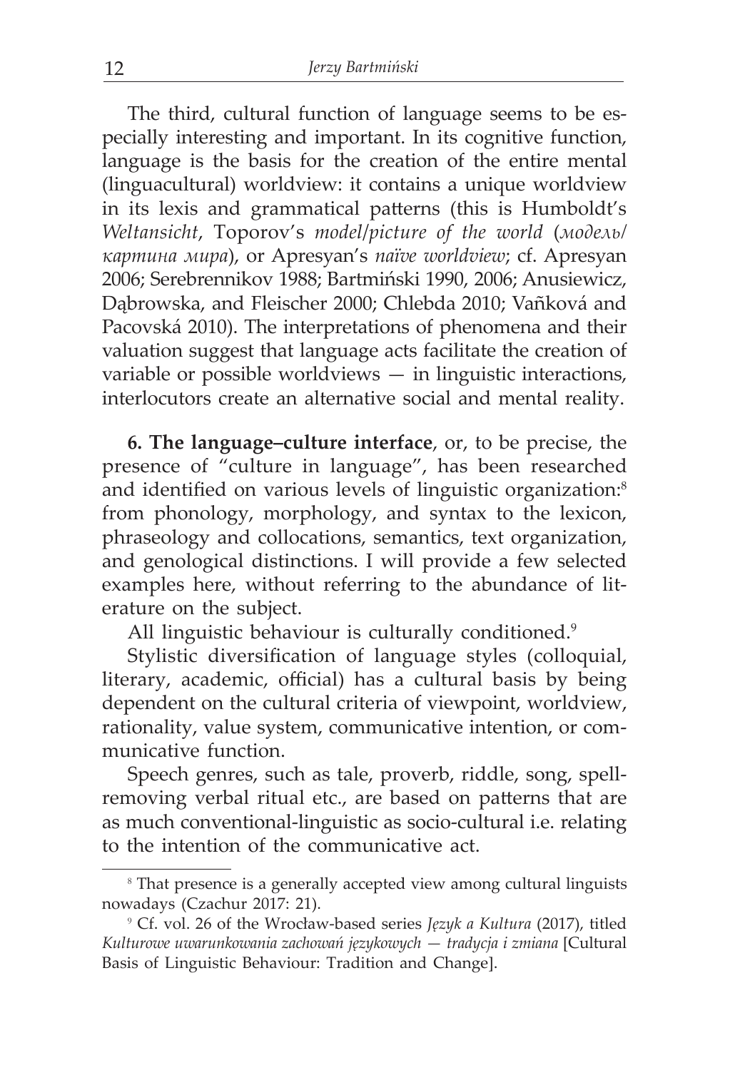The third, cultural function of language seems to be especially interesting and important. In its cognitive function, language is the basis for the creation of the entire mental (linguacultural) worldview: it contains a unique worldview in its lexis and grammatical patterns (this is Humboldt's *Weltansicht*, Toporov's *model/picture of the world* (*модель/картина мира*), or Apresyan's *naïve worldview*; cf. Apresyan 2006; Serebrennikov 1988; Bartmiński 1990, 2006; Anusiewicz, Dąbrowska, and Fleischer 2000; Chlebda 2010; Vaňková and Pacovská 2010). The interpretations of phenomena and their valuation suggest that language acts facilitate the creation of variable or possible worldviews — in linguistic interactions, interlocutors create an alternative social and mental reality.

**6. The language–culture interface**, or, to be precise, the presence of "culture in language", has been researched and identified on various levels of linguistic organization:[8] from phonology, morphology, and syntax to the lexicon, phraseology and collocations, semantics, text organization, and genological distinctions. I will provide a few selected examples here, without referring to the abundance of literature on the subject.

All linguistic behaviour is culturally conditioned.[9]

Stylistic diversification of language styles (colloquial, literary, academic, official) has a cultural basis by being dependent on the cultural criteria of viewpoint, worldview, rationality, value system, communicative intention, or communicative function.

Speech genres, such as tale, proverb, riddle, song, spell-removing verbal ritual etc., are based on patterns that are as much conventional-linguistic as socio-cultural i.e. relating to the intention of the communicative act.

---

[8] That presence is a generally accepted view among cultural linguists nowadays (Czachur 2017: 21).

[9] Cf. vol. 26 of the Wrocław-based series *Język a Kultura* (2017), titled *Kulturowe uwarunkowania zachowań językowych — tradycja i zmiana* [Cultural Basis of Linguistic Behaviour: Tradition and Change].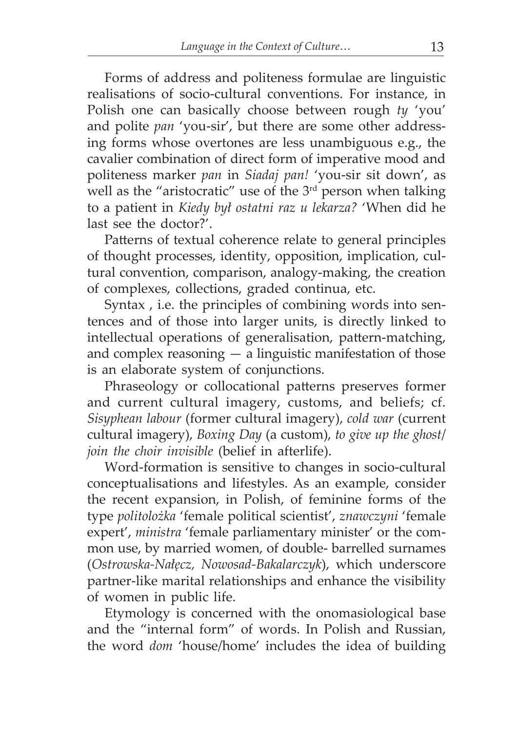Forms of address and politeness formulae are linguistic realisations of socio-cultural conventions. For instance, in Polish one can basically choose between rough *ty* 'you' and polite *pan* 'you-sir', but there are some other addressing forms whose overtones are less unambiguous e.g., the cavalier combination of direct form of imperative mood and politeness marker *pan* in *Siadaj pan!* 'you-sir sit down', as well as the "aristocratic" use of the 3rd person when talking to a patient in *Kiedy był ostatni raz u lekarza?* 'When did he last see the doctor?'.

Patterns of textual coherence relate to general principles of thought processes, identity, opposition, implication, cultural convention, comparison, analogy-making, the creation of complexes, collections, graded continua, etc.

Syntax , i.e. the principles of combining words into sentences and of those into larger units, is directly linked to intellectual operations of generalisation, pattern-matching, and complex reasoning — a linguistic manifestation of those is an elaborate system of conjunctions.

Phraseology or collocational patterns preserves former and current cultural imagery, customs, and beliefs; cf. *Sisyphean labour* (former cultural imagery), *cold war* (current cultural imagery), *Boxing Day* (a custom), *to give up the ghost/join the choir invisible* (belief in afterlife).

Word-formation is sensitive to changes in socio-cultural conceptualisations and lifestyles. As an example, consider the recent expansion, in Polish, of feminine forms of the type *politolożka* 'female political scientist', *znawczyni* 'female expert', *ministra* 'female parliamentary minister' or the common use, by married women, of double- barrelled surnames (*Ostrowska-Nałęcz, Nowosad-Bakalarczyk*), which underscore partner-like marital relationships and enhance the visibility of women in public life.

Etymology is concerned with the onomasiological base and the "internal form" of words. In Polish and Russian, the word *dom* 'house/home' includes the idea of building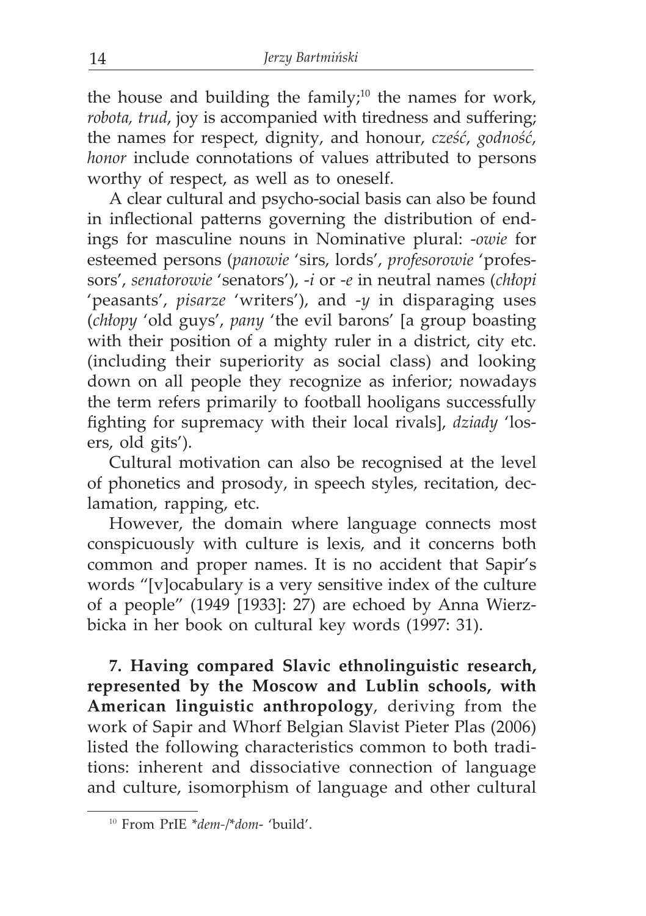the house and building the family;[10] the names for work, *robota, trud*, joy is accompanied with tiredness and suffering; the names for respect, dignity, and honour, *cześć*, *godność*, *honor* include connotations of values attributed to persons worthy of respect, as well as to oneself.

A clear cultural and psycho-social basis can also be found in inflectional patterns governing the distribution of endings for masculine nouns in Nominative plural: -*owie* for esteemed persons (*panowie* 'sirs, lords', *profesorowie* 'professors', *senatorowie* 'senators'), -*i* or -*e* in neutral names (*chłopi* 'peasants', *pisarze* 'writers'), and -*y* in disparaging uses (*chłopy* 'old guys', *pany* 'the evil barons' [a group boasting with their position of a mighty ruler in a district, city etc. (including their superiority as social class) and looking down on all people they recognize as inferior; nowadays the term refers primarily to football hooligans successfully fighting for supremacy with their local rivals], *dziady* 'losers, old gits').

Cultural motivation can also be recognised at the level of phonetics and prosody, in speech styles, recitation, declamation, rapping, etc.

However, the domain where language connects most conspicuously with culture is lexis, and it concerns both common and proper names. It is no accident that Sapir's words "[v]ocabulary is a very sensitive index of the culture of a people" (1949 [1933]: 27) are echoed by Anna Wierzbicka in her book on cultural key words (1997: 31).

**7. Having compared Slavic ethnolinguistic research, represented by the Moscow and Lublin schools, with American linguistic anthropology**, deriving from the work of Sapir and Whorf Belgian Slavist Pieter Plas (2006) listed the following characteristics common to both traditions: inherent and dissociative connection of language and culture, isomorphism of language and other cultural

[10] From PrIE *\*dem-/\*dom-* 'build'.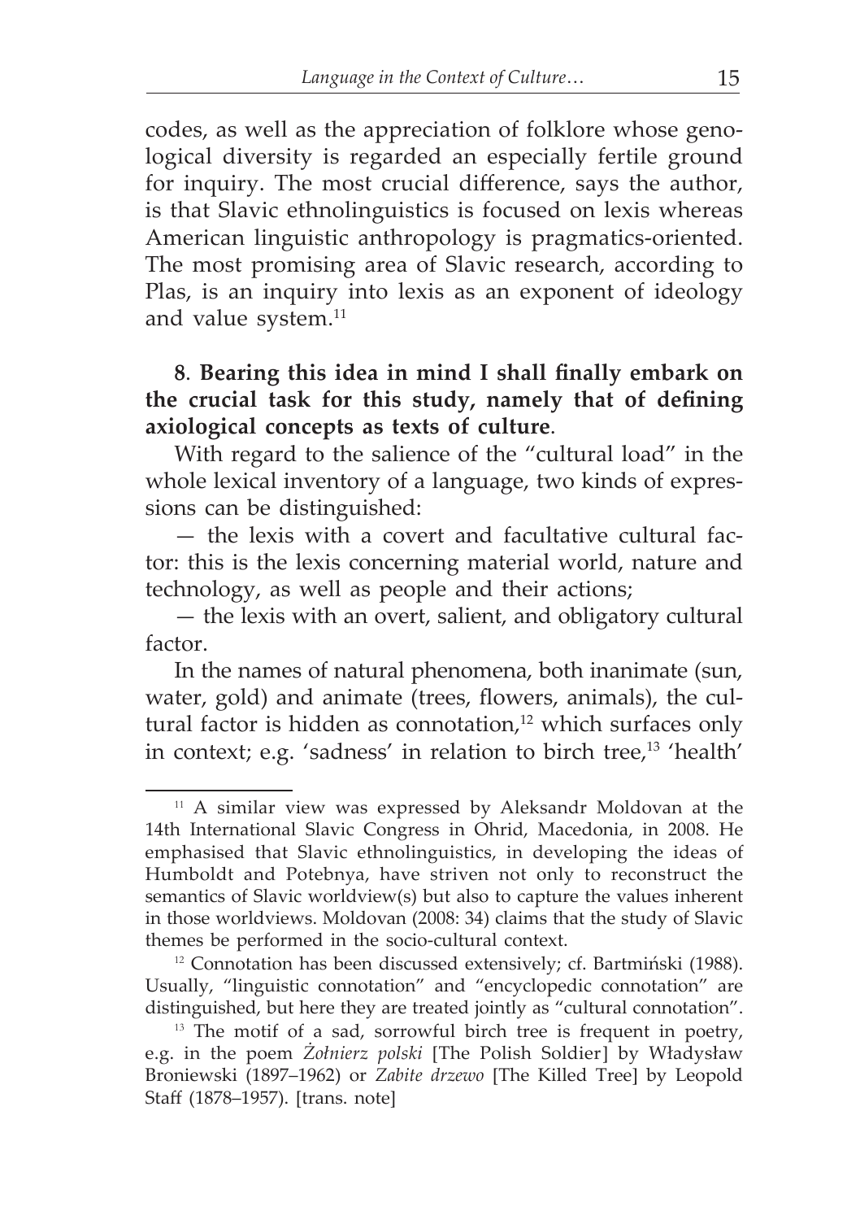codes, as well as the appreciation of folklore whose genological diversity is regarded an especially fertile ground for inquiry. The most crucial difference, says the author, is that Slavic ethnolinguistics is focused on lexis whereas American linguistic anthropology is pragmatics-oriented. The most promising area of Slavic research, according to Plas, is an inquiry into lexis as an exponent of ideology and value system.[11]

8. **Bearing this idea in mind I shall finally embark on the crucial task for this study, namely that of defining axiological concepts as texts of culture**.

With regard to the salience of the "cultural load" in the whole lexical inventory of a language, two kinds of expressions can be distinguished:

— the lexis with a covert and facultative cultural factor: this is the lexis concerning material world, nature and technology, as well as people and their actions;

— the lexis with an overt, salient, and obligatory cultural factor.

In the names of natural phenomena, both inanimate (sun, water, gold) and animate (trees, flowers, animals), the cultural factor is hidden as connotation,[12] which surfaces only in context; e.g. 'sadness' in relation to birch tree,[13] 'health'

---

[11] A similar view was expressed by Aleksandr Moldovan at the 14th International Slavic Congress in Ohrid, Macedonia, in 2008. He emphasised that Slavic ethnolinguistics, in developing the ideas of Humboldt and Potebnya, have striven not only to reconstruct the semantics of Slavic worldview(s) but also to capture the values inherent in those worldviews. Moldovan (2008: 34) claims that the study of Slavic themes be performed in the socio-cultural context.

[12] Connotation has been discussed extensively; cf. Bartmiński (1988). Usually, "linguistic connotation" and "encyclopedic connotation" are distinguished, but here they are treated jointly as "cultural connotation".

[13] The motif of a sad, sorrowful birch tree is frequent in poetry, e.g. in the poem *Żołnierz polski* [The Polish Soldier] by Władysław Broniewski (1897–1962) or *Zabite drzewo* [The Killed Tree] by Leopold Staff (1878–1957). [trans. note]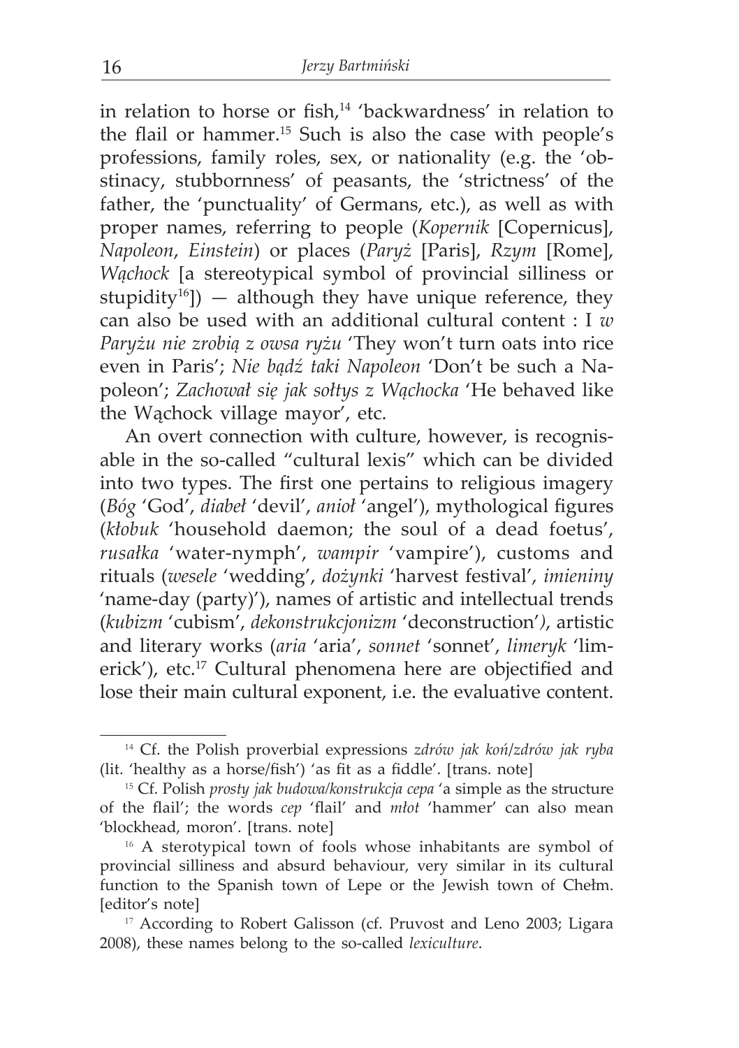in relation to horse or fish,[14] 'backwardness' in relation to the flail or hammer.[15] Such is also the case with people's professions, family roles, sex, or nationality (e.g. the 'obstinacy, stubbornness' of peasants, the 'strictness' of the father, the 'punctuality' of Germans, etc.), as well as with proper names, referring to people (*Kopernik* [Copernicus], *Napoleon*, *Einstein*) or places (*Paryż* [Paris], *Rzym* [Rome], *Wąchock* [a stereotypical symbol of provincial silliness or stupidity[16]]) — although they have unique reference, they can also be used with an additional cultural content : I *w Paryżu nie zrobią z owsa ryżu* 'They won't turn oats into rice even in Paris'; *Nie bądź taki Napoleon* 'Don't be such a Napoleon'; *Zachował się jak sołtys z Wąchocka* 'He behaved like the Wąchock village mayor', etc.

An overt connection with culture, however, is recognisable in the so-called "cultural lexis" which can be divided into two types. The first one pertains to religious imagery (*Bóg* 'God', *diabeł* 'devil', *anioł* 'angel'), mythological figures (*kłobuk* 'household daemon; the soul of a dead foetus', *rusałka* 'water-nymph', *wampir* 'vampire'), customs and rituals (*wesele* 'wedding', *dożynki* 'harvest festival', *imieniny* 'name-day (party)'), names of artistic and intellectual trends (*kubizm* 'cubism', *dekonstrukcjonizm* 'deconstruction'), artistic and literary works (*aria* 'aria', *sonnet* 'sonnet', *limeryk* 'limerick'), etc.[17] Cultural phenomena here are objectified and lose their main cultural exponent, i.e. the evaluative content.

---

[14] Cf. the Polish proverbial expressions *zdrów jak koń/zdrów jak ryba* (lit. 'healthy as a horse/fish') 'as fit as a fiddle'. [trans. note]

[15] Cf. Polish *prosty jak budowa/konstrukcja cepa* 'a simple as the structure of the flail'; the words *cep* 'flail' and *młot* 'hammer' can also mean 'blockhead, moron'. [trans. note]

[16] A sterotypical town of fools whose inhabitants are symbol of provincial silliness and absurd behaviour, very similar in its cultural function to the Spanish town of Lepe or the Jewish town of Chełm. [editor's note]

[17] According to Robert Galisson (cf. Pruvost and Leno 2003; Ligara 2008), these names belong to the so-called *lexiculture*.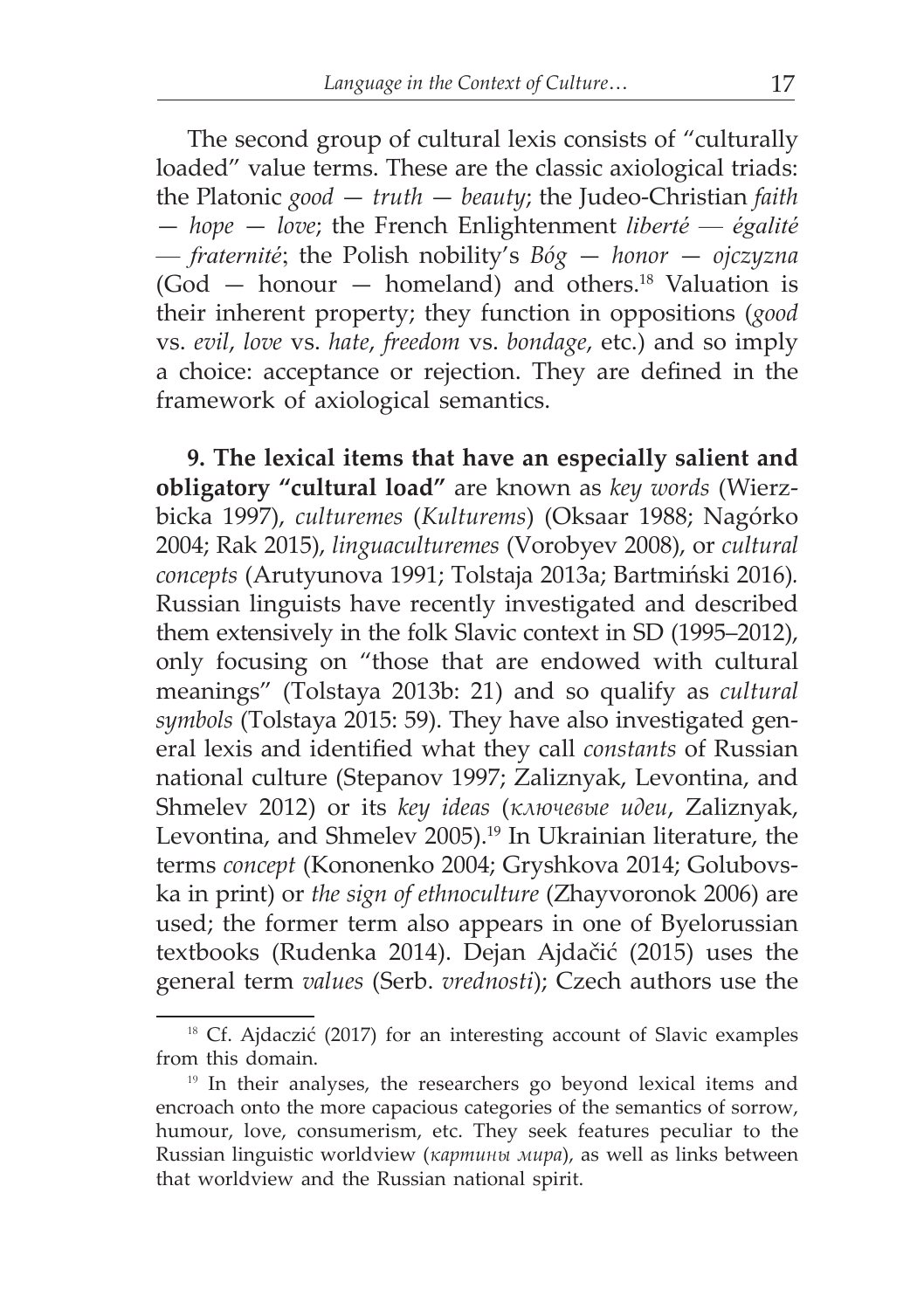The second group of cultural lexis consists of "culturally loaded" value terms. These are the classic axiological triads: the Platonic *good — truth — beauty*; the Judeo-Christian *faith — hope — love*; the French Enlightenment *liberté — égalité — fraternité*; the Polish nobility's *Bóg — honor — ojczyzna* (God — honour — homeland) and others.[18] Valuation is their inherent property; they function in oppositions (*good* vs. *evil*, *love* vs. *hate*, *freedom* vs. *bondage*, etc.) and so imply a choice: acceptance or rejection. They are defined in the framework of axiological semantics.

**9. The lexical items that have an especially salient and obligatory "cultural load"** are known as *key words* (Wierzbicka 1997), *culturemes* (*Kulturems*) (Oksaar 1988; Nagórko 2004; Rak 2015), *linguaculturemes* (Vorobyev 2008), or *cultural concepts* (Arutyunova 1991; Tolstaja 2013a; Bartmiński 2016). Russian linguists have recently investigated and described them extensively in the folk Slavic context in SD (1995–2012), only focusing on "those that are endowed with cultural meanings" (Tolstaya 2013b: 21) and so qualify as *cultural symbols* (Tolstaya 2015: 59). They have also investigated general lexis and identified what they call *constants* of Russian national culture (Stepanov 1997; Zaliznyak, Levontina, and Shmelev 2012) or its *key ideas* (*ключевые идеи*, Zaliznyak, Levontina, and Shmelev 2005).[19] In Ukrainian literature, the terms *concept* (Kononenko 2004; Gryshkova 2014; Golubovska in print) or *the sign of ethnoculture* (Zhayvoronok 2006) are used; the former term also appears in one of Byelorussian textbooks (Rudenka 2014). Dejan Ajdačić (2015) uses the general term *values* (Serb. *vrednosti*); Czech authors use the

[18] Cf. Ajdaczić (2017) for an interesting account of Slavic examples from this domain.

[19] In their analyses, the researchers go beyond lexical items and encroach onto the more capacious categories of the semantics of sorrow, humour, love, consumerism, etc. They seek features peculiar to the Russian linguistic worldview (*картины мира*), as well as links between that worldview and the Russian national spirit.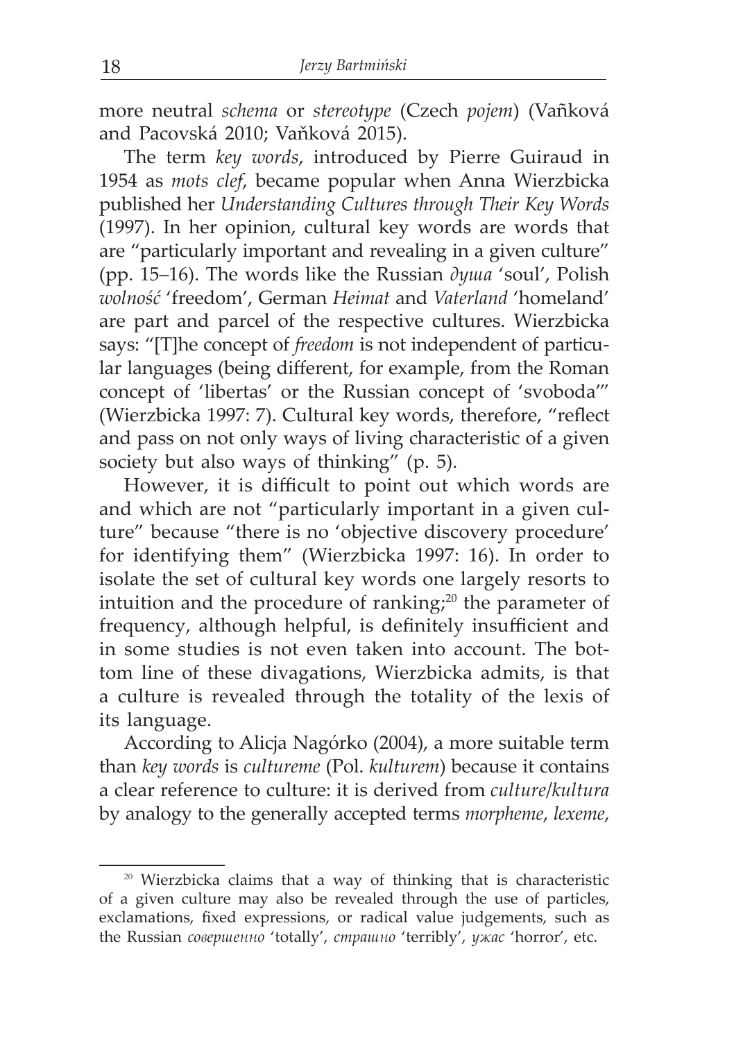more neutral *schema* or *stereotype* (Czech *pojem*) (Vaňková and Pacovská 2010; Vaňková 2015).

The term *key words*, introduced by Pierre Guiraud in 1954 as *mots clef*, became popular when Anna Wierzbicka published her *Understanding Cultures through Their Key Words* (1997). In her opinion, cultural key words are words that are "particularly important and revealing in a given culture" (pp. 15–16). The words like the Russian *душа* 'soul', Polish *wolność* 'freedom', German *Heimat* and *Vaterland* 'homeland' are part and parcel of the respective cultures. Wierzbicka says: "[T]he concept of *freedom* is not independent of particular languages (being different, for example, from the Roman concept of 'libertas' or the Russian concept of 'svoboda'" (Wierzbicka 1997: 7). Cultural key words, therefore, "reflect and pass on not only ways of living characteristic of a given society but also ways of thinking" (p. 5).

However, it is difficult to point out which words are and which are not "particularly important in a given culture" because "there is no 'objective discovery procedure' for identifying them" (Wierzbicka 1997: 16). In order to isolate the set of cultural key words one largely resorts to intuition and the procedure of ranking;[20] the parameter of frequency, although helpful, is definitely insufficient and in some studies is not even taken into account. The bottom line of these divagations, Wierzbicka admits, is that a culture is revealed through the totality of the lexis of its language.

According to Alicja Nagórko (2004), a more suitable term than *key words* is *cultureme* (Pol. *kulturem*) because it contains a clear reference to culture: it is derived from *culture/kultura* by analogy to the generally accepted terms *morpheme*, *lexeme*,

---

[20] Wierzbicka claims that a way of thinking that is characteristic of a given culture may also be revealed through the use of particles, exclamations, fixed expressions, or radical value judgements, such as the Russian *совершенно* 'totally', *страшно* 'terribly', *ужас* 'horror', etc.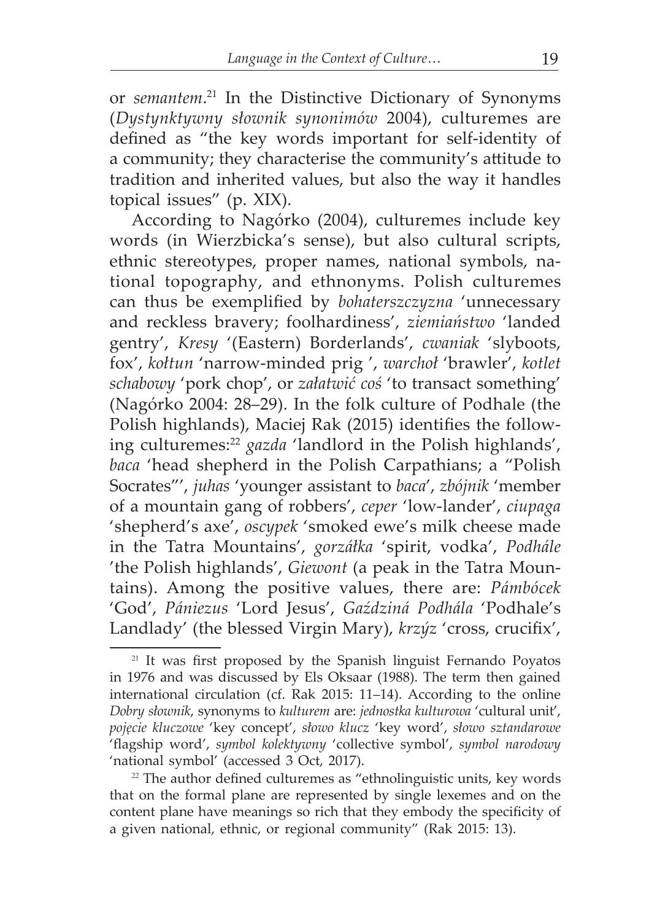or *semantem*.[21] In the Distinctive Dictionary of Synonyms (*Dystynktywny słownik synonimów* 2004), culturemes are defined as "the key words important for self-identity of a community; they characterise the community's attitude to tradition and inherited values, but also the way it handles topical issues" (p. XIX).

According to Nagórko (2004), culturemes include key words (in Wierzbicka's sense), but also cultural scripts, ethnic stereotypes, proper names, national symbols, national topography, and ethnonyms. Polish culturemes can thus be exemplified by *bohaterszczyzna* 'unnecessary and reckless bravery; foolhardiness', *ziemiaństwo* 'landed gentry', *Kresy* '(Eastern) Borderlands', *cwaniak* 'slyboots, fox', *kołtun* 'narrow-minded prig ', *warchoł* 'brawler', *kotlet schabowy* 'pork chop', or *załatwić coś* 'to transact something' (Nagórko 2004: 28–29). In the folk culture of Podhale (the Polish highlands), Maciej Rak (2015) identifies the following culturemes:[22] *gazda* 'landlord in the Polish highlands', *baca* 'head shepherd in the Polish Carpathians; a "Polish Socrates"', *juhas* 'younger assistant to *baca*', *zbójnik* 'member of a mountain gang of robbers', *ceper* 'low-lander', *ciupaga* 'shepherd's axe', *oscypek* 'smoked ewe's milk cheese made in the Tatra Mountains', *gorzáłka* 'spirit, vodka', *Podhále* 'the Polish highlands', *Giewont* (a peak in the Tatra Mountains). Among the positive values, there are: *Pámbócek* 'God', *Pániezus* 'Lord Jesus', *Gaździná Podhála* 'Podhale's Landlady' (the blessed Virgin Mary), *krzýz* 'cross, crucifix',

---

[21] It was first proposed by the Spanish linguist Fernando Poyatos in 1976 and was discussed by Els Oksaar (1988). The term then gained international circulation (cf. Rak 2015: 11–14). According to the online *Dobry słownik*, synonyms to *kulturem* are: *jednostka kulturowa* 'cultural unit', *pojęcie kluczowe* 'key concept', *słowo klucz* 'key word', *słowo sztandarowe* 'flagship word', *symbol kolektywny* 'collective symbol', *symbol narodowy* 'national symbol' (accessed 3 Oct, 2017).

[22] The author defined culturemes as "ethnolinguistic units, key words that on the formal plane are represented by single lexemes and on the content plane have meanings so rich that they embody the specificity of a given national, ethnic, or regional community" (Rak 2015: 13).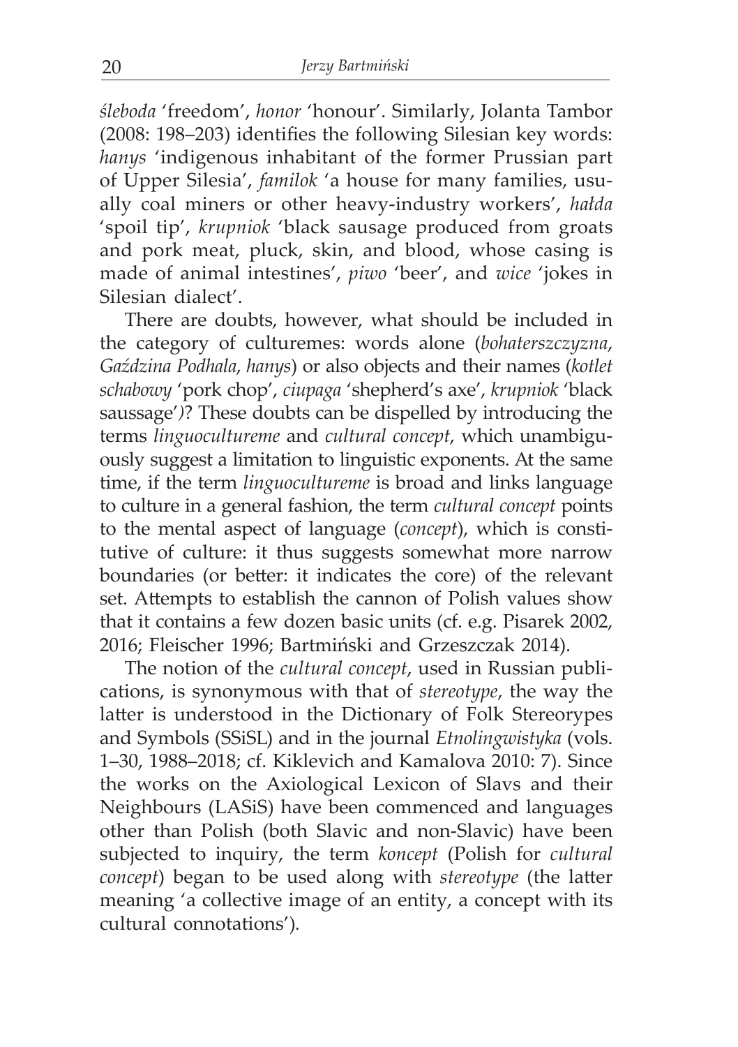*śleboda* 'freedom', *honor* 'honour'. Similarly, Jolanta Tambor (2008: 198–203) identifies the following Silesian key words: *hanys* 'indigenous inhabitant of the former Prussian part of Upper Silesia', *familok* 'a house for many families, usually coal miners or other heavy-industry workers', *hałda* 'spoil tip', *krupniok* 'black sausage produced from groats and pork meat, pluck, skin, and blood, whose casing is made of animal intestines', *piwo* 'beer', and *wice* 'jokes in Silesian dialect'.

There are doubts, however, what should be included in the category of culturemes: words alone (*bohaterszczyzna*, *Gaździna Podhala*, *hanys*) or also objects and their names (*kotlet schabowy* 'pork chop', *ciupaga* 'shepherd's axe', *krupniok* 'black saussage'*)*? These doubts can be dispelled by introducing the terms *linguocultureme* and *cultural concept*, which unambiguously suggest a limitation to linguistic exponents. At the same time, if the term *linguocultureme* is broad and links language to culture in a general fashion, the term *cultural concept* points to the mental aspect of language (*concept*), which is constitutive of culture: it thus suggests somewhat more narrow boundaries (or better: it indicates the core) of the relevant set. Attempts to establish the cannon of Polish values show that it contains a few dozen basic units (cf. e.g. Pisarek 2002, 2016; Fleischer 1996; Bartmiński and Grzeszczak 2014).

The notion of the *cultural concept*, used in Russian publications, is synonymous with that of *stereotype*, the way the latter is understood in the Dictionary of Folk Stereorypes and Symbols (SSiSL) and in the journal *Etnolingwistyka* (vols. 1–30, 1988–2018; cf. Kiklevich and Kamalova 2010: 7). Since the works on the Axiological Lexicon of Slavs and their Neighbours (LASiS) have been commenced and languages other than Polish (both Slavic and non-Slavic) have been subjected to inquiry, the term *koncept* (Polish for *cultural concept*) began to be used along with *stereotype* (the latter meaning 'a collective image of an entity, a concept with its cultural connotations').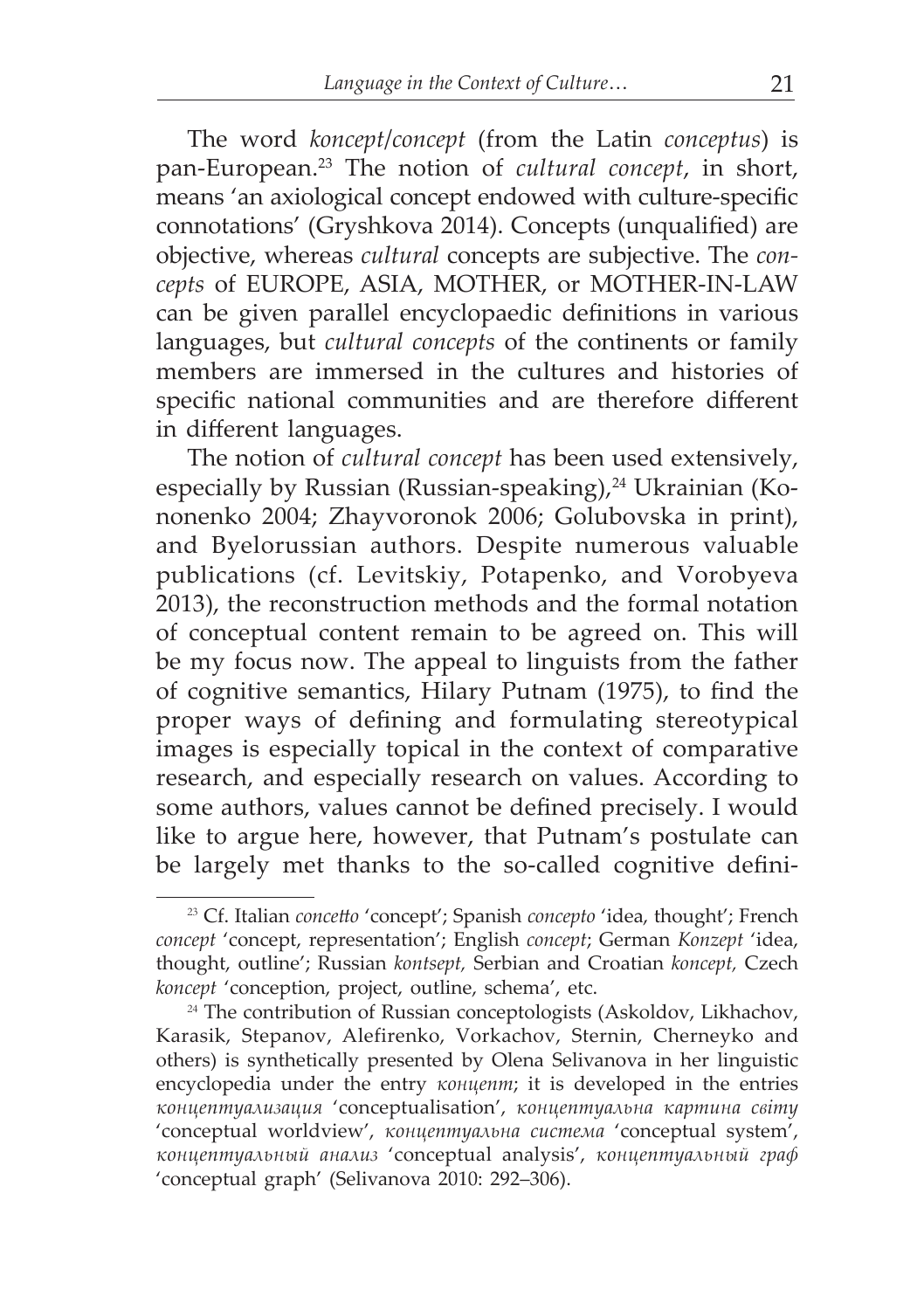The word *koncept*/*concept* (from the Latin *conceptus*) is pan-European.[23] The notion of *cultural concept*, in short, means 'an axiological concept endowed with culture-specific connotations' (Gryshkova 2014). Concepts (unqualified) are objective, whereas *cultural* concepts are subjective. The *concepts* of EUROPE, ASIA, MOTHER, or MOTHER-IN-LAW can be given parallel encyclopaedic definitions in various languages, but *cultural concepts* of the continents or family members are immersed in the cultures and histories of specific national communities and are therefore different in different languages.

The notion of *cultural concept* has been used extensively, especially by Russian (Russian-speaking),[24] Ukrainian (Kononenko 2004; Zhayvoronok 2006; Golubovska in print), and Byelorussian authors. Despite numerous valuable publications (cf. Levitskiy, Potapenko, and Vorobyeva 2013), the reconstruction methods and the formal notation of conceptual content remain to be agreed on. This will be my focus now. The appeal to linguists from the father of cognitive semantics, Hilary Putnam (1975), to find the proper ways of defining and formulating stereotypical images is especially topical in the context of comparative research, and especially research on values. According to some authors, values cannot be defined precisely. I would like to argue here, however, that Putnam's postulate can be largely met thanks to the so-called cognitive defini-

---

[23] Cf. Italian *concetto* 'concept'; Spanish *concepto* 'idea, thought'; French *concept* 'concept, representation'; English *concept*; German *Konzept* 'idea, thought, outline'; Russian *kontsept*, Serbian and Croatian *koncept*, Czech *koncept* 'conception, project, outline, schema', etc.

[24] The contribution of Russian conceptologists (Askoldov, Likhachov, Karasik, Stepanov, Alefirenko, Vorkachov, Sternin, Cherneyko and others) is synthetically presented by Olena Selivanova in her linguistic encyclopedia under the entry *концепт*; it is developed in the entries *концептуализация* 'conceptualisation', *концептуальна картина світу* 'conceptual worldview', *концептуальна система* 'conceptual system', *концептуальный анализ* 'conceptual analysis', *концептуальный граф* 'conceptual graph' (Selivanova 2010: 292–306).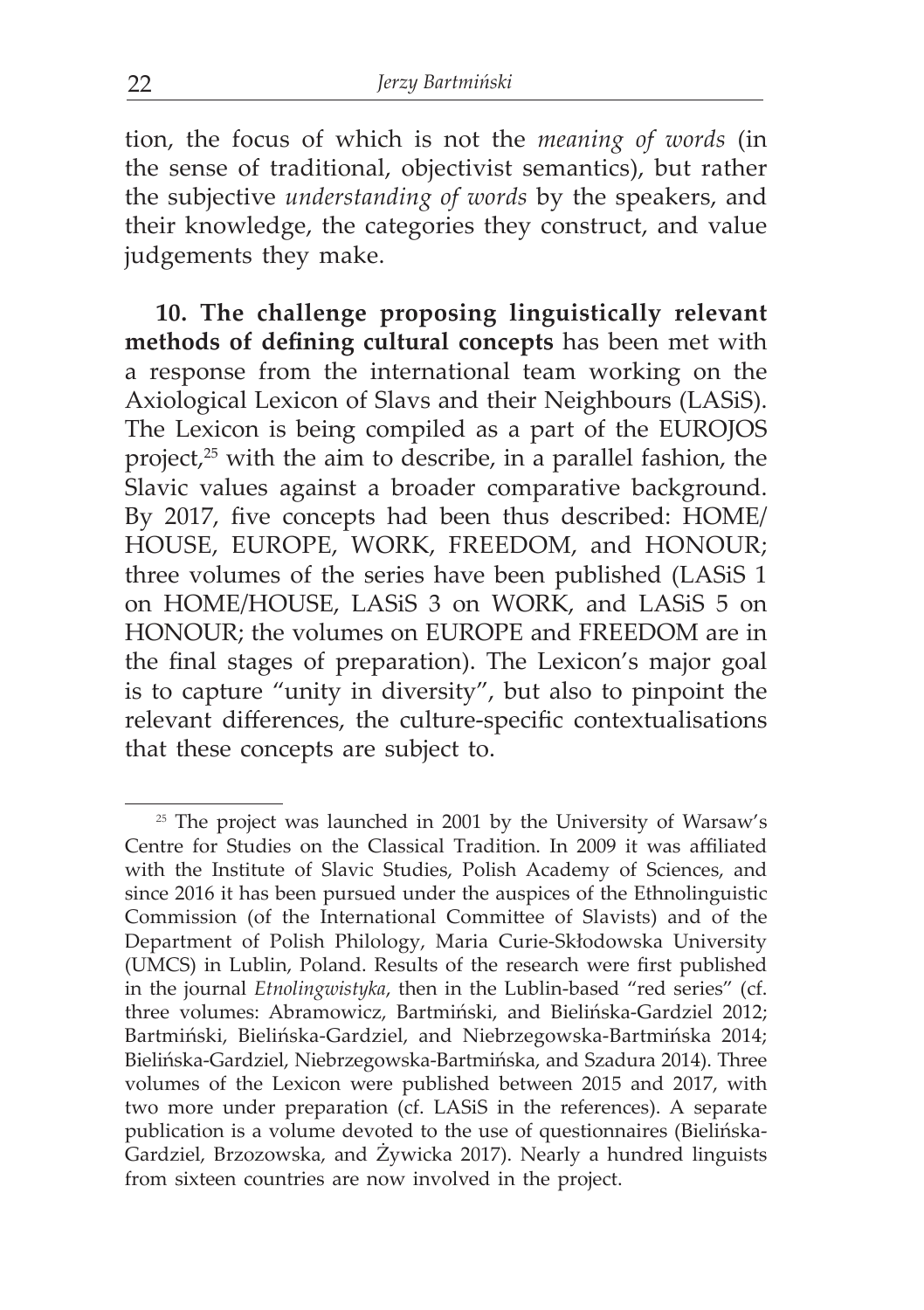tion, the focus of which is not the *meaning of words* (in the sense of traditional, objectivist semantics), but rather the subjective *understanding of words* by the speakers, and their knowledge, the categories they construct, and value judgements they make.

**10. The challenge proposing linguistically relevant methods of defining cultural concepts** has been met with a response from the international team working on the Axiological Lexicon of Slavs and their Neighbours (LASiS). The Lexicon is being compiled as a part of the EUROJOS project,[25] with the aim to describe, in a parallel fashion, the Slavic values against a broader comparative background. By 2017, five concepts had been thus described: HOME/HOUSE, EUROPE, WORK, FREEDOM, and HONOUR; three volumes of the series have been published (LASiS 1 on HOME/HOUSE, LASiS 3 on WORK, and LASiS 5 on HONOUR; the volumes on EUROPE and FREEDOM are in the final stages of preparation). The Lexicon's major goal is to capture "unity in diversity", but also to pinpoint the relevant differences, the culture-specific contextualisations that these concepts are subject to.

---

[25] The project was launched in 2001 by the University of Warsaw's Centre for Studies on the Classical Tradition. In 2009 it was affiliated with the Institute of Slavic Studies, Polish Academy of Sciences, and since 2016 it has been pursued under the auspices of the Ethnolinguistic Commission (of the International Committee of Slavists) and of the Department of Polish Philology, Maria Curie-Skłodowska University (UMCS) in Lublin, Poland. Results of the research were first published in the journal *Etnolingwistyka*, then in the Lublin-based "red series" (cf. three volumes: Abramowicz, Bartmiński, and Bielińska-Gardziel 2012; Bartmiński, Bielińska-Gardziel, and Niebrzegowska-Bartmińska 2014; Bielińska-Gardziel, Niebrzegowska-Bartmińska, and Szadura 2014). Three volumes of the Lexicon were published between 2015 and 2017, with two more under preparation (cf. LASiS in the references). A separate publication is a volume devoted to the use of questionnaires (Bielińska-Gardziel, Brzozowska, and Żywicka 2017). Nearly a hundred linguists from sixteen countries are now involved in the project.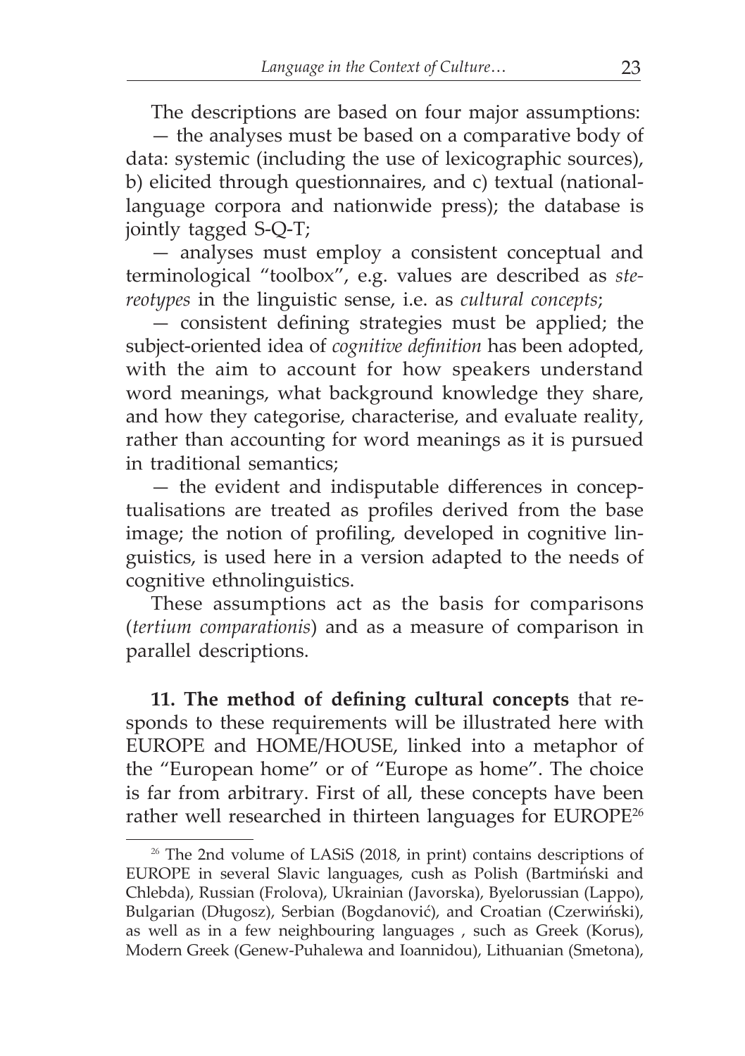The descriptions are based on four major assumptions:

— the analyses must be based on a comparative body of data: systemic (including the use of lexicographic sources), b) elicited through questionnaires, and c) textual (national-language corpora and nationwide press); the database is jointly tagged S-Q-T;

— analyses must employ a consistent conceptual and terminological "toolbox", e.g. values are described as *stereotypes* in the linguistic sense, i.e. as *cultural concepts*;

— consistent defining strategies must be applied; the subject-oriented idea of *cognitive definition* has been adopted, with the aim to account for how speakers understand word meanings, what background knowledge they share, and how they categorise, characterise, and evaluate reality, rather than accounting for word meanings as it is pursued in traditional semantics;

— the evident and indisputable differences in conceptualisations are treated as profiles derived from the base image; the notion of profiling, developed in cognitive linguistics, is used here in a version adapted to the needs of cognitive ethnolinguistics.

These assumptions act as the basis for comparisons (*tertium comparationis*) and as a measure of comparison in parallel descriptions.

**11. The method of defining cultural concepts** that responds to these requirements will be illustrated here with EUROPE and HOME/HOUSE, linked into a metaphor of the "European home" or of "Europe as home". The choice is far from arbitrary. First of all, these concepts have been rather well researched in thirteen languages for EUROPE[26]

---

[26] The 2nd volume of LASiS (2018, in print) contains descriptions of EUROPE in several Slavic languages, cush as Polish (Bartmiński and Chlebda), Russian (Frolova), Ukrainian (Javorska), Byelorussian (Lappo), Bulgarian (Długosz), Serbian (Bogdanović), and Croatian (Czerwiński), as well as in a few neighbouring languages , such as Greek (Korus), Modern Greek (Genew-Puhalewa and Ioannidou), Lithuanian (Smetona),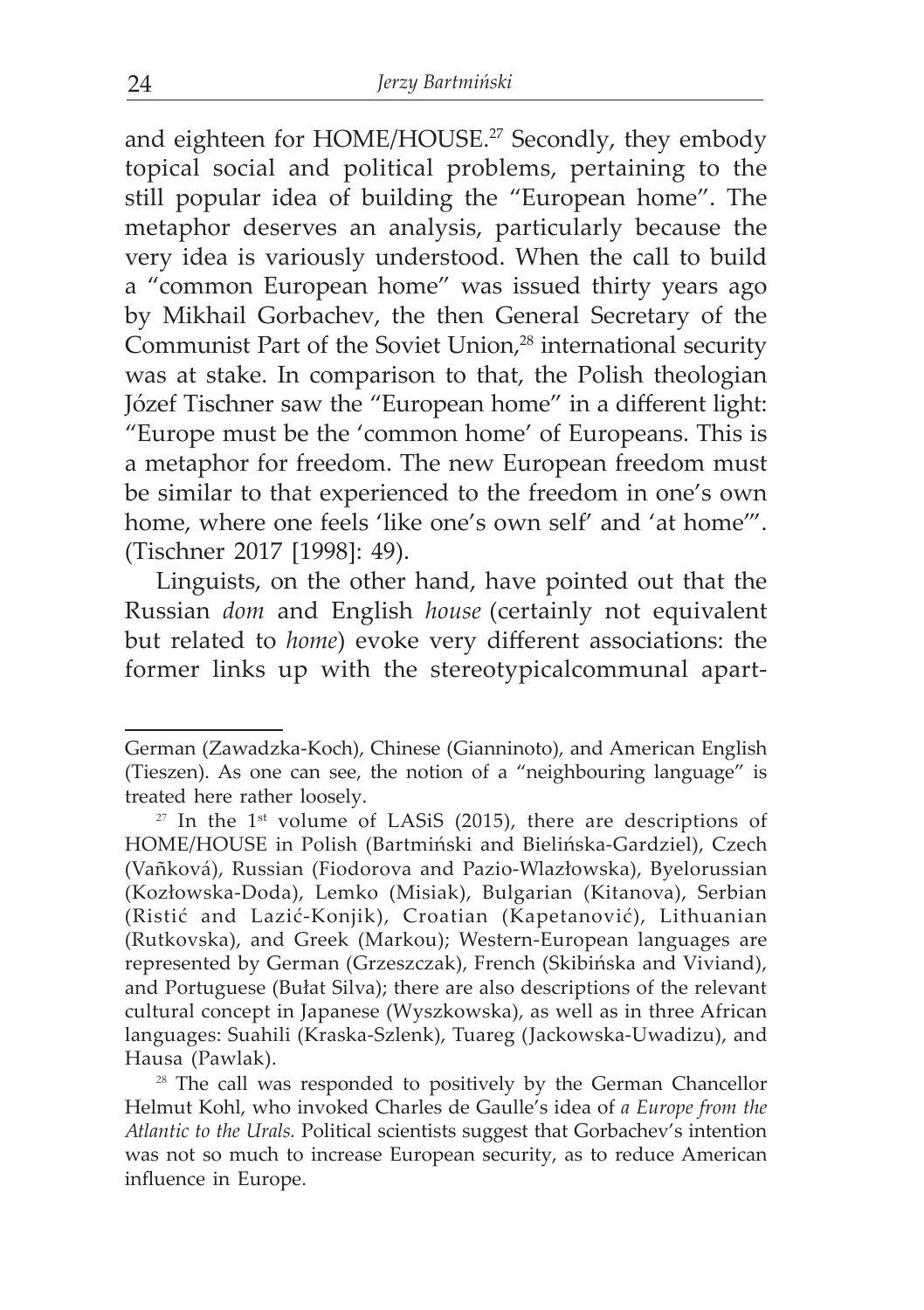and eighteen for HOME/HOUSE.[27] Secondly, they embody topical social and political problems, pertaining to the still popular idea of building the "European home". The metaphor deserves an analysis, particularly because the very idea is variously understood. When the call to build a "common European home" was issued thirty years ago by Mikhail Gorbachev, the then General Secretary of the Communist Part of the Soviet Union,[28] international security was at stake. In comparison to that, the Polish theologian Józef Tischner saw the "European home" in a different light: "Europe must be the 'common home' of Europeans. This is a metaphor for freedom. The new European freedom must be similar to that experienced to the freedom in one's own home, where one feels 'like one's own self' and 'at home'". (Tischner 2017 [1998]: 49).

Linguists, on the other hand, have pointed out that the Russian *dom* and English *house* (certainly not equivalent but related to *home*) evoke very different associations: the former links up with the stereotypicalcommunal apart-

---

German (Zawadzka-Koch), Chinese (Gianninoto), and American English (Tieszen). As one can see, the notion of a "neighbouring language" is treated here rather loosely.

[27] In the 1st volume of LASiS (2015), there are descriptions of HOME/HOUSE in Polish (Bartmiński and Bielińska-Gardziel), Czech (Vaňková), Russian (Fiodorova and Pazio-Wlazłowska), Byelorussian (Kozłowska-Doda), Lemko (Misiak), Bulgarian (Kitanova), Serbian (Ristić and Lazić-Konjik), Croatian (Kapetanović), Lithuanian (Rutkovska), and Greek (Markou); Western-European languages are represented by German (Grzeszczak), French (Skibińska and Viviand), and Portuguese (Bułat Silva); there are also descriptions of the relevant cultural concept in Japanese (Wyszkowska), as well as in three African languages: Suahili (Kraska-Szlenk), Tuareg (Jackowska-Uwadizu), and Hausa (Pawlak).

[28] The call was responded to positively by the German Chancellor Helmut Kohl, who invoked Charles de Gaulle's idea of *a Europe from the Atlantic to the Urals.* Political scientists suggest that Gorbachev's intention was not so much to increase European security, as to reduce American influence in Europe.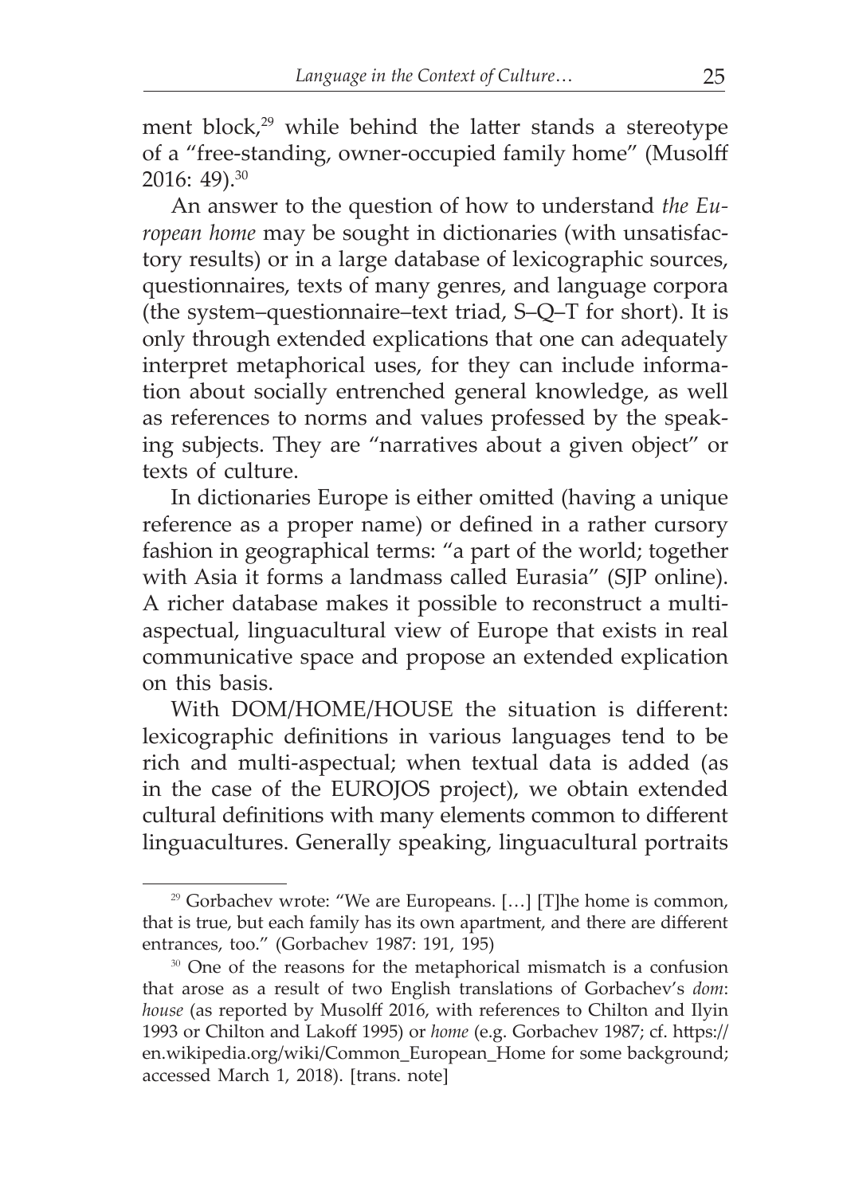ment block,[29] while behind the latter stands a stereotype of a "free-standing, owner-occupied family home" (Musolff 2016: 49).[30]

An answer to the question of how to understand *the European home* may be sought in dictionaries (with unsatisfactory results) or in a large database of lexicographic sources, questionnaires, texts of many genres, and language corpora (the system–questionnaire–text triad, S–Q–T for short). It is only through extended explications that one can adequately interpret metaphorical uses, for they can include information about socially entrenched general knowledge, as well as references to norms and values professed by the speaking subjects. They are "narratives about a given object" or texts of culture.

In dictionaries Europe is either omitted (having a unique reference as a proper name) or defined in a rather cursory fashion in geographical terms: "a part of the world; together with Asia it forms a landmass called Eurasia" (SJP online). A richer database makes it possible to reconstruct a multi-aspectual, linguacultural view of Europe that exists in real communicative space and propose an extended explication on this basis.

With DOM/HOME/HOUSE the situation is different: lexicographic definitions in various languages tend to be rich and multi-aspectual; when textual data is added (as in the case of the EUROJOS project), we obtain extended cultural definitions with many elements common to different linguacultures. Generally speaking, linguacultural portraits

---

[29] Gorbachev wrote: "We are Europeans. […] [T]he home is common, that is true, but each family has its own apartment, and there are different entrances, too." (Gorbachev 1987: 191, 195)

[30] One of the reasons for the metaphorical mismatch is a confusion that arose as a result of two English translations of Gorbachev's *dom*: *house* (as reported by Musolff 2016, with references to Chilton and Ilyin 1993 or Chilton and Lakoff 1995) or *home* (e.g. Gorbachev 1987; cf. https://en.wikipedia.org/wiki/Common_European_Home for some background; accessed March 1, 2018). [trans. note]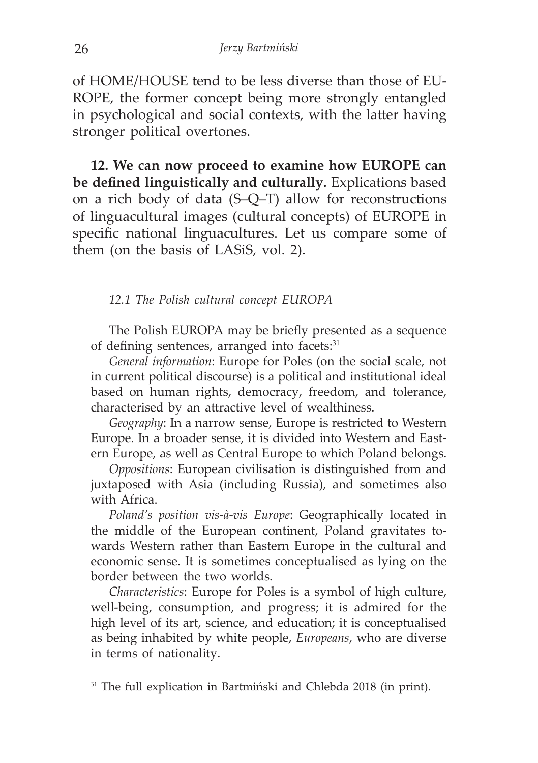of HOME/HOUSE tend to be less diverse than those of EUROPE, the former concept being more strongly entangled in psychological and social contexts, with the latter having stronger political overtones.

**12. We can now proceed to examine how EUROPE can be defined linguistically and culturally.** Explications based on a rich body of data (S–Q–T) allow for reconstructions of linguacultural images (cultural concepts) of EUROPE in specific national linguacultures. Let us compare some of them (on the basis of LASiS, vol. 2).

### *12.1 The Polish cultural concept EUROPA*

The Polish EUROPA may be briefly presented as a sequence of defining sentences, arranged into facets:[31]

*General information*: Europe for Poles (on the social scale, not in current political discourse) is a political and institutional ideal based on human rights, democracy, freedom, and tolerance, characterised by an attractive level of wealthiness.

*Geography*: In a narrow sense, Europe is restricted to Western Europe. In a broader sense, it is divided into Western and Eastern Europe, as well as Central Europe to which Poland belongs.

*Oppositions*: European civilisation is distinguished from and juxtaposed with Asia (including Russia), and sometimes also with Africa.

*Poland's position vis-à-vis Europe*: Geographically located in the middle of the European continent, Poland gravitates towards Western rather than Eastern Europe in the cultural and economic sense. It is sometimes conceptualised as lying on the border between the two worlds.

*Characteristics*: Europe for Poles is a symbol of high culture, well-being, consumption, and progress; it is admired for the high level of its art, science, and education; it is conceptualised as being inhabited by white people, *Europeans*, who are diverse in terms of nationality.

---

[31] The full explication in Bartmiński and Chlebda 2018 (in print).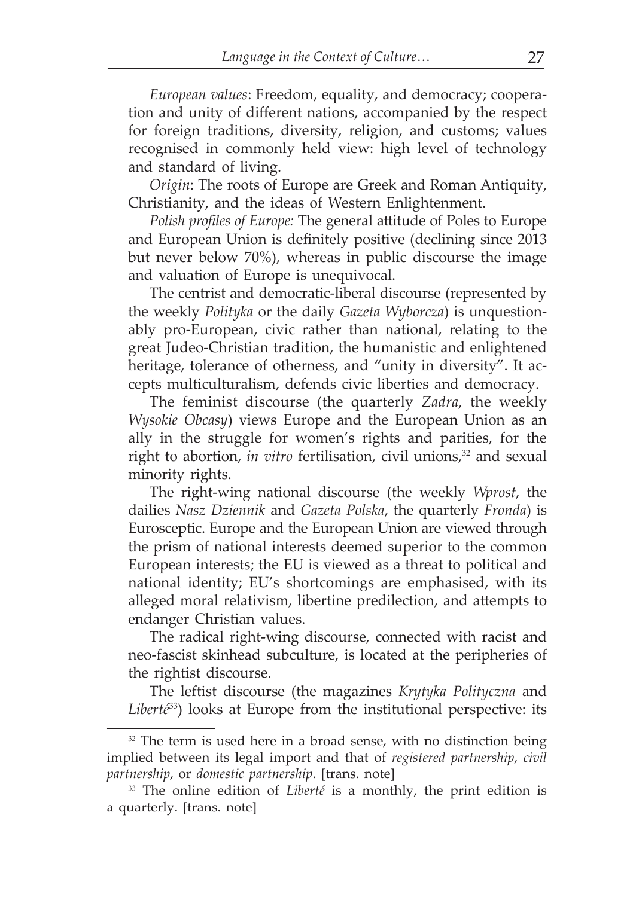*European values*: Freedom, equality, and democracy; cooperation and unity of different nations, accompanied by the respect for foreign traditions, diversity, religion, and customs; values recognised in commonly held view: high level of technology and standard of living.

*Origin*: The roots of Europe are Greek and Roman Antiquity, Christianity, and the ideas of Western Enlightenment.

*Polish profiles of Europe:* The general attitude of Poles to Europe and European Union is definitely positive (declining since 2013 but never below 70%), whereas in public discourse the image and valuation of Europe is unequivocal.

The centrist and democratic-liberal discourse (represented by the weekly *Polityka* or the daily *Gazeta Wyborcza*) is unquestionably pro-European, civic rather than national, relating to the great Judeo-Christian tradition, the humanistic and enlightened heritage, tolerance of otherness, and "unity in diversity". It accepts multiculturalism, defends civic liberties and democracy.

The feminist discourse (the quarterly *Zadra*, the weekly *Wysokie Obcasy*) views Europe and the European Union as an ally in the struggle for women's rights and parities, for the right to abortion, *in vitro* fertilisation, civil unions,[32] and sexual minority rights.

The right-wing national discourse (the weekly *Wprost*, the dailies *Nasz Dziennik* and *Gazeta Polska*, the quarterly *Fronda*) is Eurosceptic. Europe and the European Union are viewed through the prism of national interests deemed superior to the common European interests; the EU is viewed as a threat to political and national identity; EU's shortcomings are emphasised, with its alleged moral relativism, libertine predilection, and attempts to endanger Christian values.

The radical right-wing discourse, connected with racist and neo-fascist skinhead subculture, is located at the peripheries of the rightist discourse.

The leftist discourse (the magazines *Krytyka Polityczna* and *Liberté*[33]) looks at Europe from the institutional perspective: its

---

[32] The term is used here in a broad sense, with no distinction being implied between its legal import and that of *registered partnership*, *civil partnership*, or *domestic partnership*. [trans. note]

[33] The online edition of *Liberté* is a monthly, the print edition is a quarterly. [trans. note]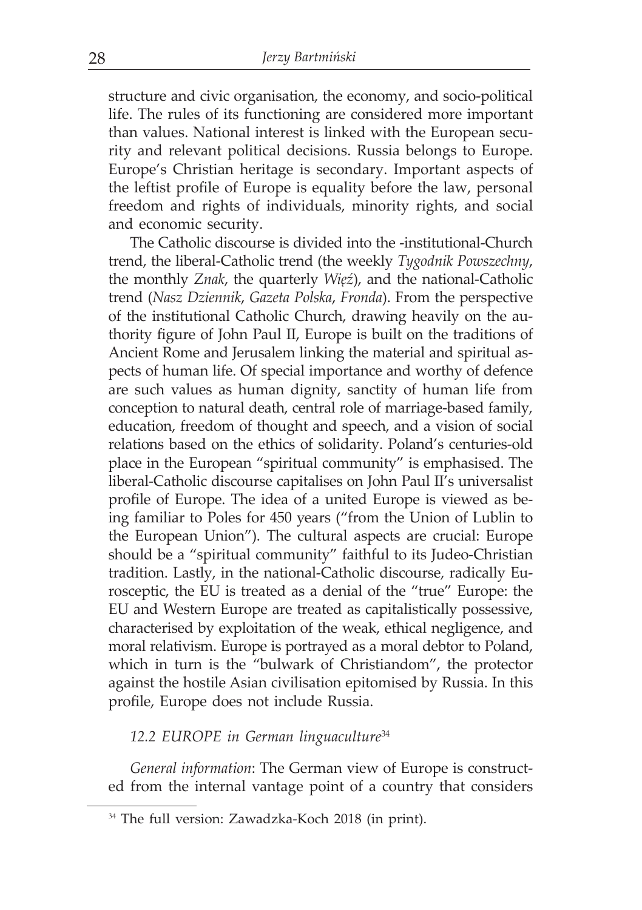structure and civic organisation, the economy, and socio-political life. The rules of its functioning are considered more important than values. National interest is linked with the European security and relevant political decisions. Russia belongs to Europe. Europe's Christian heritage is secondary. Important aspects of the leftist profile of Europe is equality before the law, personal freedom and rights of individuals, minority rights, and social and economic security.

The Catholic discourse is divided into the -institutional-Church trend, the liberal-Catholic trend (the weekly *Tygodnik Powszechny*, the monthly *Znak*, the quarterly *Więź*), and the national-Catholic trend (*Nasz Dziennik*, *Gazeta Polska*, *Fronda*). From the perspective of the institutional Catholic Church, drawing heavily on the authority figure of John Paul II, Europe is built on the traditions of Ancient Rome and Jerusalem linking the material and spiritual aspects of human life. Of special importance and worthy of defence are such values as human dignity, sanctity of human life from conception to natural death, central role of marriage-based family, education, freedom of thought and speech, and a vision of social relations based on the ethics of solidarity. Poland's centuries-old place in the European "spiritual community" is emphasised. The liberal-Catholic discourse capitalises on John Paul II's universalist profile of Europe. The idea of a united Europe is viewed as being familiar to Poles for 450 years ("from the Union of Lublin to the European Union"). The cultural aspects are crucial: Europe should be a "spiritual community" faithful to its Judeo-Christian tradition. Lastly, in the national-Catholic discourse, radically Eurosceptic, the EU is treated as a denial of the "true" Europe: the EU and Western Europe are treated as capitalistically possessive, characterised by exploitation of the weak, ethical negligence, and moral relativism. Europe is portrayed as a moral debtor to Poland, which in turn is the "bulwark of Christiandom", the protector against the hostile Asian civilisation epitomised by Russia. In this profile, Europe does not include Russia.

### *12.2 EUROPE in German linguaculture*[34]

*General information*: The German view of Europe is constructed from the internal vantage point of a country that considers

[34] The full version: Zawadzka-Koch 2018 (in print).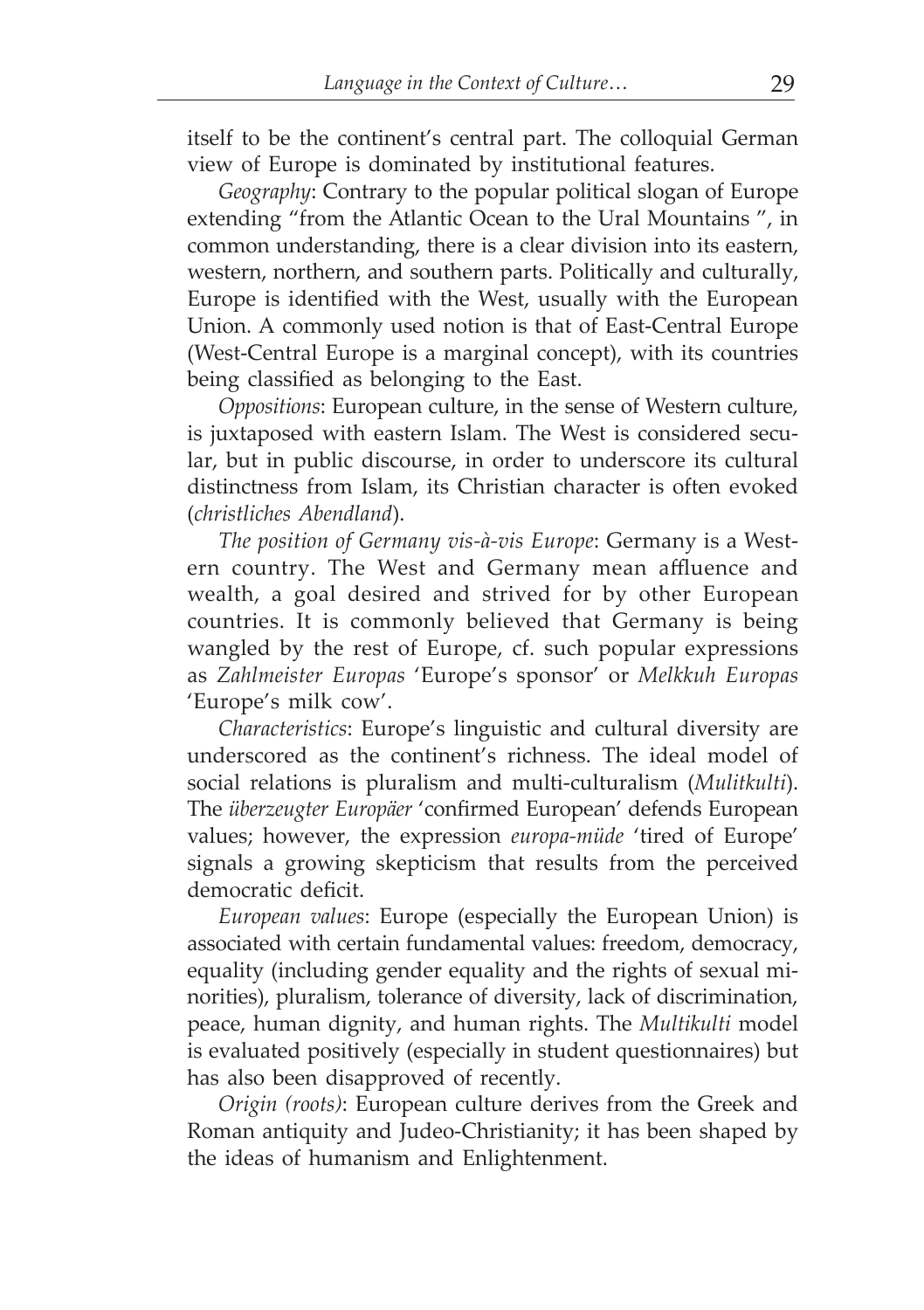itself to be the continent's central part. The colloquial German view of Europe is dominated by institutional features.

*Geography*: Contrary to the popular political slogan of Europe extending "from the Atlantic Ocean to the Ural Mountains ", in common understanding, there is a clear division into its eastern, western, northern, and southern parts. Politically and culturally, Europe is identified with the West, usually with the European Union. A commonly used notion is that of East-Central Europe (West-Central Europe is a marginal concept), with its countries being classified as belonging to the East.

*Oppositions*: European culture, in the sense of Western culture, is juxtaposed with eastern Islam. The West is considered secular, but in public discourse, in order to underscore its cultural distinctness from Islam, its Christian character is often evoked (*christliches Abendland*).

*The position of Germany vis-à-vis Europe*: Germany is a Western country. The West and Germany mean affluence and wealth, a goal desired and strived for by other European countries. It is commonly believed that Germany is being wangled by the rest of Europe, cf. such popular expressions as *Zahlmeister Europas* 'Europe's sponsor' or *Melkkuh Europas* 'Europe's milk cow'.

*Characteristics*: Europe's linguistic and cultural diversity are underscored as the continent's richness. The ideal model of social relations is pluralism and multi-culturalism (*Mulitkulti*). The *überzeugter Europäer* 'confirmed European' defends European values; however, the expression *europa-müde* 'tired of Europe' signals a growing skepticism that results from the perceived democratic deficit.

*European values*: Europe (especially the European Union) is associated with certain fundamental values: freedom, democracy, equality (including gender equality and the rights of sexual minorities), pluralism, tolerance of diversity, lack of discrimination, peace, human dignity, and human rights. The *Multikulti* model is evaluated positively (especially in student questionnaires) but has also been disapproved of recently.

*Origin (roots)*: European culture derives from the Greek and Roman antiquity and Judeo-Christianity; it has been shaped by the ideas of humanism and Enlightenment.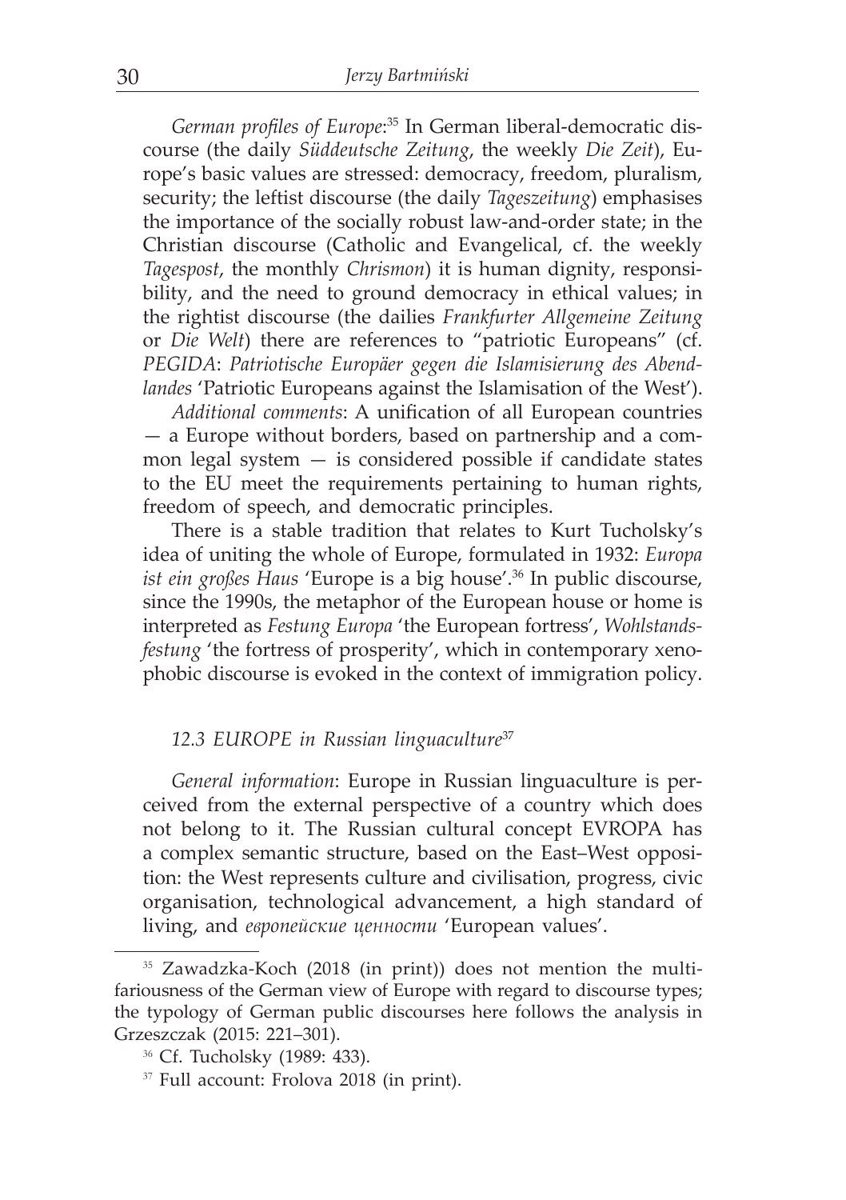*German profiles of Europe*:[35] In German liberal-democratic discourse (the daily *Süddeutsche Zeitung*, the weekly *Die Zeit*), Europe's basic values are stressed: democracy, freedom, pluralism, security; the leftist discourse (the daily *Tageszeitung*) emphasises the importance of the socially robust law-and-order state; in the Christian discourse (Catholic and Evangelical, cf. the weekly *Tagespost*, the monthly *Chrismon*) it is human dignity, responsibility, and the need to ground democracy in ethical values; in the rightist discourse (the dailies *Frankfurter Allgemeine Zeitung* or *Die Welt*) there are references to "patriotic Europeans" (cf. *PEGIDA*: *Patriotische Europäer gegen die Islamisierung des Abendlandes* 'Patriotic Europeans against the Islamisation of the West').

*Additional comments*: A unification of all European countries — a Europe without borders, based on partnership and a common legal system — is considered possible if candidate states to the EU meet the requirements pertaining to human rights, freedom of speech, and democratic principles.

There is a stable tradition that relates to Kurt Tucholsky's idea of uniting the whole of Europe, formulated in 1932: *Europa ist ein großes Haus* 'Europe is a big house'.[36] In public discourse, since the 1990s, the metaphor of the European house or home is interpreted as *Festung Europa* 'the European fortress', *Wohlstandsfestung* 'the fortress of prosperity', which in contemporary xenophobic discourse is evoked in the context of immigration policy.

### *12.3 EUROPE in Russian linguaculture*[37]

*General information*: Europe in Russian linguaculture is perceived from the external perspective of a country which does not belong to it. The Russian cultural concept EVROPA has a complex semantic structure, based on the East–West opposition: the West represents culture and civilisation, progress, civic organisation, technological advancement, a high standard of living, and *европейские ценности* 'European values'.

---

[35] Zawadzka-Koch (2018 (in print)) does not mention the multifariousness of the German view of Europe with regard to discourse types; the typology of German public discourses here follows the analysis in Grzeszczak (2015: 221–301).

[36] Cf. Tucholsky (1989: 433).

[37] Full account: Frolova 2018 (in print).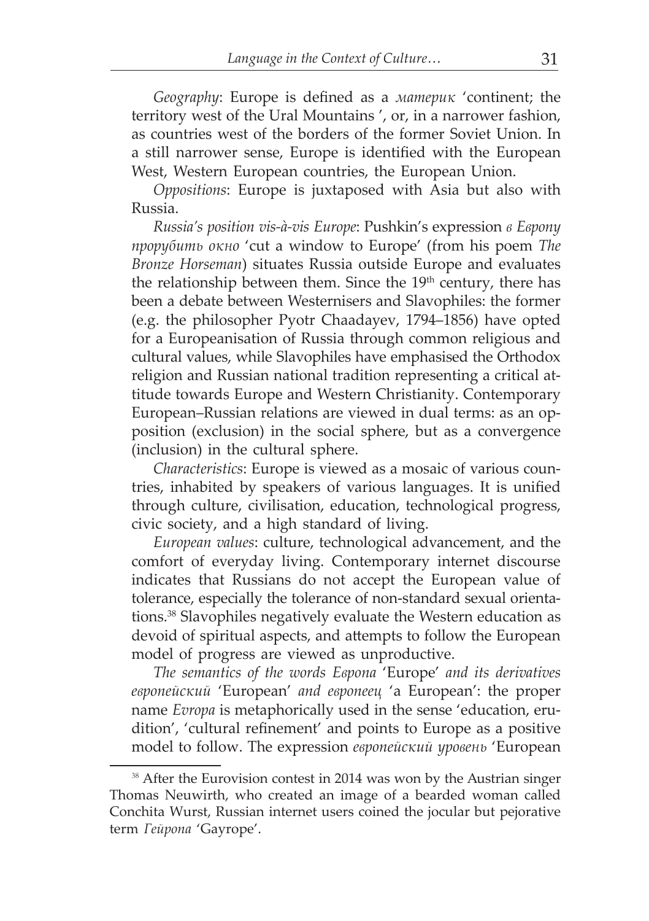*Geography*: Europe is defined as a *материк* 'continent; the territory west of the Ural Mountains ', or, in a narrower fashion, as countries west of the borders of the former Soviet Union. In a still narrower sense, Europe is identified with the European West, Western European countries, the European Union.

*Oppositions*: Europe is juxtaposed with Asia but also with Russia.

*Russia's position vis-à-vis Europe*: Pushkin's expression *в Европу прорубить окно* 'cut a window to Europe' (from his poem *The Bronze Horseman*) situates Russia outside Europe and evaluates the relationship between them. Since the 19th century, there has been a debate between Westernisers and Slavophiles: the former (e.g. the philosopher Pyotr Chaadayev, 1794–1856) have opted for a Europeanisation of Russia through common religious and cultural values, while Slavophiles have emphasised the Orthodox religion and Russian national tradition representing a critical attitude towards Europe and Western Christianity. Contemporary European–Russian relations are viewed in dual terms: as an opposition (exclusion) in the social sphere, but as a convergence (inclusion) in the cultural sphere.

*Characteristics*: Europe is viewed as a mosaic of various countries, inhabited by speakers of various languages. It is unified through culture, civilisation, education, technological progress, civic society, and a high standard of living.

*European values*: culture, technological advancement, and the comfort of everyday living. Contemporary internet discourse indicates that Russians do not accept the European value of tolerance, especially the tolerance of non-standard sexual orientations.[38] Slavophiles negatively evaluate the Western education as devoid of spiritual aspects, and attempts to follow the European model of progress are viewed as unproductive.

*The semantics of the words Европа* 'Europe' *and its derivatives европейский* 'European' *and европеец* 'a European': the proper name *Evropa* is metaphorically used in the sense 'education, erudition', 'cultural refinement' and points to Europe as a positive model to follow. The expression *европейский уровень* 'European

---

[38] After the Eurovision contest in 2014 was won by the Austrian singer Thomas Neuwirth, who created an image of a bearded woman called Conchita Wurst, Russian internet users coined the jocular but pejorative term *Гейропа* 'Gayrope'.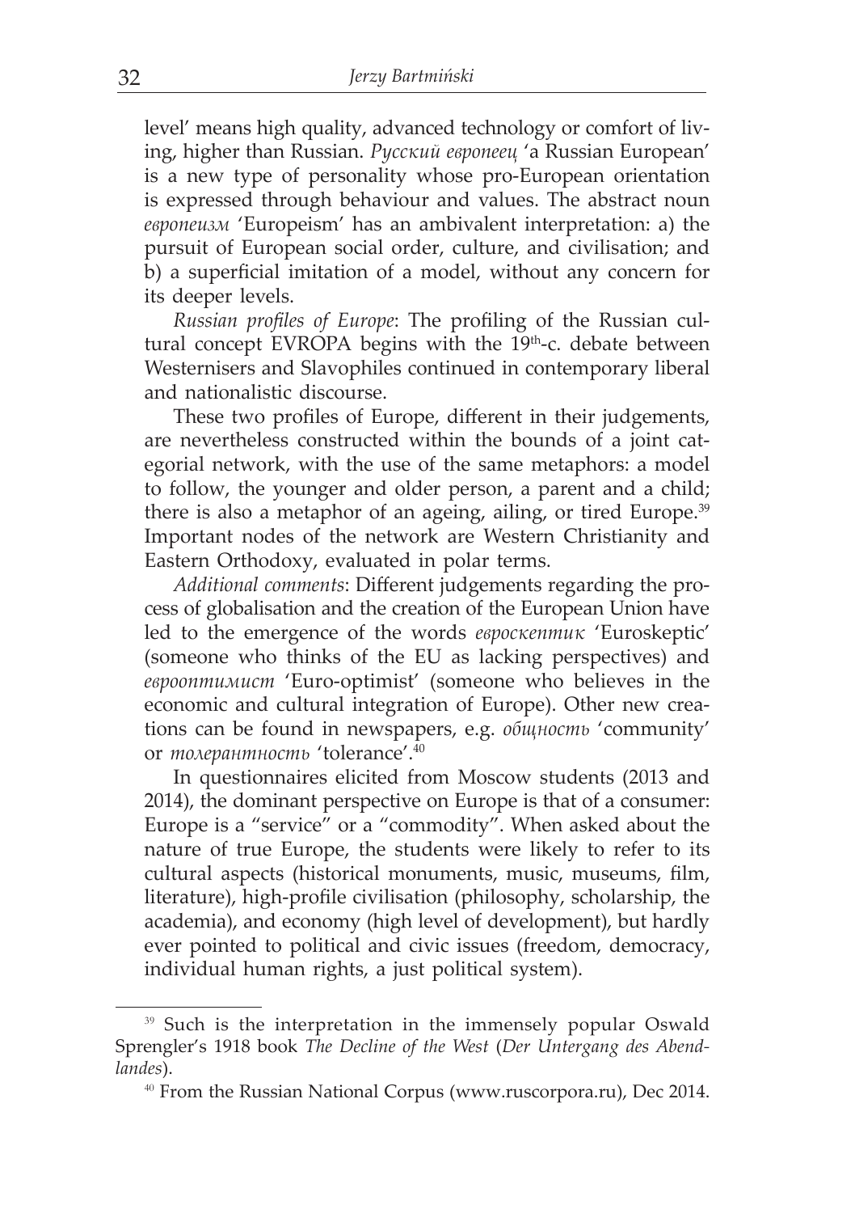level' means high quality, advanced technology or comfort of living, higher than Russian. *Русский европеец* 'a Russian European' is a new type of personality whose pro-European orientation is expressed through behaviour and values. The abstract noun *европеизм* 'Europeism' has an ambivalent interpretation: a) the pursuit of European social order, culture, and civilisation; and b) a superficial imitation of a model, without any concern for its deeper levels.

*Russian profiles of Europe*: The profiling of the Russian cultural concept EVROPA begins with the 19th-c. debate between Westernisers and Slavophiles continued in contemporary liberal and nationalistic discourse.

These two profiles of Europe, different in their judgements, are nevertheless constructed within the bounds of a joint categorial network, with the use of the same metaphors: a model to follow, the younger and older person, a parent and a child; there is also a metaphor of an ageing, ailing, or tired Europe.[39] Important nodes of the network are Western Christianity and Eastern Orthodoxy, evaluated in polar terms.

*Additional comments*: Different judgements regarding the process of globalisation and the creation of the European Union have led to the emergence of the words *евроскептик* 'Euroskeptic' (someone who thinks of the EU as lacking perspectives) and *еврооптимист* 'Euro-optimist' (someone who believes in the economic and cultural integration of Europe). Other new creations can be found in newspapers, e.g. *общность* 'community' or *толерантность* 'tolerance'.[40]

In questionnaires elicited from Moscow students (2013 and 2014), the dominant perspective on Europe is that of a consumer: Europe is a "service" or a "commodity". When asked about the nature of true Europe, the students were likely to refer to its cultural aspects (historical monuments, music, museums, film, literature), high-profile civilisation (philosophy, scholarship, the academia), and economy (high level of development), but hardly ever pointed to political and civic issues (freedom, democracy, individual human rights, a just political system).

---

[39] Such is the interpretation in the immensely popular Oswald Sprengler's 1918 book *The Decline of the West* (*Der Untergang des Abendlandes*).

[40] From the Russian National Corpus (www.ruscorpora.ru), Dec 2014.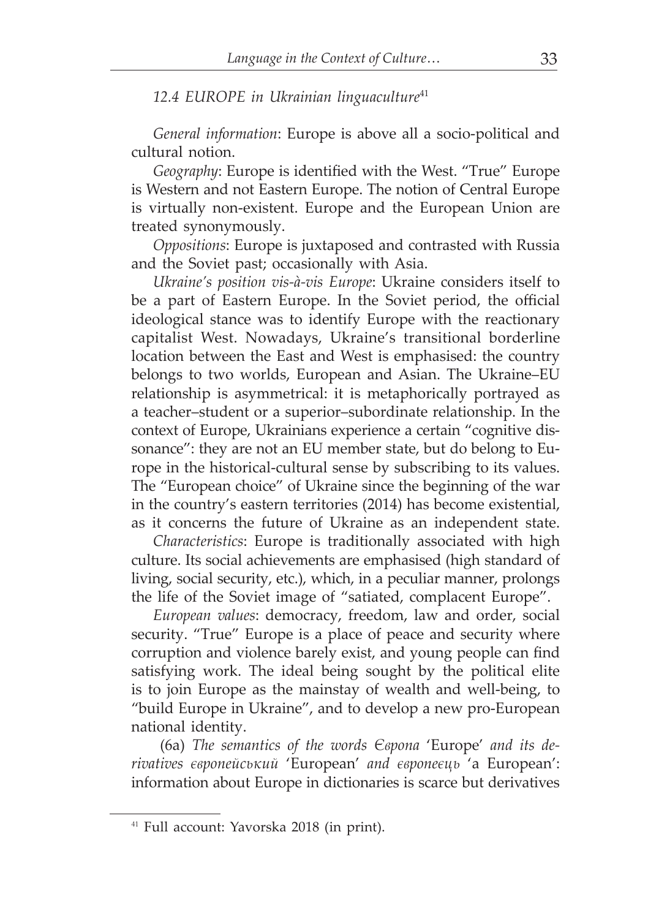### *12.4 EUROPE in Ukrainian linguaculture*[41]

*General information*: Europe is above all a socio-political and cultural notion.

*Geography*: Europe is identified with the West. "True" Europe is Western and not Eastern Europe. The notion of Central Europe is virtually non-existent. Europe and the European Union are treated synonymously.

*Oppositions*: Europe is juxtaposed and contrasted with Russia and the Soviet past; occasionally with Asia.

*Ukraine's position vis-à-vis Europe*: Ukraine considers itself to be a part of Eastern Europe. In the Soviet period, the official ideological stance was to identify Europe with the reactionary capitalist West. Nowadays, Ukraine's transitional borderline location between the East and West is emphasised: the country belongs to two worlds, European and Asian. The Ukraine–EU relationship is asymmetrical: it is metaphorically portrayed as a teacher–student or a superior–subordinate relationship. In the context of Europe, Ukrainians experience a certain "cognitive dissonance": they are not an EU member state, but do belong to Europe in the historical-cultural sense by subscribing to its values. The "European choice" of Ukraine since the beginning of the war in the country's eastern territories (2014) has become existential, as it concerns the future of Ukraine as an independent state.

*Characteristics*: Europe is traditionally associated with high culture. Its social achievements are emphasised (high standard of living, social security, etc.), which, in a peculiar manner, prolongs the life of the Soviet image of "satiated, complacent Europe".

*European values*: democracy, freedom, law and order, social security. "True" Europe is a place of peace and security where corruption and violence barely exist, and young people can find satisfying work. The ideal being sought by the political elite is to join Europe as the mainstay of wealth and well-being, to "build Europe in Ukraine", and to develop a new pro-European national identity.

(6a) *The semantics of the words Європа* 'Europe' *and its derivatives європейський* 'European' *and європеєць* 'a European': information about Europe in dictionaries is scarce but derivatives

---

[41] Full account: Yavorska 2018 (in print).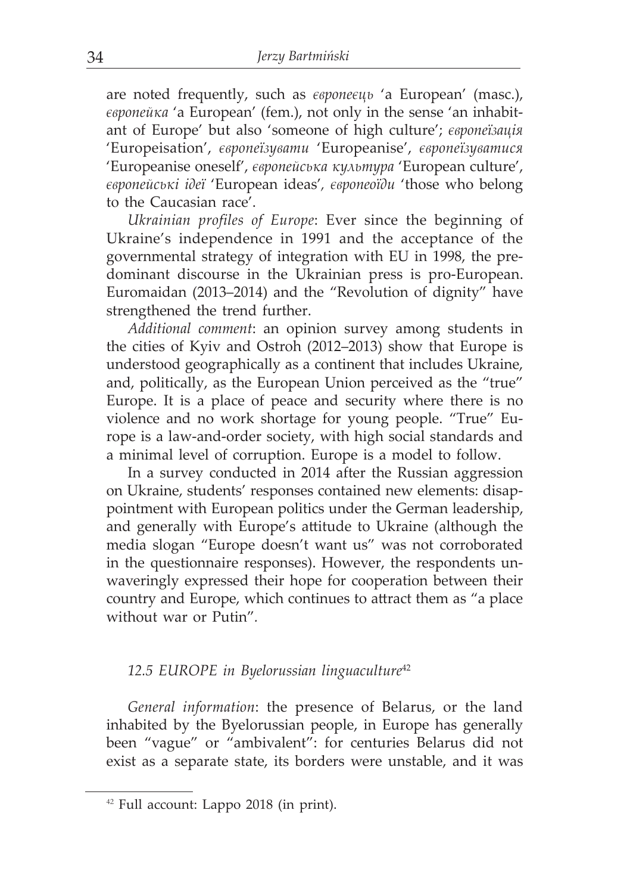are noted frequently, such as *європеєць* 'a European' (masc.), *європейка* 'a European' (fem.), not only in the sense 'an inhabitant of Europe' but also 'someone of high culture'; *європеїзація* 'Europeisation', *європеїзувати* 'Europeanise', *європеїзуватися* 'Europeanise oneself', *європейська культура* 'European culture', *європейські ідеї* 'European ideas', *європеоїди* 'those who belong to the Caucasian race'.

*Ukrainian profiles of Europe*: Ever since the beginning of Ukraine's independence in 1991 and the acceptance of the governmental strategy of integration with EU in 1998, the predominant discourse in the Ukrainian press is pro-European. Euromaidan (2013–2014) and the "Revolution of dignity" have strengthened the trend further.

*Additional comment*: an opinion survey among students in the cities of Kyiv and Ostroh (2012–2013) show that Europe is understood geographically as a continent that includes Ukraine, and, politically, as the European Union perceived as the "true" Europe. It is a place of peace and security where there is no violence and no work shortage for young people. "True" Europe is a law-and-order society, with high social standards and a minimal level of corruption. Europe is a model to follow.

In a survey conducted in 2014 after the Russian aggression on Ukraine, students' responses contained new elements: disappointment with European politics under the German leadership, and generally with Europe's attitude to Ukraine (although the media slogan "Europe doesn't want us" was not corroborated in the questionnaire responses). However, the respondents unwaveringly expressed their hope for cooperation between their country and Europe, which continues to attract them as "a place without war or Putin".

### *12.5 EUROPE in Byelorussian linguaculture*[42]

*General information*: the presence of Belarus, or the land inhabited by the Byelorussian people, in Europe has generally been "vague" or "ambivalent": for centuries Belarus did not exist as a separate state, its borders were unstable, and it was

[42] Full account: Lappo 2018 (in print).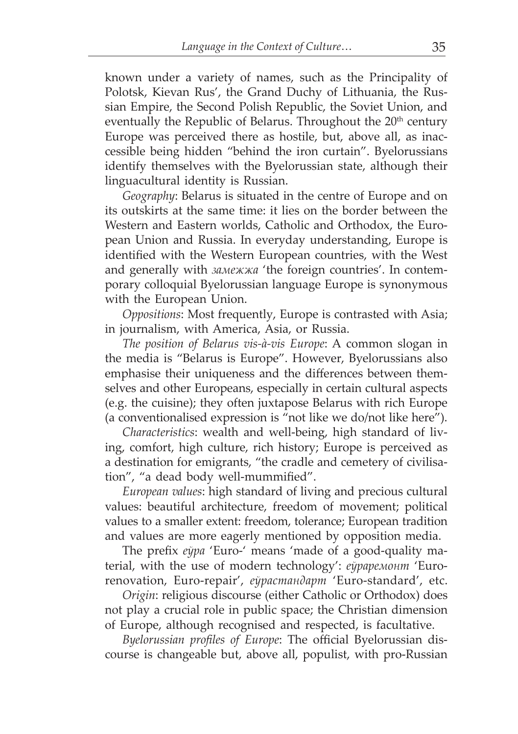known under a variety of names, such as the Principality of Polotsk, Kievan Rus', the Grand Duchy of Lithuania, the Russian Empire, the Second Polish Republic, the Soviet Union, and eventually the Republic of Belarus. Throughout the 20th century Europe was perceived there as hostile, but, above all, as inaccessible being hidden "behind the iron curtain". Byelorussians identify themselves with the Byelorussian state, although their linguacultural identity is Russian.

*Geography*: Belarus is situated in the centre of Europe and on its outskirts at the same time: it lies on the border between the Western and Eastern worlds, Catholic and Orthodox, the European Union and Russia. In everyday understanding, Europe is identified with the Western European countries, with the West and generally with *замежжа* 'the foreign countries'. In contemporary colloquial Byelorussian language Europe is synonymous with the European Union.

*Oppositions*: Most frequently, Europe is contrasted with Asia; in journalism, with America, Asia, or Russia.

*The position of Belarus vis-à-vis Europe*: A common slogan in the media is "Belarus is Europe". However, Byelorussians also emphasise their uniqueness and the differences between themselves and other Europeans, especially in certain cultural aspects (e.g. the cuisine); they often juxtapose Belarus with rich Europe (a conventionalised expression is "not like we do/not like here").

*Characteristics*: wealth and well-being, high standard of living, comfort, high culture, rich history; Europe is perceived as a destination for emigrants, "the cradle and cemetery of civilisation", "a dead body well-mummified".

*European values*: high standard of living and precious cultural values: beautiful architecture, freedom of movement; political values to a smaller extent: freedom, tolerance; European tradition and values are more eagerly mentioned by opposition media.

The prefix *еўра* 'Euro-' means 'made of a good-quality material, with the use of modern technology': *еўрарэмонт* 'Euro-renovation, Euro-repair', *еўрастандарт* 'Euro-standard', etc.

*Origin*: religious discourse (either Catholic or Orthodox) does not play a crucial role in public space; the Christian dimension of Europe, although recognised and respected, is facultative.

*Byelorussian profiles of Europe*: The official Byelorussian discourse is changeable but, above all, populist, with pro-Russian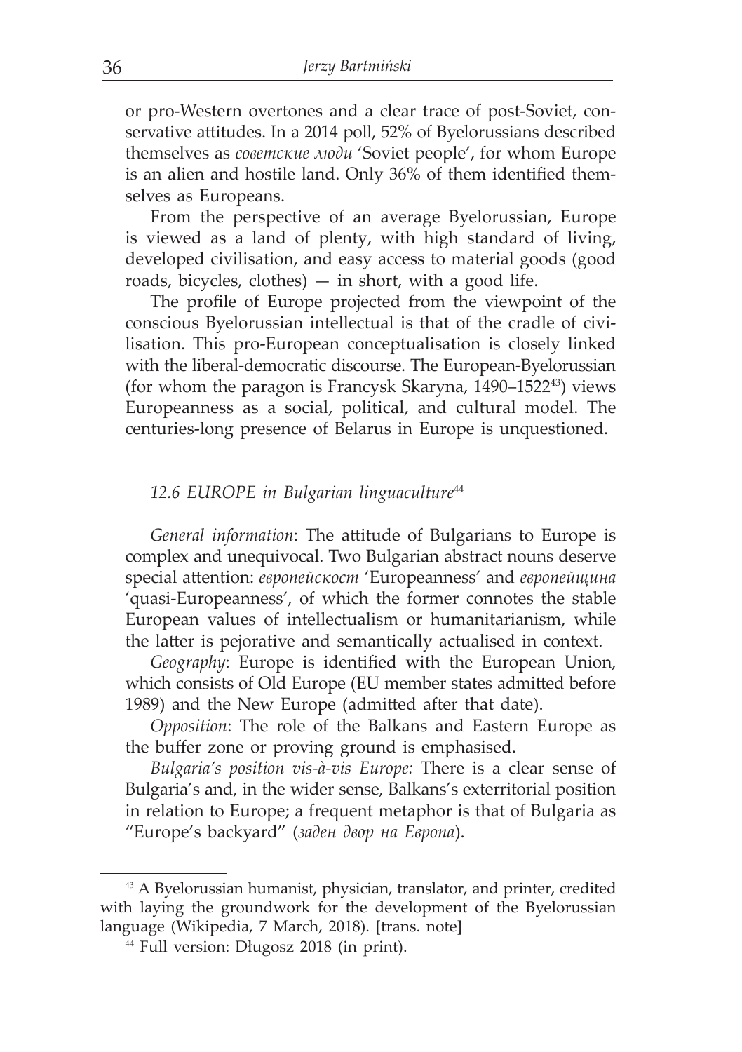or pro-Western overtones and a clear trace of post-Soviet, conservative attitudes. In a 2014 poll, 52% of Byelorussians described themselves as *советские люди* 'Soviet people', for whom Europe is an alien and hostile land. Only 36% of them identified themselves as Europeans.

From the perspective of an average Byelorussian, Europe is viewed as a land of plenty, with high standard of living, developed civilisation, and easy access to material goods (good roads, bicycles, clothes) — in short, with a good life.

The profile of Europe projected from the viewpoint of the conscious Byelorussian intellectual is that of the cradle of civilisation. This pro-European conceptualisation is closely linked with the liberal-democratic discourse. The European-Byelorussian (for whom the paragon is Francysk Skaryna, 1490–1522[43]) views Europeanness as a social, political, and cultural model. The centuries-long presence of Belarus in Europe is unquestioned.

### *12.6 EUROPE in Bulgarian linguaculture*[44]

*General information*: The attitude of Bulgarians to Europe is complex and unequivocal. Two Bulgarian abstract nouns deserve special attention: *европейскост* 'Europeanness' and *европейщина* 'quasi-Europeanness', of which the former connotes the stable European values of intellectualism or humanitarianism, while the latter is pejorative and semantically actualised in context.

*Geography*: Europe is identified with the European Union, which consists of Old Europe (EU member states admitted before 1989) and the New Europe (admitted after that date).

*Opposition*: The role of the Balkans and Eastern Europe as the buffer zone or proving ground is emphasised.

*Bulgaria's position vis-à-vis Europe:* There is a clear sense of Bulgaria's and, in the wider sense, Balkans's exterritorial position in relation to Europe; a frequent metaphor is that of Bulgaria as "Europe's backyard" (*заден двор на Европа*).

---

[43] A Byelorussian humanist, physician, translator, and printer, credited with laying the groundwork for the development of the Byelorussian language (Wikipedia, 7 March, 2018). [trans. note]

[44] Full version: Długosz 2018 (in print).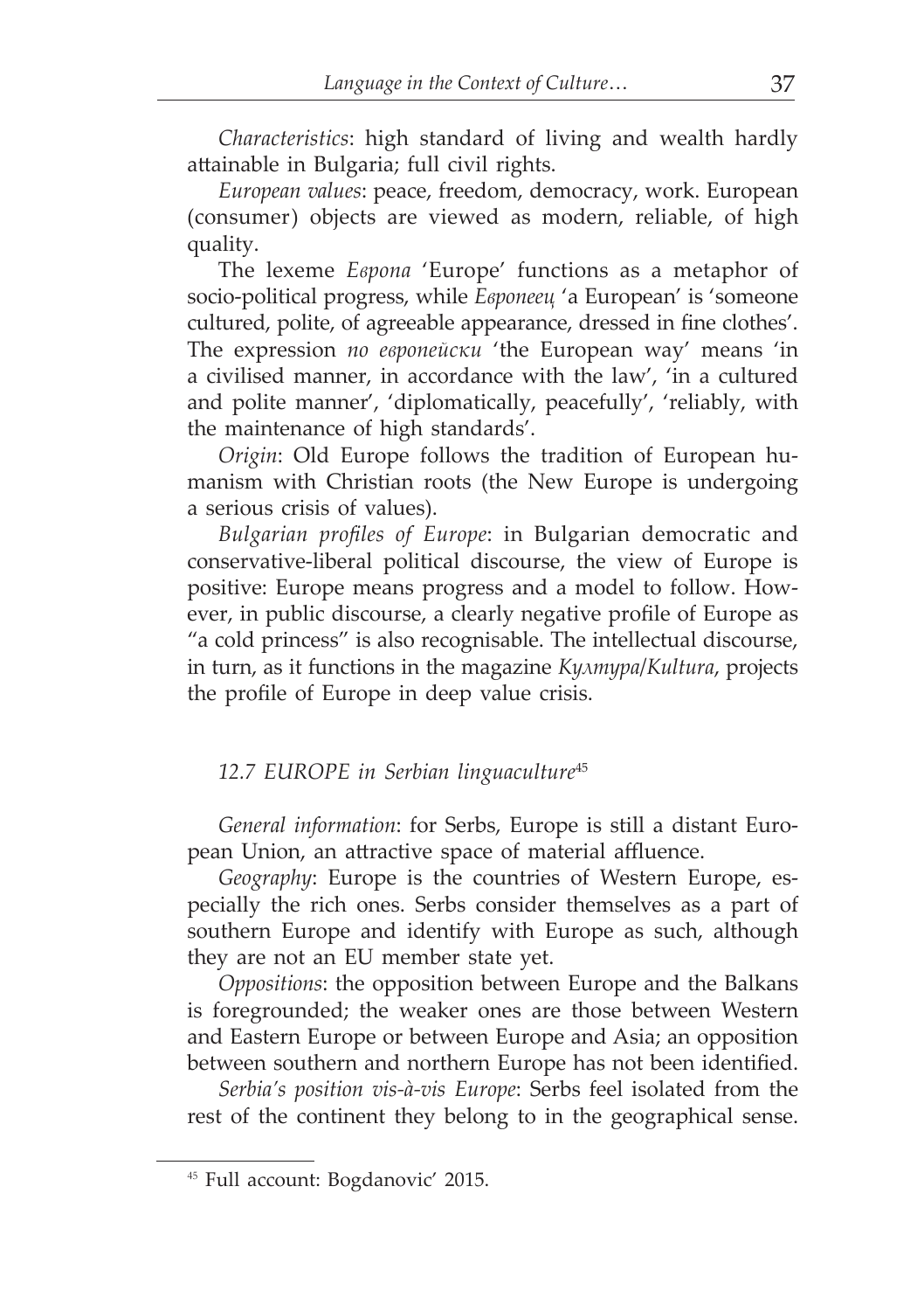*Characteristics*: high standard of living and wealth hardly attainable in Bulgaria; full civil rights.

*European values*: peace, freedom, democracy, work. European (consumer) objects are viewed as modern, reliable, of high quality.

The lexeme *Европа* 'Europe' functions as a metaphor of socio-political progress, while *Европеец* 'a European' is 'someone cultured, polite, of agreeable appearance, dressed in fine clothes'. The expression *по европейски* 'the European way' means 'in a civilised manner, in accordance with the law', 'in a cultured and polite manner', 'diplomatically, peacefully', 'reliably, with the maintenance of high standards'.

*Origin*: Old Europe follows the tradition of European humanism with Christian roots (the New Europe is undergoing a serious crisis of values).

*Bulgarian profiles of Europe*: in Bulgarian democratic and conservative-liberal political discourse, the view of Europe is positive: Europe means progress and a model to follow. However, in public discourse, a clearly negative profile of Europe as "a cold princess" is also recognisable. The intellectual discourse, in turn, as it functions in the magazine *Култура/Kultura*, projects the profile of Europe in deep value crisis.

### *12.7 EUROPE in Serbian linguaculture*[45]

*General information*: for Serbs, Europe is still a distant European Union, an attractive space of material affluence.

*Geography*: Europe is the countries of Western Europe, especially the rich ones. Serbs consider themselves as a part of southern Europe and identify with Europe as such, although they are not an EU member state yet.

*Oppositions*: the opposition between Europe and the Balkans is foregrounded; the weaker ones are those between Western and Eastern Europe or between Europe and Asia; an opposition between southern and northern Europe has not been identified.

*Serbia's position vis-à-vis Europe*: Serbs feel isolated from the rest of the continent they belong to in the geographical sense.

---

[45] Full account: Bogdanovic' 2015.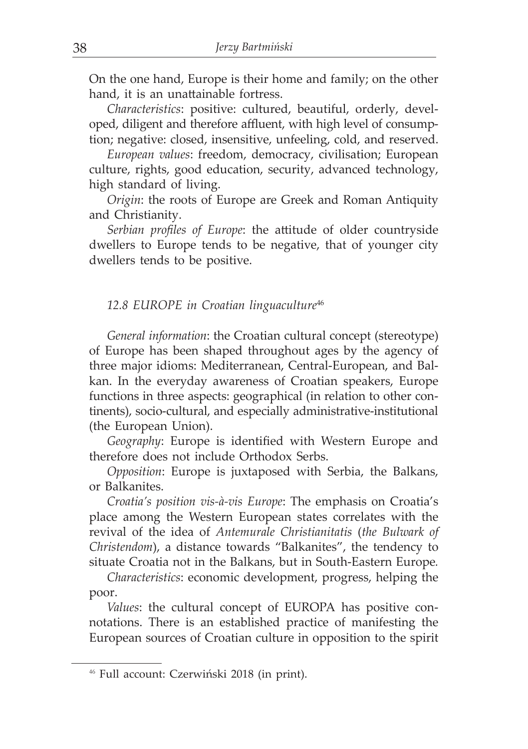On the one hand, Europe is their home and family; on the other hand, it is an unattainable fortress.

*Characteristics*: positive: cultured, beautiful, orderly, developed, diligent and therefore affluent, with high level of consumption; negative: closed, insensitive, unfeeling, cold, and reserved.

*European values*: freedom, democracy, civilisation; European culture, rights, good education, security, advanced technology, high standard of living.

*Origin*: the roots of Europe are Greek and Roman Antiquity and Christianity.

*Serbian profiles of Europe*: the attitude of older countryside dwellers to Europe tends to be negative, that of younger city dwellers tends to be positive.

### *12.8 EUROPE in Croatian linguaculture*[46]

*General information*: the Croatian cultural concept (stereotype) of Europe has been shaped throughout ages by the agency of three major idioms: Mediterranean, Central-European, and Balkan. In the everyday awareness of Croatian speakers, Europe functions in three aspects: geographical (in relation to other continents), socio-cultural, and especially administrative-institutional (the European Union).

*Geography*: Europe is identified with Western Europe and therefore does not include Orthodox Serbs.

*Opposition*: Europe is juxtaposed with Serbia, the Balkans, or Balkanites.

*Croatia's position vis-à-vis Europe*: The emphasis on Croatia's place among the Western European states correlates with the revival of the idea of *Antemurale Christianitatis* (*the Bulwark of Christendom*), a distance towards "Balkanites", the tendency to situate Croatia not in the Balkans, but in South-Eastern Europe.

*Characteristics*: economic development, progress, helping the poor.

*Values*: the cultural concept of EUROPA has positive connotations. There is an established practice of manifesting the European sources of Croatian culture in opposition to the spirit

---

[46] Full account: Czerwiński 2018 (in print).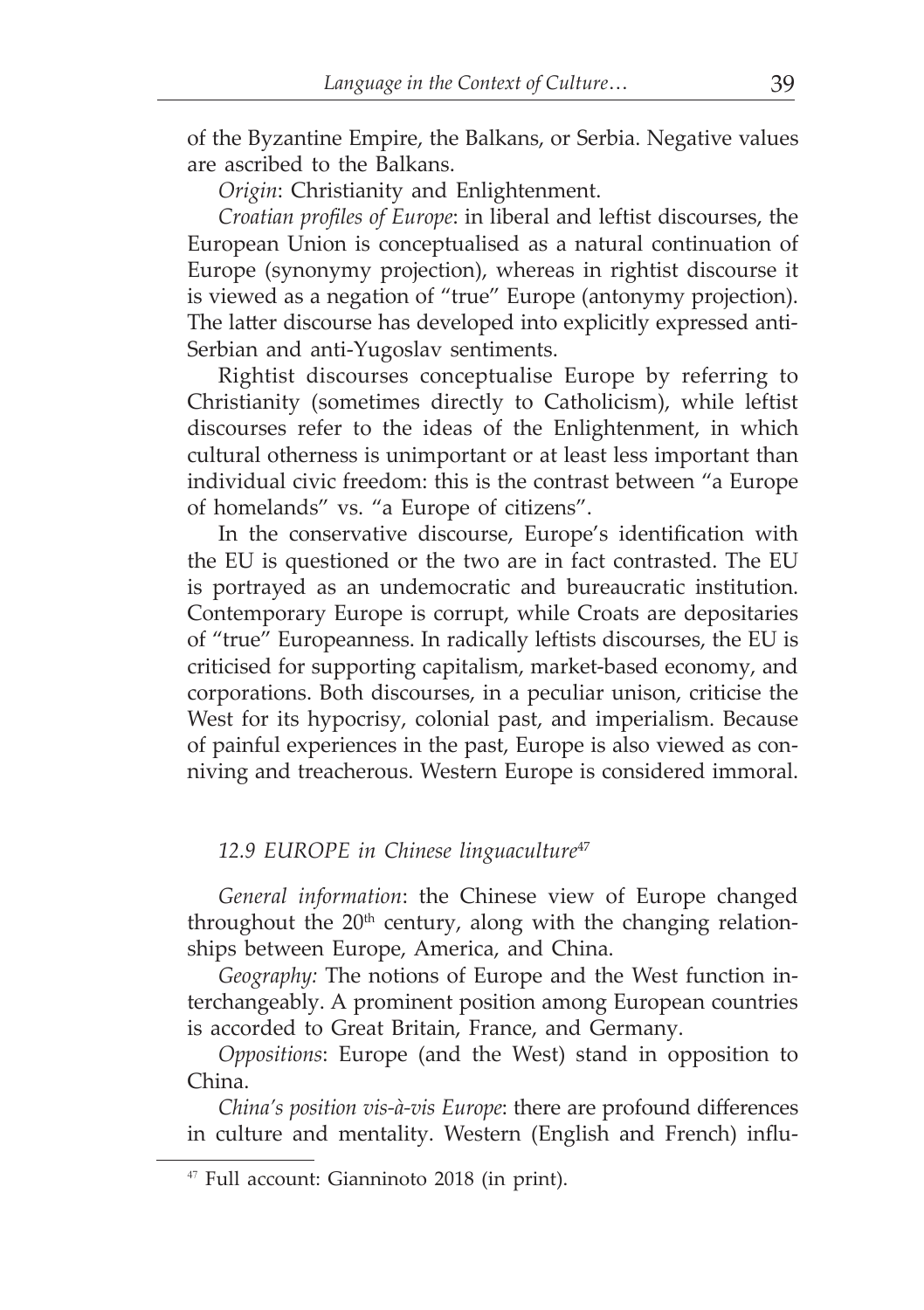of the Byzantine Empire, the Balkans, or Serbia. Negative values are ascribed to the Balkans.

*Origin*: Christianity and Enlightenment.

*Croatian profiles of Europe*: in liberal and leftist discourses, the European Union is conceptualised as a natural continuation of Europe (synonymy projection), whereas in rightist discourse it is viewed as a negation of "true" Europe (antonymy projection). The latter discourse has developed into explicitly expressed anti-Serbian and anti-Yugoslav sentiments.

Rightist discourses conceptualise Europe by referring to Christianity (sometimes directly to Catholicism), while leftist discourses refer to the ideas of the Enlightenment, in which cultural otherness is unimportant or at least less important than individual civic freedom: this is the contrast between "a Europe of homelands" vs. "a Europe of citizens".

In the conservative discourse, Europe's identification with the EU is questioned or the two are in fact contrasted. The EU is portrayed as an undemocratic and bureaucratic institution. Contemporary Europe is corrupt, while Croats are depositaries of "true" Europeanness. In radically leftists discourses, the EU is criticised for supporting capitalism, market-based economy, and corporations. Both discourses, in a peculiar unison, criticise the West for its hypocrisy, colonial past, and imperialism. Because of painful experiences in the past, Europe is also viewed as conniving and treacherous. Western Europe is considered immoral.

### *12.9 EUROPE in Chinese linguaculture*[47]

*General information*: the Chinese view of Europe changed throughout the 20th century, along with the changing relationships between Europe, America, and China.

*Geography:* The notions of Europe and the West function interchangeably. A prominent position among European countries is accorded to Great Britain, France, and Germany.

*Oppositions*: Europe (and the West) stand in opposition to China.

*China's position vis-à-vis Europe*: there are profound differences in culture and mentality. Western (English and French) influ-

[47] Full account: Gianninoto 2018 (in print).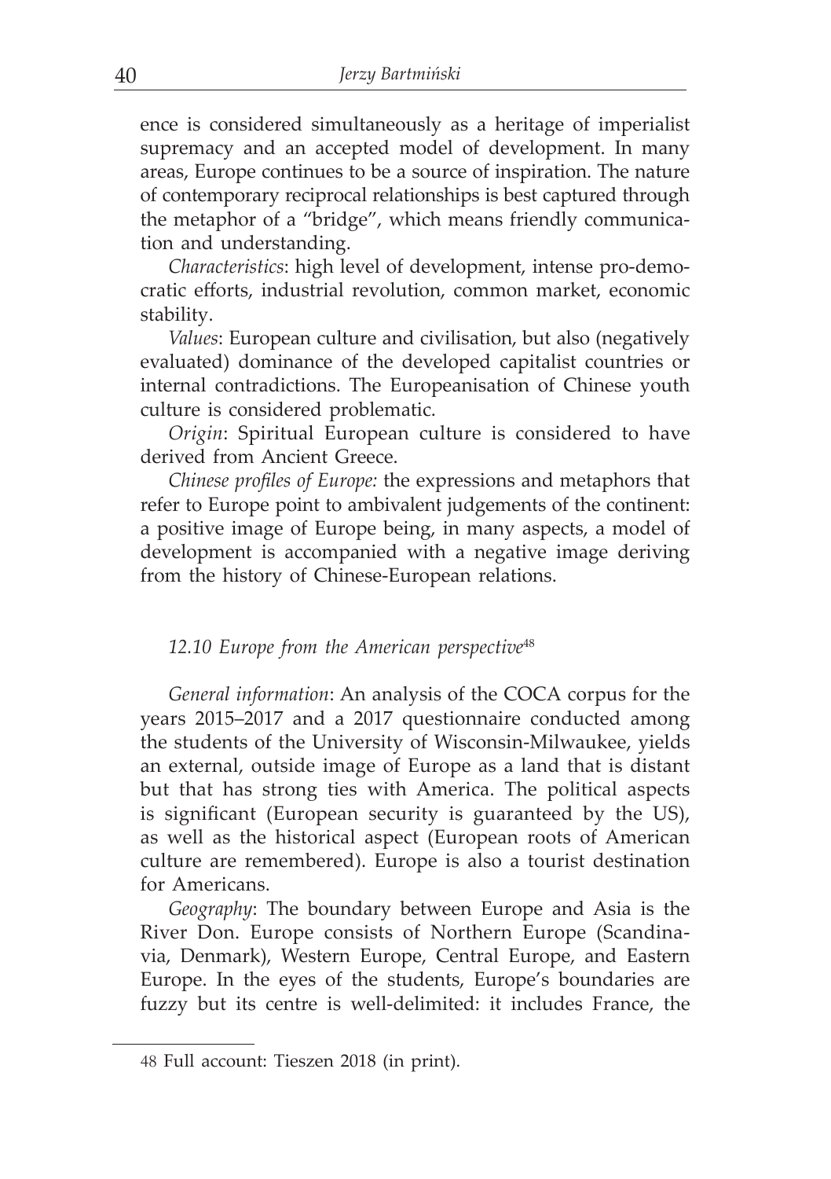ence is considered simultaneously as a heritage of imperialist supremacy and an accepted model of development. In many areas, Europe continues to be a source of inspiration. The nature of contemporary reciprocal relationships is best captured through the metaphor of a "bridge", which means friendly communication and understanding.

*Characteristics*: high level of development, intense pro-democratic efforts, industrial revolution, common market, economic stability.

*Values*: European culture and civilisation, but also (negatively evaluated) dominance of the developed capitalist countries or internal contradictions. The Europeanisation of Chinese youth culture is considered problematic.

*Origin*: Spiritual European culture is considered to have derived from Ancient Greece.

*Chinese profiles of Europe:* the expressions and metaphors that refer to Europe point to ambivalent judgements of the continent: a positive image of Europe being, in many aspects, a model of development is accompanied with a negative image deriving from the history of Chinese-European relations.

### *12.10 Europe from the American perspective*[48]

*General information*: An analysis of the COCA corpus for the years 2015–2017 and a 2017 questionnaire conducted among the students of the University of Wisconsin-Milwaukee, yields an external, outside image of Europe as a land that is distant but that has strong ties with America. The political aspects is significant (European security is guaranteed by the US), as well as the historical aspect (European roots of American culture are remembered). Europe is also a tourist destination for Americans.

*Geography*: The boundary between Europe and Asia is the River Don. Europe consists of Northern Europe (Scandinavia, Denmark), Western Europe, Central Europe, and Eastern Europe. In the eyes of the students, Europe's boundaries are fuzzy but its centre is well-delimited: it includes France, the

---

48 Full account: Tieszen 2018 (in print).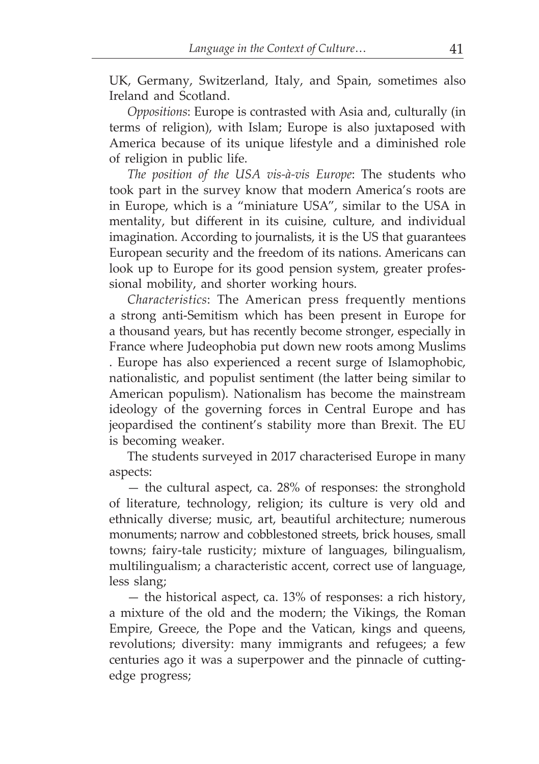UK, Germany, Switzerland, Italy, and Spain, sometimes also Ireland and Scotland.

*Oppositions*: Europe is contrasted with Asia and, culturally (in terms of religion), with Islam; Europe is also juxtaposed with America because of its unique lifestyle and a diminished role of religion in public life.

*The position of the USA vis-à-vis Europe*: The students who took part in the survey know that modern America's roots are in Europe, which is a "miniature USA", similar to the USA in mentality, but different in its cuisine, culture, and individual imagination. According to journalists, it is the US that guarantees European security and the freedom of its nations. Americans can look up to Europe for its good pension system, greater professional mobility, and shorter working hours.

*Characteristics*: The American press frequently mentions a strong anti-Semitism which has been present in Europe for a thousand years, but has recently become stronger, especially in France where Judeophobia put down new roots among Muslims . Europe has also experienced a recent surge of Islamophobic, nationalistic, and populist sentiment (the latter being similar to American populism). Nationalism has become the mainstream ideology of the governing forces in Central Europe and has jeopardised the continent's stability more than Brexit. The EU is becoming weaker.

The students surveyed in 2017 characterised Europe in many aspects:

— the cultural aspect, ca. 28% of responses: the stronghold of literature, technology, religion; its culture is very old and ethnically diverse; music, art, beautiful architecture; numerous monuments; narrow and cobblestoned streets, brick houses, small towns; fairy-tale rusticity; mixture of languages, bilingualism, multilingualism; a characteristic accent, correct use of language, less slang;

— the historical aspect, ca. 13% of responses: a rich history, a mixture of the old and the modern; the Vikings, the Roman Empire, Greece, the Pope and the Vatican, kings and queens, revolutions; diversity: many immigrants and refugees; a few centuries ago it was a superpower and the pinnacle of cutting-edge progress;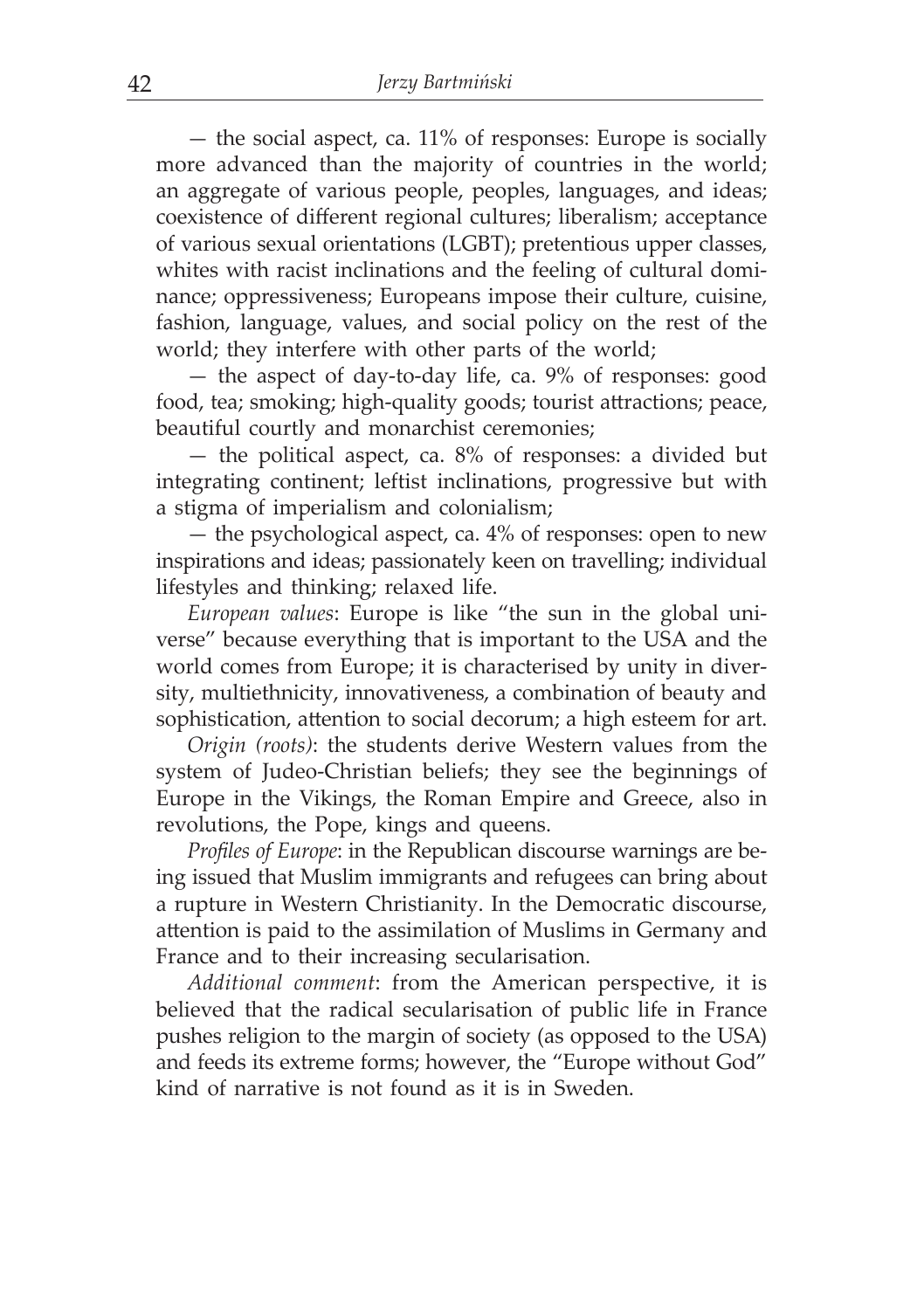— the social aspect, ca. 11% of responses: Europe is socially more advanced than the majority of countries in the world; an aggregate of various people, peoples, languages, and ideas; coexistence of different regional cultures; liberalism; acceptance of various sexual orientations (LGBT); pretentious upper classes, whites with racist inclinations and the feeling of cultural dominance; oppressiveness; Europeans impose their culture, cuisine, fashion, language, values, and social policy on the rest of the world; they interfere with other parts of the world;

— the aspect of day-to-day life, ca. 9% of responses: good food, tea; smoking; high-quality goods; tourist attractions; peace, beautiful courtly and monarchist ceremonies;

— the political aspect, ca. 8% of responses: a divided but integrating continent; leftist inclinations, progressive but with a stigma of imperialism and colonialism;

— the psychological aspect, ca. 4% of responses: open to new inspirations and ideas; passionately keen on travelling; individual lifestyles and thinking; relaxed life.

*European values*: Europe is like "the sun in the global universe" because everything that is important to the USA and the world comes from Europe; it is characterised by unity in diversity, multiethnicity, innovativeness, a combination of beauty and sophistication, attention to social decorum; a high esteem for art.

*Origin (roots)*: the students derive Western values from the system of Judeo-Christian beliefs; they see the beginnings of Europe in the Vikings, the Roman Empire and Greece, also in revolutions, the Pope, kings and queens.

*Profiles of Europe*: in the Republican discourse warnings are being issued that Muslim immigrants and refugees can bring about a rupture in Western Christianity. In the Democratic discourse, attention is paid to the assimilation of Muslims in Germany and France and to their increasing secularisation.

*Additional comment*: from the American perspective, it is believed that the radical secularisation of public life in France pushes religion to the margin of society (as opposed to the USA) and feeds its extreme forms; however, the "Europe without God" kind of narrative is not found as it is in Sweden.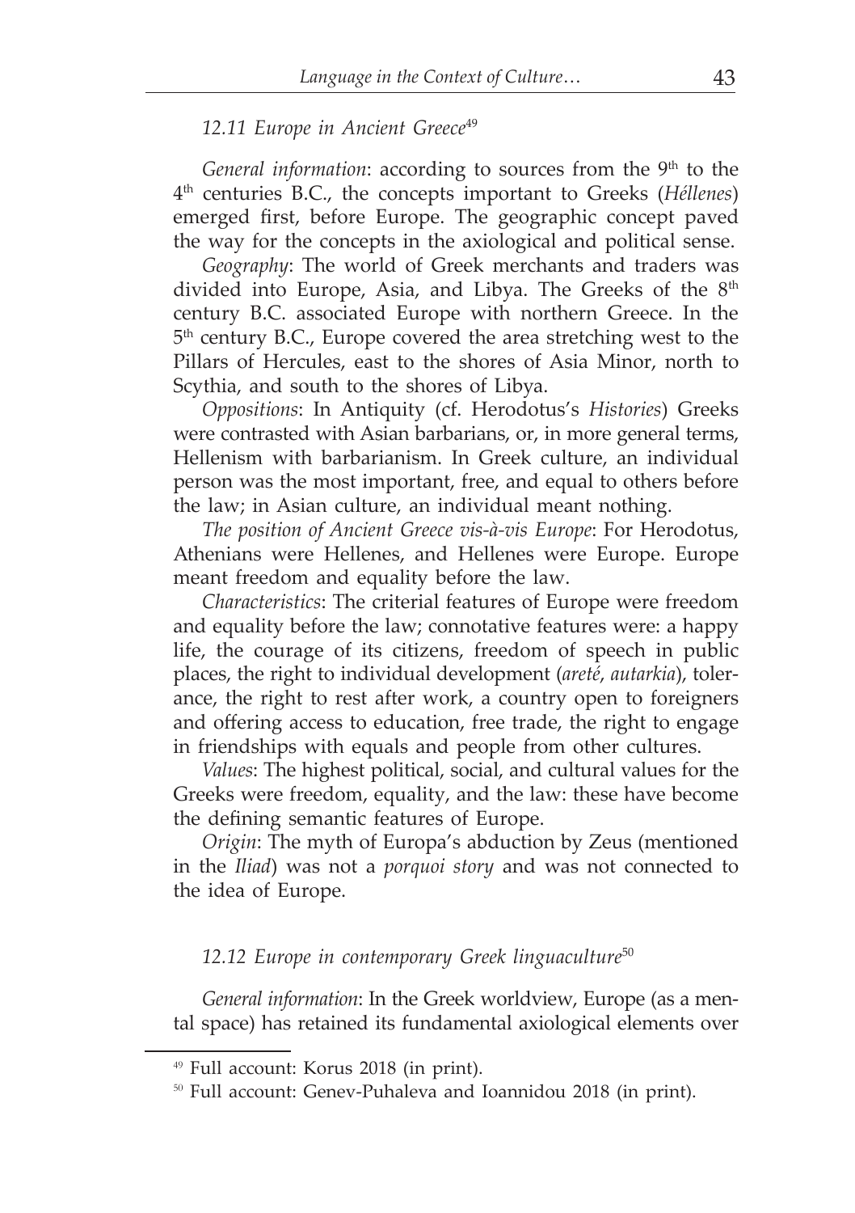### *12.11 Europe in Ancient Greece*[49]

*General information*: according to sources from the 9th to the 4th centuries B.C., the concepts important to Greeks (*Héllenes*) emerged first, before Europe. The geographic concept paved the way for the concepts in the axiological and political sense.

*Geography*: The world of Greek merchants and traders was divided into Europe, Asia, and Libya. The Greeks of the 8th century B.C. associated Europe with northern Greece. In the 5th century B.C., Europe covered the area stretching west to the Pillars of Hercules, east to the shores of Asia Minor, north to Scythia, and south to the shores of Libya.

*Oppositions*: In Antiquity (cf. Herodotus's *Histories*) Greeks were contrasted with Asian barbarians, or, in more general terms, Hellenism with barbarianism. In Greek culture, an individual person was the most important, free, and equal to others before the law; in Asian culture, an individual meant nothing.

*The position of Ancient Greece vis-à-vis Europe*: For Herodotus, Athenians were Hellenes, and Hellenes were Europe. Europe meant freedom and equality before the law.

*Characteristics*: The criterial features of Europe were freedom and equality before the law; connotative features were: a happy life, the courage of its citizens, freedom of speech in public places, the right to individual development (*areté*, *autarkia*), tolerance, the right to rest after work, a country open to foreigners and offering access to education, free trade, the right to engage in friendships with equals and people from other cultures.

*Values*: The highest political, social, and cultural values for the Greeks were freedom, equality, and the law: these have become the defining semantic features of Europe.

*Origin*: The myth of Europa's abduction by Zeus (mentioned in the *Iliad*) was not a *porquoi story* and was not connected to the idea of Europe.

### *12.12 Europe in contemporary Greek linguaculture*[50]

*General information*: In the Greek worldview, Europe (as a mental space) has retained its fundamental axiological elements over

---

[49] Full account: Korus 2018 (in print).

[50] Full account: Genev-Puhaleva and Ioannidou 2018 (in print).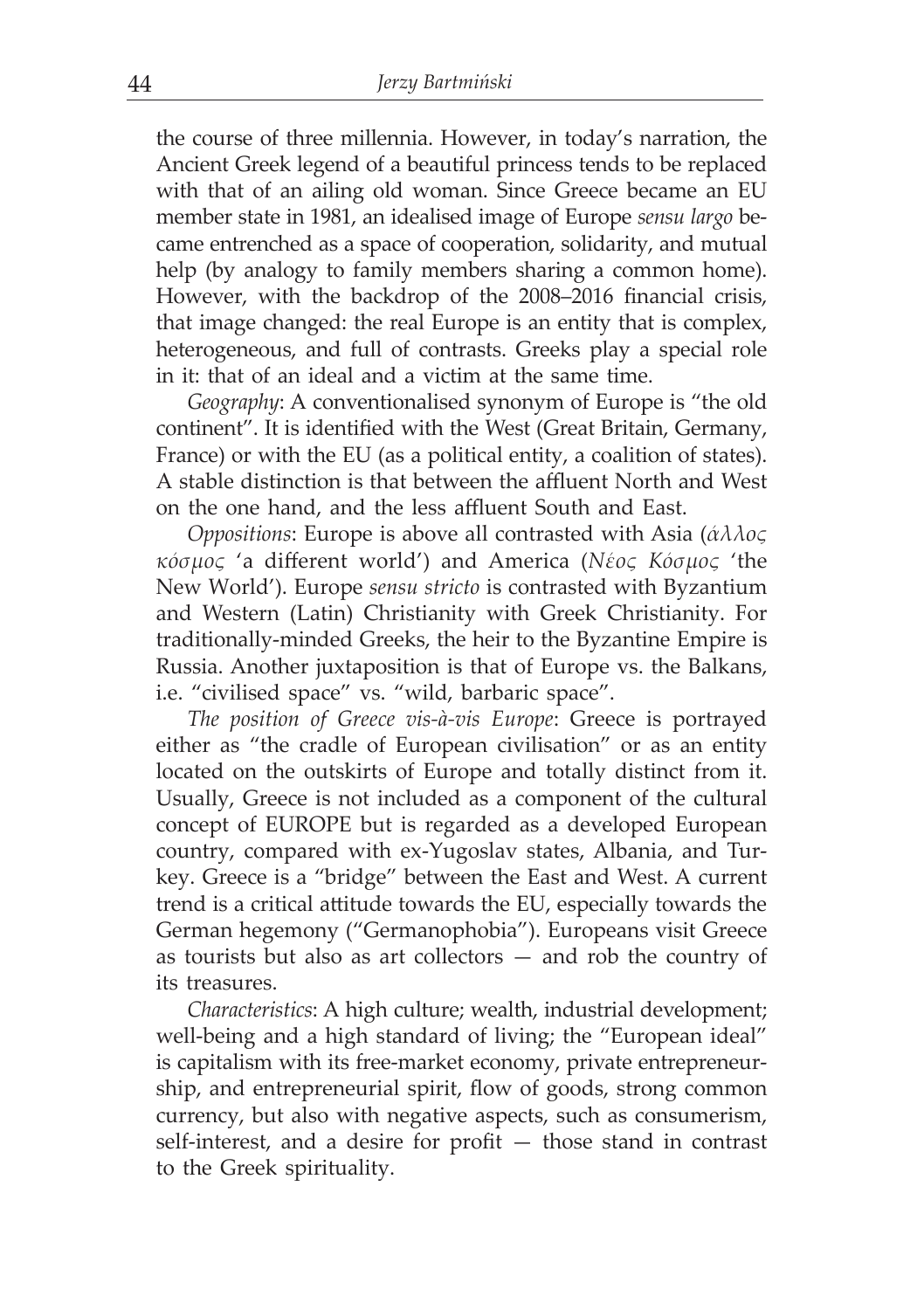the course of three millennia. However, in today's narration, the Ancient Greek legend of a beautiful princess tends to be replaced with that of an ailing old woman. Since Greece became an EU member state in 1981, an idealised image of Europe *sensu largo* became entrenched as a space of cooperation, solidarity, and mutual help (by analogy to family members sharing a common home). However, with the backdrop of the 2008–2016 financial crisis, that image changed: the real Europe is an entity that is complex, heterogeneous, and full of contrasts. Greeks play a special role in it: that of an ideal and a victim at the same time.

*Geography*: A conventionalised synonym of Europe is "the old continent". It is identified with the West (Great Britain, Germany, France) or with the EU (as a political entity, a coalition of states). A stable distinction is that between the affluent North and West on the one hand, and the less affluent South and East.

*Oppositions*: Europe is above all contrasted with Asia (*άλλος κόσμος* 'a different world') and America (*Νέος Κόσμος* 'the New World'). Europe *sensu stricto* is contrasted with Byzantium and Western (Latin) Christianity with Greek Christianity. For traditionally-minded Greeks, the heir to the Byzantine Empire is Russia. Another juxtaposition is that of Europe vs. the Balkans, i.e. "civilised space" vs. "wild, barbaric space".

*The position of Greece vis-à-vis Europe*: Greece is portrayed either as "the cradle of European civilisation" or as an entity located on the outskirts of Europe and totally distinct from it. Usually, Greece is not included as a component of the cultural concept of EUROPE but is regarded as a developed European country, compared with ex-Yugoslav states, Albania, and Turkey. Greece is a "bridge" between the East and West. A current trend is a critical attitude towards the EU, especially towards the German hegemony ("Germanophobia"). Europeans visit Greece as tourists but also as art collectors — and rob the country of its treasures.

*Characteristics*: A high culture; wealth, industrial development; well-being and a high standard of living; the "European ideal" is capitalism with its free-market economy, private entrepreneurship, and entrepreneurial spirit, flow of goods, strong common currency, but also with negative aspects, such as consumerism, self-interest, and a desire for profit — those stand in contrast to the Greek spirituality.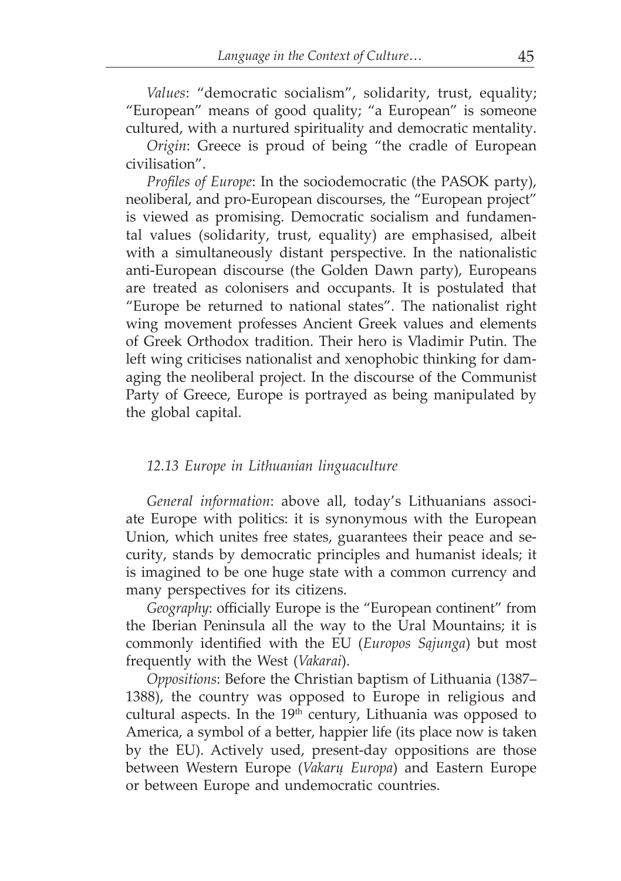*Values*: "democratic socialism", solidarity, trust, equality; "European" means of good quality; "a European" is someone cultured, with a nurtured spirituality and democratic mentality.

*Origin*: Greece is proud of being "the cradle of European civilisation".

*Profiles of Europe*: In the sociodemocratic (the PASOK party), neoliberal, and pro-European discourses, the "European project" is viewed as promising. Democratic socialism and fundamental values (solidarity, trust, equality) are emphasised, albeit with a simultaneously distant perspective. In the nationalistic anti-European discourse (the Golden Dawn party), Europeans are treated as colonisers and occupants. It is postulated that "Europe be returned to national states". The nationalist right wing movement professes Ancient Greek values and elements of Greek Orthodox tradition. Their hero is Vladimir Putin. The left wing criticises nationalist and xenophobic thinking for damaging the neoliberal project. In the discourse of the Communist Party of Greece, Europe is portrayed as being manipulated by the global capital.

### *12.13 Europe in Lithuanian linguaculture*

*General information*: above all, today's Lithuanians associate Europe with politics: it is synonymous with the European Union, which unites free states, guarantees their peace and security, stands by democratic principles and humanist ideals; it is imagined to be one huge state with a common currency and many perspectives for its citizens.

*Geography*: officially Europe is the "European continent" from the Iberian Peninsula all the way to the Ural Mountains; it is commonly identified with the EU (*Europos Sąjunga*) but most frequently with the West (*Vakarai*).

*Oppositions*: Before the Christian baptism of Lithuania (1387–1388), the country was opposed to Europe in religious and cultural aspects. In the 19th century, Lithuania was opposed to America, a symbol of a better, happier life (its place now is taken by the EU). Actively used, present-day oppositions are those between Western Europe (*Vakarų Europa*) and Eastern Europe or between Europe and undemocratic countries.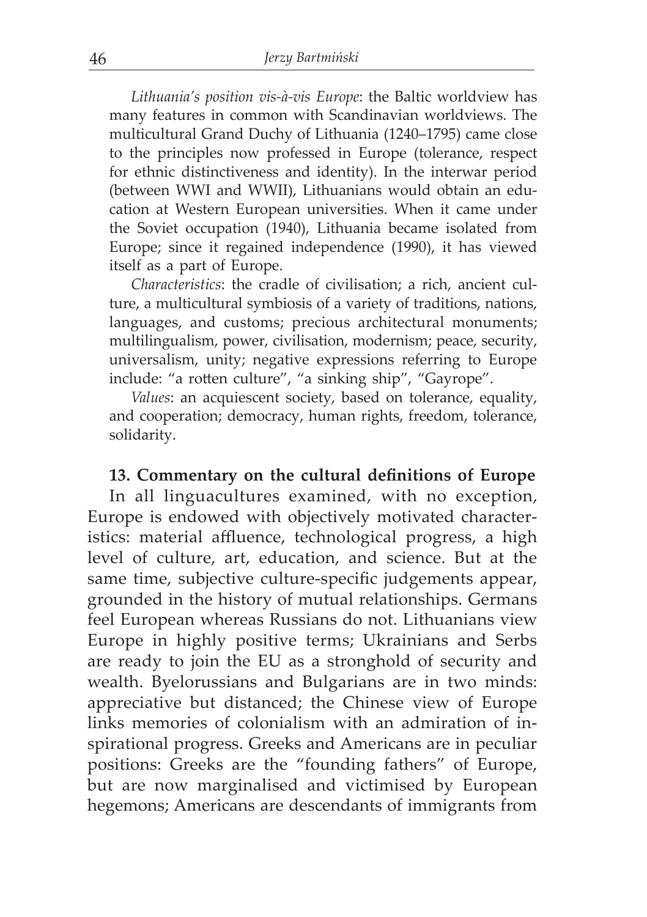*Lithuania's position vis-à-vis Europe*: the Baltic worldview has many features in common with Scandinavian worldviews. The multicultural Grand Duchy of Lithuania (1240–1795) came close to the principles now professed in Europe (tolerance, respect for ethnic distinctiveness and identity). In the interwar period (between WWI and WWII), Lithuanians would obtain an education at Western European universities. When it came under the Soviet occupation (1940), Lithuania became isolated from Europe; since it regained independence (1990), it has viewed itself as a part of Europe.

*Characteristics*: the cradle of civilisation; a rich, ancient culture, a multicultural symbiosis of a variety of traditions, nations, languages, and customs; precious architectural monuments; multilingualism, power, civilisation, modernism; peace, security, universalism, unity; negative expressions referring to Europe include: "a rotten culture", "a sinking ship", "Gayrope".

*Values*: an acquiescent society, based on tolerance, equality, and cooperation; democracy, human rights, freedom, tolerance, solidarity.

## 13. Commentary on the cultural definitions of Europe

In all linguacultures examined, with no exception, Europe is endowed with objectively motivated characteristics: material affluence, technological progress, a high level of culture, art, education, and science. But at the same time, subjective culture-specific judgements appear, grounded in the history of mutual relationships. Germans feel European whereas Russians do not. Lithuanians view Europe in highly positive terms; Ukrainians and Serbs are ready to join the EU as a stronghold of security and wealth. Byelorussians and Bulgarians are in two minds: appreciative but distanced; the Chinese view of Europe links memories of colonialism with an admiration of inspirational progress. Greeks and Americans are in peculiar positions: Greeks are the "founding fathers" of Europe, but are now marginalised and victimised by European hegemons; Americans are descendants of immigrants from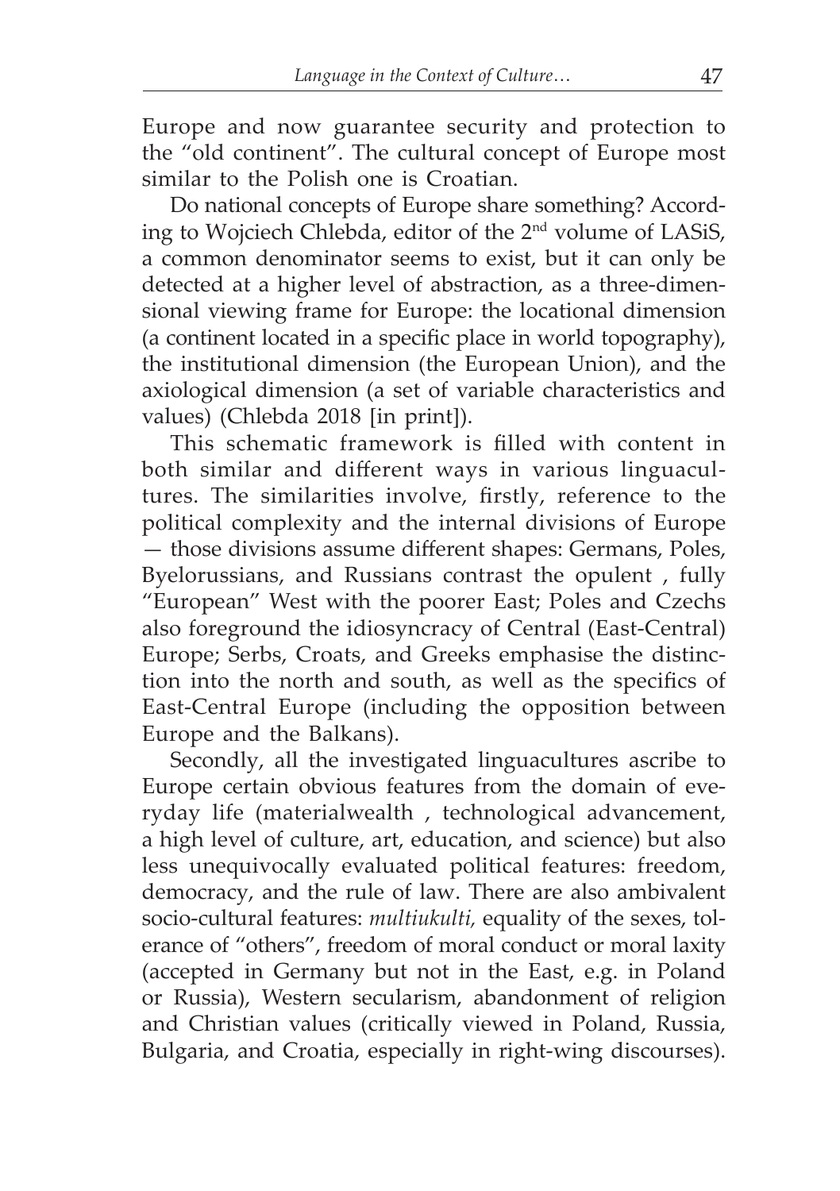Europe and now guarantee security and protection to the "old continent". The cultural concept of Europe most similar to the Polish one is Croatian.

Do national concepts of Europe share something? According to Wojciech Chlebda, editor of the 2nd volume of LASiS, a common denominator seems to exist, but it can only be detected at a higher level of abstraction, as a three-dimensional viewing frame for Europe: the locational dimension (a continent located in a specific place in world topography), the institutional dimension (the European Union), and the axiological dimension (a set of variable characteristics and values) (Chlebda 2018 [in print]).

This schematic framework is filled with content in both similar and different ways in various linguacultures. The similarities involve, firstly, reference to the political complexity and the internal divisions of Europe — those divisions assume different shapes: Germans, Poles, Byelorussians, and Russians contrast the opulent , fully "European" West with the poorer East; Poles and Czechs also foreground the idiosyncracy of Central (East-Central) Europe; Serbs, Croats, and Greeks emphasise the distinction into the north and south, as well as the specifics of East-Central Europe (including the opposition between Europe and the Balkans).

Secondly, all the investigated linguacultures ascribe to Europe certain obvious features from the domain of everyday life (materialwealth , technological advancement, a high level of culture, art, education, and science) but also less unequivocally evaluated political features: freedom, democracy, and the rule of law. There are also ambivalent socio-cultural features: *multiukulti,* equality of the sexes, tolerance of "others", freedom of moral conduct or moral laxity (accepted in Germany but not in the East, e.g. in Poland or Russia), Western secularism, abandonment of religion and Christian values (critically viewed in Poland, Russia, Bulgaria, and Croatia, especially in right-wing discourses).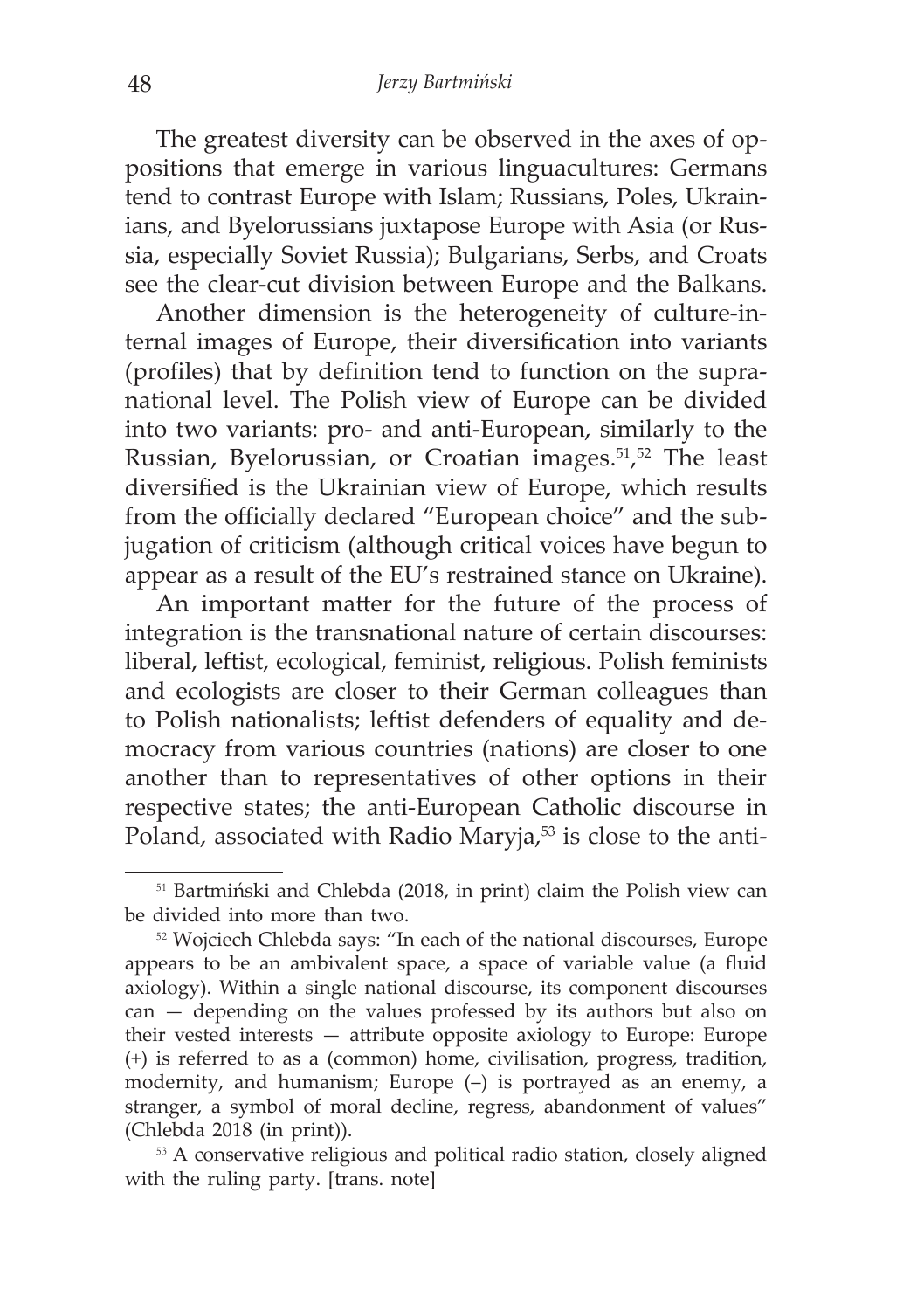The greatest diversity can be observed in the axes of oppositions that emerge in various linguacultures: Germans tend to contrast Europe with Islam; Russians, Poles, Ukrainians, and Byelorussians juxtapose Europe with Asia (or Russia, especially Soviet Russia); Bulgarians, Serbs, and Croats see the clear-cut division between Europe and the Balkans.

Another dimension is the heterogeneity of culture-internal images of Europe, their diversification into variants (profiles) that by definition tend to function on the supranational level. The Polish view of Europe can be divided into two variants: pro- and anti-European, similarly to the Russian, Byelorussian, or Croatian images.[51],[52] The least diversified is the Ukrainian view of Europe, which results from the officially declared "European choice" and the subjugation of criticism (although critical voices have begun to appear as a result of the EU's restrained stance on Ukraine).

An important matter for the future of the process of integration is the transnational nature of certain discourses: liberal, leftist, ecological, feminist, religious. Polish feminists and ecologists are closer to their German colleagues than to Polish nationalists; leftist defenders of equality and democracy from various countries (nations) are closer to one another than to representatives of other options in their respective states; the anti-European Catholic discourse in Poland, associated with Radio Maryja,[53] is close to the anti-

---

[51] Bartmiński and Chlebda (2018, in print) claim the Polish view can be divided into more than two.

[52] Wojciech Chlebda says: "In each of the national discourses, Europe appears to be an ambivalent space, a space of variable value (a fluid axiology). Within a single national discourse, its component discourses can — depending on the values professed by its authors but also on their vested interests — attribute opposite axiology to Europe: Europe (+) is referred to as a (common) home, civilisation, progress, tradition, modernity, and humanism; Europe (–) is portrayed as an enemy, a stranger, a symbol of moral decline, regress, abandonment of values" (Chlebda 2018 (in print)).

[53] A conservative religious and political radio station, closely aligned with the ruling party. [trans. note]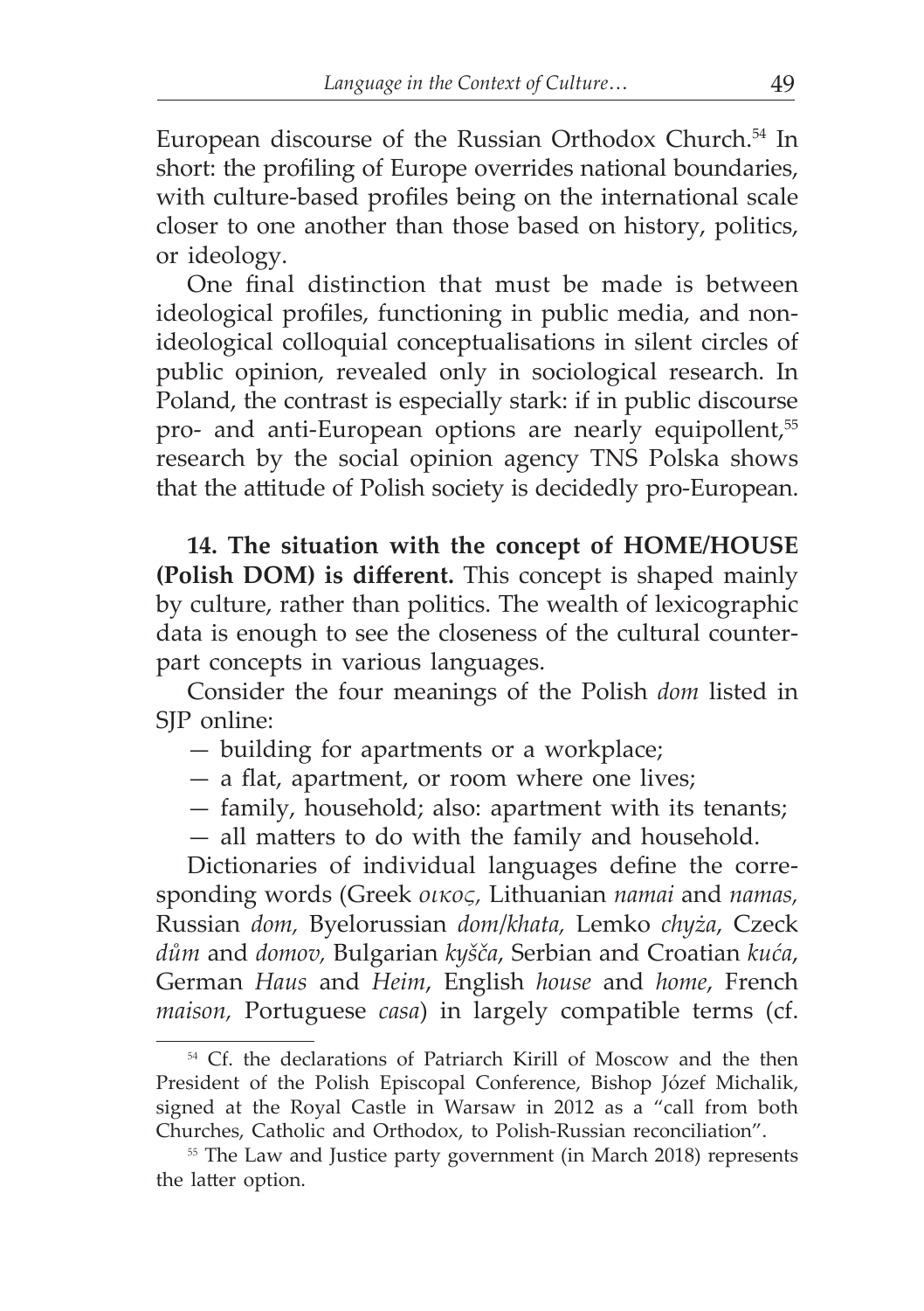European discourse of the Russian Orthodox Church.[54] In short: the profiling of Europe overrides national boundaries, with culture-based profiles being on the international scale closer to one another than those based on history, politics, or ideology.

One final distinction that must be made is between ideological profiles, functioning in public media, and non-ideological colloquial conceptualisations in silent circles of public opinion, revealed only in sociological research. In Poland, the contrast is especially stark: if in public discourse pro- and anti-European options are nearly equipollent,[55] research by the social opinion agency TNS Polska shows that the attitude of Polish society is decidedly pro-European.

**14. The situation with the concept of HOME/HOUSE (Polish DOM) is different.** This concept is shaped mainly by culture, rather than politics. The wealth of lexicographic data is enough to see the closeness of the cultural counterpart concepts in various languages.

Consider the four meanings of the Polish *dom* listed in SJP online:

— building for apartments or a workplace;
— a flat, apartment, or room where one lives;
— family, household; also: apartment with its tenants;
— all matters to do with the family and household.

Dictionaries of individual languages define the corresponding words (Greek *οικος,* Lithuanian *namai* and *namas,* Russian *dom,* Byelorussian *dom/khata,* Lemko *chyża*, Czeck *dům* and *domov,* Bulgarian *kyšča*, Serbian and Croatian *kuća*, German *Haus* and *Heim*, English *house* and *home*, French *maison,* Portuguese *casa*) in largely compatible terms (cf.

---

[54] Cf. the declarations of Patriarch Kirill of Moscow and the then President of the Polish Episcopal Conference, Bishop Józef Michalik, signed at the Royal Castle in Warsaw in 2012 as a "call from both Churches, Catholic and Orthodox, to Polish-Russian reconciliation".

[55] The Law and Justice party government (in March 2018) represents the latter option.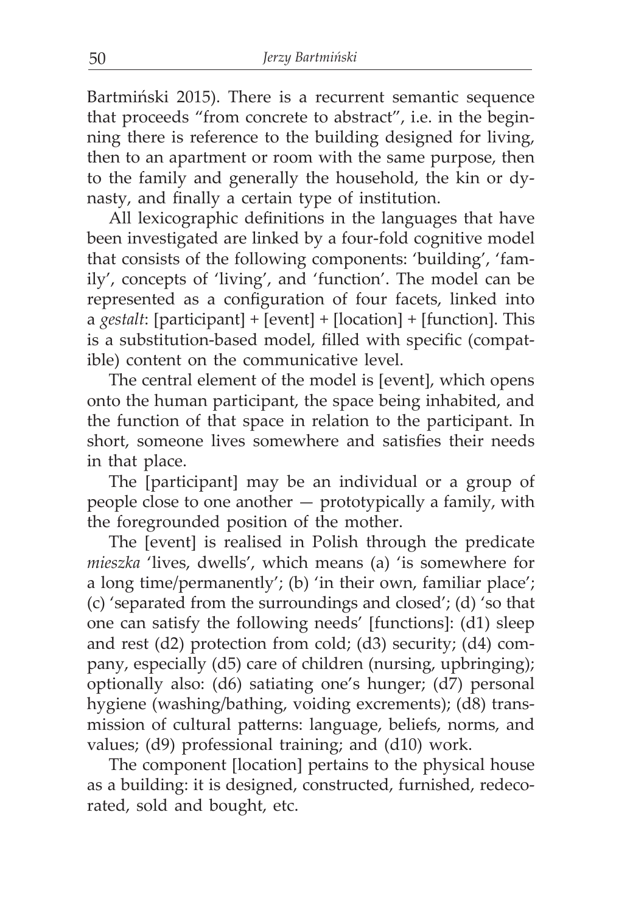Bartmiński 2015). There is a recurrent semantic sequence that proceeds "from concrete to abstract", i.e. in the beginning there is reference to the building designed for living, then to an apartment or room with the same purpose, then to the family and generally the household, the kin or dynasty, and finally a certain type of institution.

All lexicographic definitions in the languages that have been investigated are linked by a four-fold cognitive model that consists of the following components: 'building', 'family', concepts of 'living', and 'function'. The model can be represented as a configuration of four facets, linked into a *gestalt*: [participant] + [event] + [location] + [function]. This is a substitution-based model, filled with specific (compatible) content on the communicative level.

The central element of the model is [event], which opens onto the human participant, the space being inhabited, and the function of that space in relation to the participant. In short, someone lives somewhere and satisfies their needs in that place.

The [participant] may be an individual or a group of people close to one another — prototypically a family, with the foregrounded position of the mother.

The [event] is realised in Polish through the predicate *mieszka* 'lives, dwells', which means (a) 'is somewhere for a long time/permanently'; (b) 'in their own, familiar place'; (c) 'separated from the surroundings and closed'; (d) 'so that one can satisfy the following needs' [functions]: (d1) sleep and rest (d2) protection from cold; (d3) security; (d4) company, especially (d5) care of children (nursing, upbringing); optionally also: (d6) satiating one's hunger; (d7) personal hygiene (washing/bathing, voiding excrements); (d8) transmission of cultural patterns: language, beliefs, norms, and values; (d9) professional training; and (d10) work.

The component [location] pertains to the physical house as a building: it is designed, constructed, furnished, redecorated, sold and bought, etc.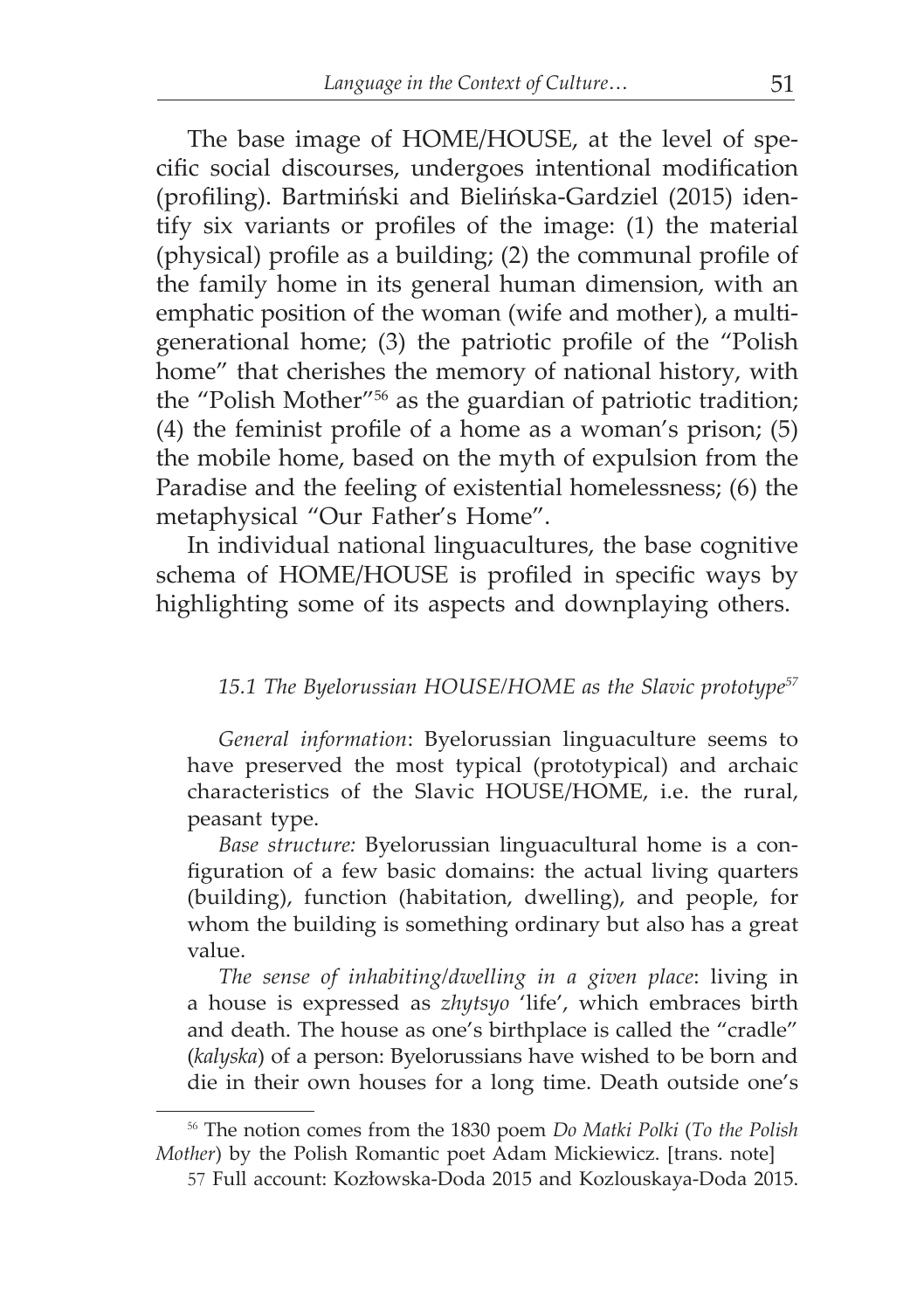The base image of HOME/HOUSE, at the level of specific social discourses, undergoes intentional modification (profiling). Bartmiński and Bielińska-Gardziel (2015) identify six variants or profiles of the image: (1) the material (physical) profile as a building; (2) the communal profile of the family home in its general human dimension, with an emphatic position of the woman (wife and mother), a multigenerational home; (3) the patriotic profile of the "Polish home" that cherishes the memory of national history, with the "Polish Mother"[56] as the guardian of patriotic tradition; (4) the feminist profile of a home as a woman's prison; (5) the mobile home, based on the myth of expulsion from the Paradise and the feeling of existential homelessness; (6) the metaphysical "Our Father's Home".

In individual national linguacultures, the base cognitive schema of HOME/HOUSE is profiled in specific ways by highlighting some of its aspects and downplaying others.

### *15.1 The Byelorussian HOUSE/HOME as the Slavic prototype*[57]

*General information*: Byelorussian linguaculture seems to have preserved the most typical (prototypical) and archaic characteristics of the Slavic HOUSE/HOME, i.e. the rural, peasant type.

*Base structure:* Byelorussian linguacultural home is a configuration of a few basic domains: the actual living quarters (building), function (habitation, dwelling), and people, for whom the building is something ordinary but also has a great value.

*The sense of inhabiting/dwelling in a given place*: living in a house is expressed as *zhytsyo* 'life', which embraces birth and death. The house as one's birthplace is called the "cradle" (*kalyska*) of a person: Byelorussians have wished to be born and die in their own houses for a long time. Death outside one's

---

[56] The notion comes from the 1830 poem *Do Matki Polki* (*To the Polish Mother*) by the Polish Romantic poet Adam Mickiewicz. [trans. note]

[57] Full account: Kozłowska-Doda 2015 and Kozlouskaya-Doda 2015.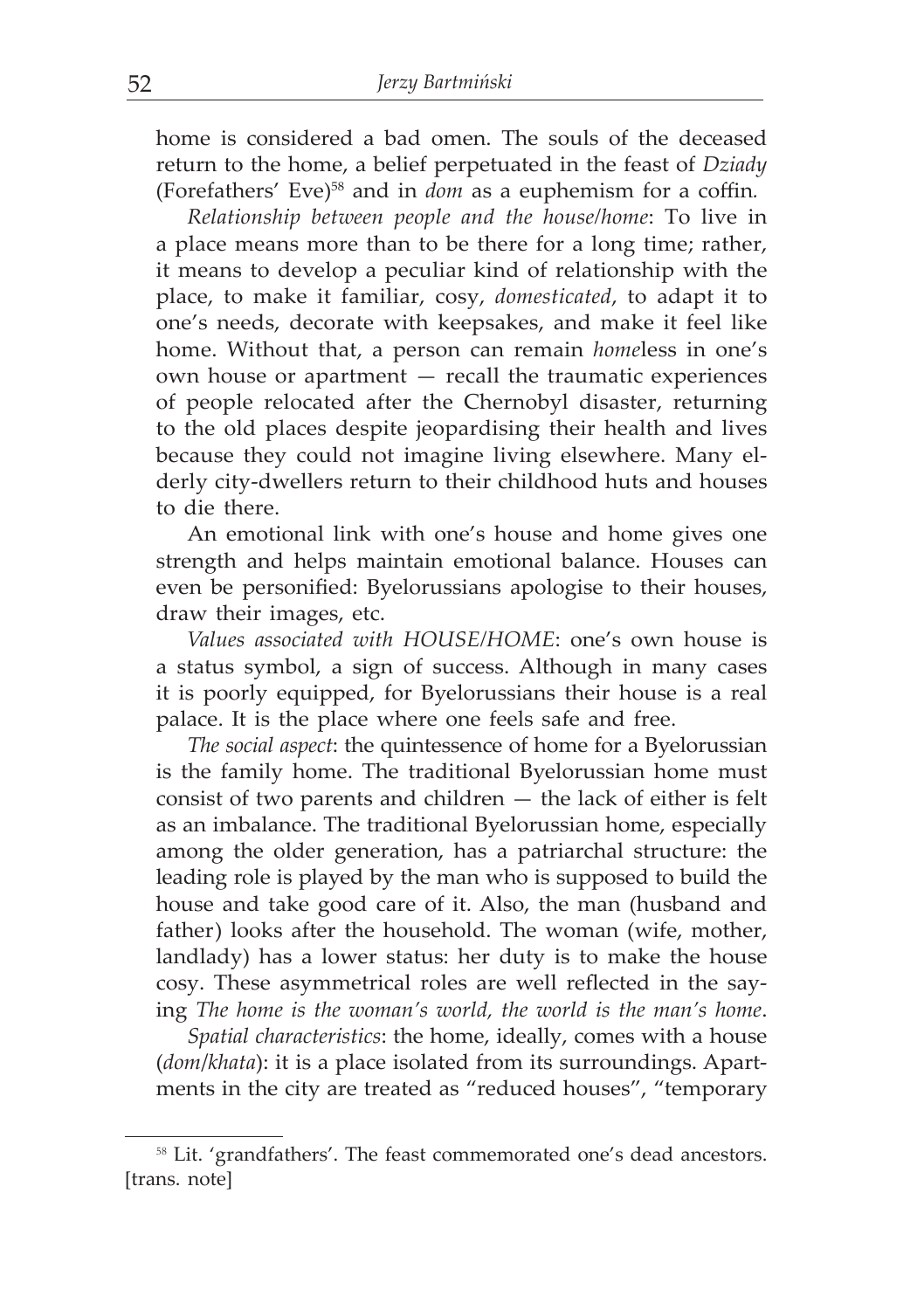home is considered a bad omen. The souls of the deceased return to the home, a belief perpetuated in the feast of *Dziady* (Forefathers' Eve)[58] and in *dom* as a euphemism for a coffin.

*Relationship between people and the house/home*: To live in a place means more than to be there for a long time; rather, it means to develop a peculiar kind of relationship with the place, to make it familiar, cosy, *domesticated*, to adapt it to one's needs, decorate with keepsakes, and make it feel like home. Without that, a person can remain *home*less in one's own house or apartment — recall the traumatic experiences of people relocated after the Chernobyl disaster, returning to the old places despite jeopardising their health and lives because they could not imagine living elsewhere. Many elderly city-dwellers return to their childhood huts and houses to die there.

An emotional link with one's house and home gives one strength and helps maintain emotional balance. Houses can even be personified: Byelorussians apologise to their houses, draw their images, etc.

*Values associated with HOUSE/HOME*: one's own house is a status symbol, a sign of success. Although in many cases it is poorly equipped, for Byelorussians their house is a real palace. It is the place where one feels safe and free.

*The social aspect*: the quintessence of home for a Byelorussian is the family home. The traditional Byelorussian home must consist of two parents and children — the lack of either is felt as an imbalance. The traditional Byelorussian home, especially among the older generation, has a patriarchal structure: the leading role is played by the man who is supposed to build the house and take good care of it. Also, the man (husband and father) looks after the household. The woman (wife, mother, landlady) has a lower status: her duty is to make the house cosy. These asymmetrical roles are well reflected in the saying *The home is the woman's world, the world is the man's home*.

*Spatial characteristics*: the home, ideally, comes with a house (*dom/khata*): it is a place isolated from its surroundings. Apartments in the city are treated as "reduced houses", "temporary

---

[58] Lit. 'grandfathers'. The feast commemorated one's dead ancestors. [trans. note]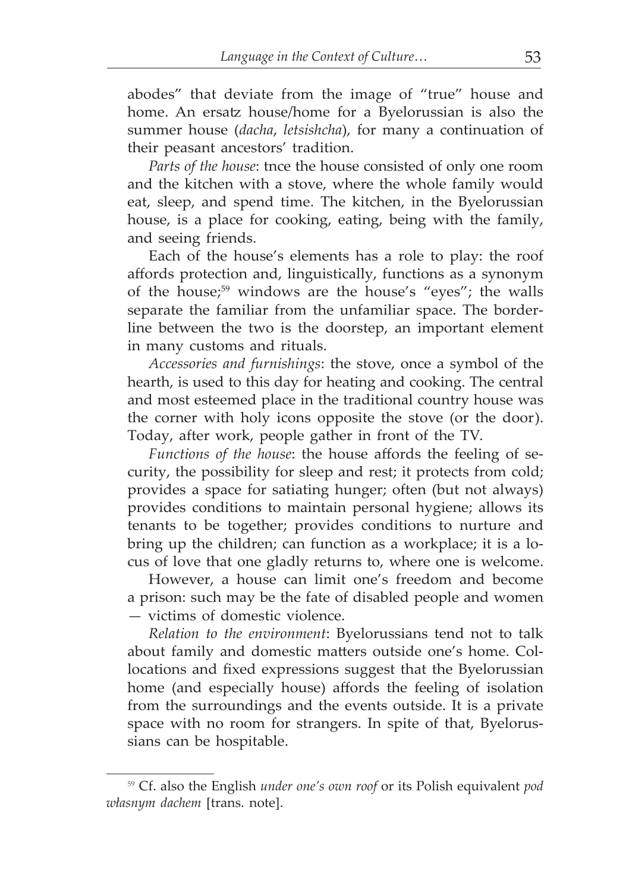abodes" that deviate from the image of "true" house and home. An ersatz house/home for a Byelorussian is also the summer house (*dacha*, *letsishcha*), for many a continuation of their peasant ancestors' tradition.

*Parts of the house*: tnce the house consisted of only one room and the kitchen with a stove, where the whole family would eat, sleep, and spend time. The kitchen, in the Byelorussian house, is a place for cooking, eating, being with the family, and seeing friends.

Each of the house's elements has a role to play: the roof affords protection and, linguistically, functions as a synonym of the house;[59] windows are the house's "eyes"; the walls separate the familiar from the unfamiliar space. The borderline between the two is the doorstep, an important element in many customs and rituals.

*Accessories and furnishings*: the stove, once a symbol of the hearth, is used to this day for heating and cooking. The central and most esteemed place in the traditional country house was the corner with holy icons opposite the stove (or the door). Today, after work, people gather in front of the TV.

*Functions of the house*: the house affords the feeling of security, the possibility for sleep and rest; it protects from cold; provides a space for satiating hunger; often (but not always) provides conditions to maintain personal hygiene; allows its tenants to be together; provides conditions to nurture and bring up the children; can function as a workplace; it is a locus of love that one gladly returns to, where one is welcome.

However, a house can limit one's freedom and become a prison: such may be the fate of disabled people and women — victims of domestic violence.

*Relation to the environment*: Byelorussians tend not to talk about family and domestic matters outside one's home. Collocations and fixed expressions suggest that the Byelorussian home (and especially house) affords the feeling of isolation from the surroundings and the events outside. It is a private space with no room for strangers. In spite of that, Byelorussians can be hospitable.

---

[59] Cf. also the English *under one's own roof* or its Polish equivalent *pod własnym dachem* [trans. note].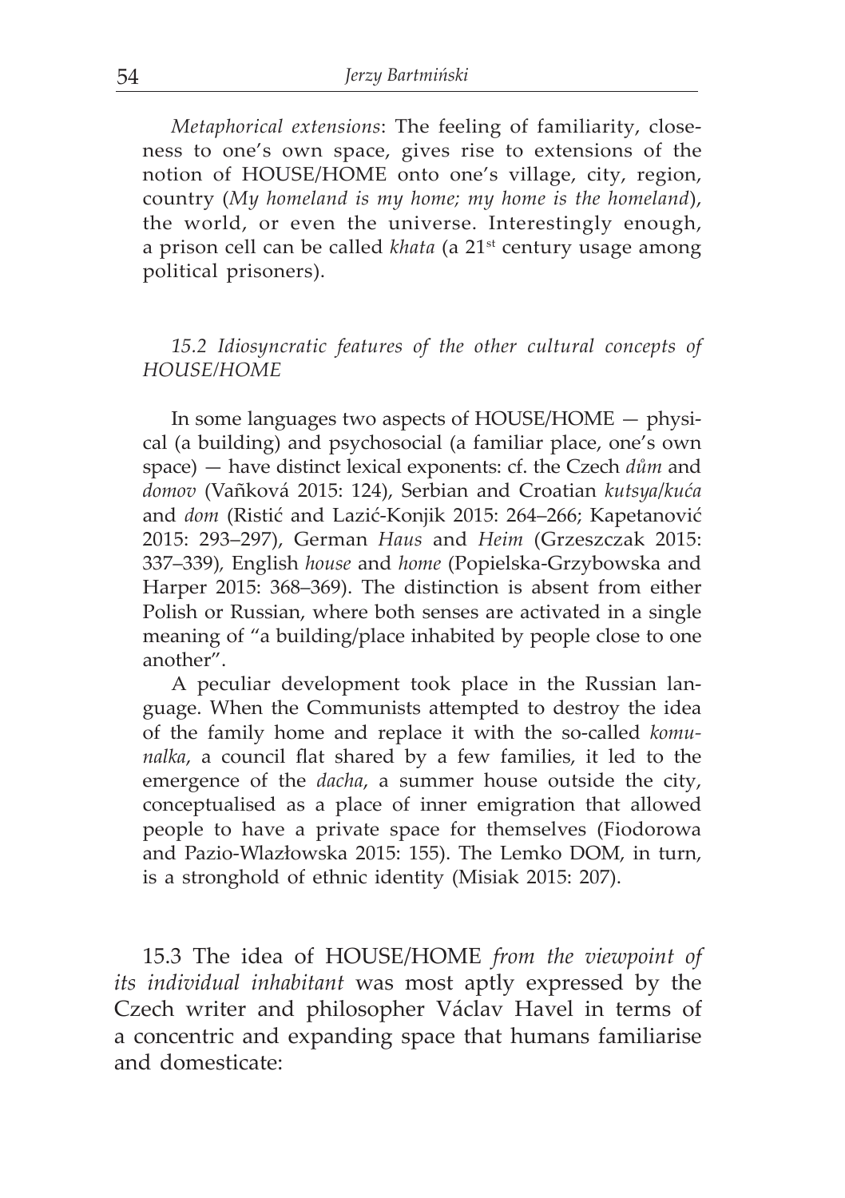*Metaphorical extensions*: The feeling of familiarity, closeness to one's own space, gives rise to extensions of the notion of HOUSE/HOME onto one's village, city, region, country (*My homeland is my home; my home is the homeland*), the world, or even the universe. Interestingly enough, a prison cell can be called *khata* (a 21st century usage among political prisoners).

### *15.2 Idiosyncratic features of the other cultural concepts of HOUSE/HOME*

In some languages two aspects of HOUSE/HOME — physical (a building) and psychosocial (a familiar place, one's own space) — have distinct lexical exponents: cf. the Czech *dům* and *domov* (Vaňková 2015: 124), Serbian and Croatian *kutsya/kuća* and *dom* (Ristić and Lazić-Konjik 2015: 264–266; Kapetanović 2015: 293–297), German *Haus* and *Heim* (Grzeszczak 2015: 337–339), English *house* and *home* (Popielska-Grzybowska and Harper 2015: 368–369). The distinction is absent from either Polish or Russian, where both senses are activated in a single meaning of "a building/place inhabited by people close to one another".

A peculiar development took place in the Russian language. When the Communists attempted to destroy the idea of the family home and replace it with the so-called *komunalka*, a council flat shared by a few families, it led to the emergence of the *dacha*, a summer house outside the city, conceptualised as a place of inner emigration that allowed people to have a private space for themselves (Fiodorowa and Pazio-Wlazłowska 2015: 155). The Lemko DOM, in turn, is a stronghold of ethnic identity (Misiak 2015: 207).

15.3 The idea of HOUSE/HOME *from the viewpoint of its individual inhabitant* was most aptly expressed by the Czech writer and philosopher Václav Havel in terms of a concentric and expanding space that humans familiarise and domesticate: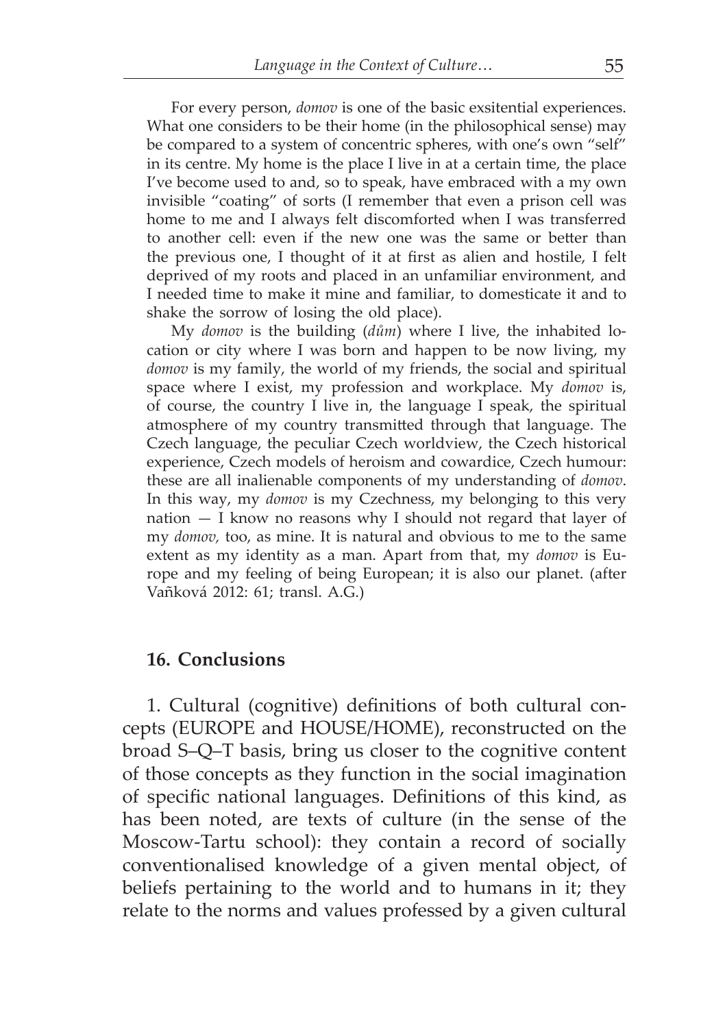For every person, *domov* is one of the basic exsitential experiences. What one considers to be their home (in the philosophical sense) may be compared to a system of concentric spheres, with one's own "self" in its centre. My home is the place I live in at a certain time, the place I've become used to and, so to speak, have embraced with a my own invisible "coating" of sorts (I remember that even a prison cell was home to me and I always felt discomforted when I was transferred to another cell: even if the new one was the same or better than the previous one, I thought of it at first as alien and hostile, I felt deprived of my roots and placed in an unfamiliar environment, and I needed time to make it mine and familiar, to domesticate it and to shake the sorrow of losing the old place).

My *domov* is the building (*dům*) where I live, the inhabited location or city where I was born and happen to be now living, my *domov* is my family, the world of my friends, the social and spiritual space where I exist, my profession and workplace. My *domov* is, of course, the country I live in, the language I speak, the spiritual atmosphere of my country transmitted through that language. The Czech language, the peculiar Czech worldview, the Czech historical experience, Czech models of heroism and cowardice, Czech humour: these are all inalienable components of my understanding of *domov*. In this way, my *domov* is my Czechness, my belonging to this very nation — I know no reasons why I should not regard that layer of my *domov,* too, as mine. It is natural and obvious to me to the same extent as my identity as a man. Apart from that, my *domov* is Europe and my feeling of being European; it is also our planet. (after Vaňková 2012: 61; transl. A.G.)

## 16. Conclusions

1. Cultural (cognitive) definitions of both cultural concepts (EUROPE and HOUSE/HOME), reconstructed on the broad S–Q–T basis, bring us closer to the cognitive content of those concepts as they function in the social imagination of specific national languages. Definitions of this kind, as has been noted, are texts of culture (in the sense of the Moscow-Tartu school): they contain a record of socially conventionalised knowledge of a given mental object, of beliefs pertaining to the world and to humans in it; they relate to the norms and values professed by a given cultural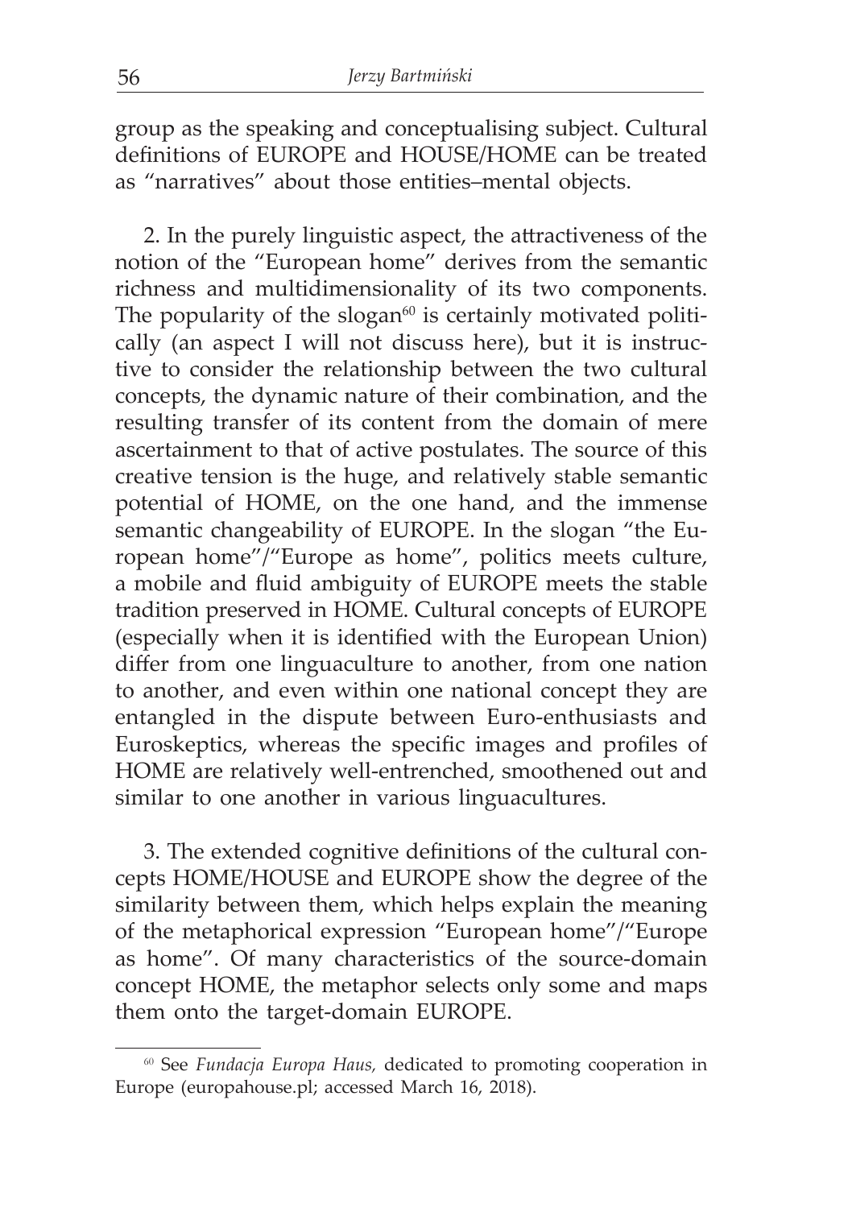group as the speaking and conceptualising subject. Cultural definitions of EUROPE and HOUSE/HOME can be treated as "narratives" about those entities–mental objects.

2. In the purely linguistic aspect, the attractiveness of the notion of the "European home" derives from the semantic richness and multidimensionality of its two components. The popularity of the slogan[60] is certainly motivated politically (an aspect I will not discuss here), but it is instructive to consider the relationship between the two cultural concepts, the dynamic nature of their combination, and the resulting transfer of its content from the domain of mere ascertainment to that of active postulates. The source of this creative tension is the huge, and relatively stable semantic potential of HOME, on the one hand, and the immense semantic changeability of EUROPE. In the slogan "the European home"/"Europe as home", politics meets culture, a mobile and fluid ambiguity of EUROPE meets the stable tradition preserved in HOME. Cultural concepts of EUROPE (especially when it is identified with the European Union) differ from one linguaculture to another, from one nation to another, and even within one national concept they are entangled in the dispute between Euro-enthusiasts and Euroskeptics, whereas the specific images and profiles of HOME are relatively well-entrenched, smoothened out and similar to one another in various linguacultures.

3. The extended cognitive definitions of the cultural concepts HOME/HOUSE and EUROPE show the degree of the similarity between them, which helps explain the meaning of the metaphorical expression "European home"/"Europe as home". Of many characteristics of the source-domain concept HOME, the metaphor selects only some and maps them onto the target-domain EUROPE.

[60] See *Fundacja Europa Haus,* dedicated to promoting cooperation in Europe (europahouse.pl; accessed March 16, 2018).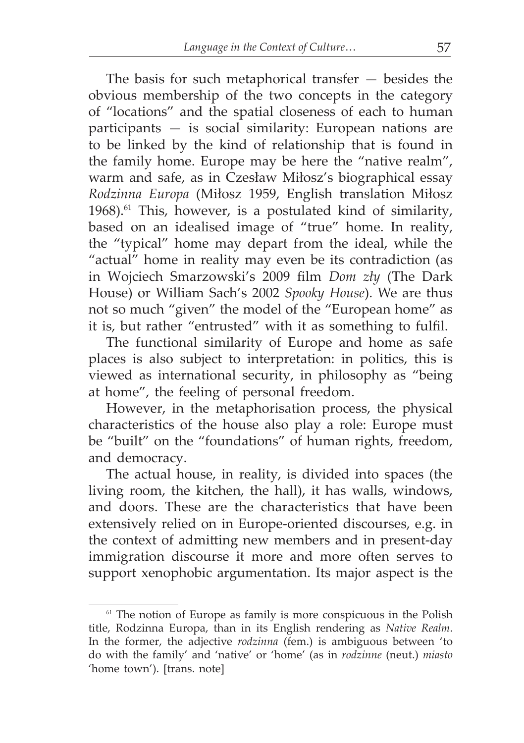The basis for such metaphorical transfer — besides the obvious membership of the two concepts in the category of "locations" and the spatial closeness of each to human participants — is social similarity: European nations are to be linked by the kind of relationship that is found in the family home. Europe may be here the "native realm", warm and safe, as in Czesław Miłosz's biographical essay *Rodzinna Europa* (Miłosz 1959, English translation Miłosz 1968).[61] This, however, is a postulated kind of similarity, based on an idealised image of "true" home. In reality, the "typical" home may depart from the ideal, while the "actual" home in reality may even be its contradiction (as in Wojciech Smarzowski's 2009 film *Dom zły* (The Dark House) or William Sach's 2002 *Spooky House*). We are thus not so much "given" the model of the "European home" as it is, but rather "entrusted" with it as something to fulfil.

The functional similarity of Europe and home as safe places is also subject to interpretation: in politics, this is viewed as international security, in philosophy as "being at home", the feeling of personal freedom.

However, in the metaphorisation process, the physical characteristics of the house also play a role: Europe must be "built" on the "foundations" of human rights, freedom, and democracy.

The actual house, in reality, is divided into spaces (the living room, the kitchen, the hall), it has walls, windows, and doors. These are the characteristics that have been extensively relied on in Europe-oriented discourses, e.g. in the context of admitting new members and in present-day immigration discourse it more and more often serves to support xenophobic argumentation. Its major aspect is the

---

[61] The notion of Europe as family is more conspicuous in the Polish title, Rodzinna Europa, than in its English rendering as *Native Realm*. In the former, the adjective *rodzinna* (fem.) is ambiguous between 'to do with the family' and 'native' or 'home' (as in *rodzinne* (neut.) *miasto* 'home town'). [trans. note]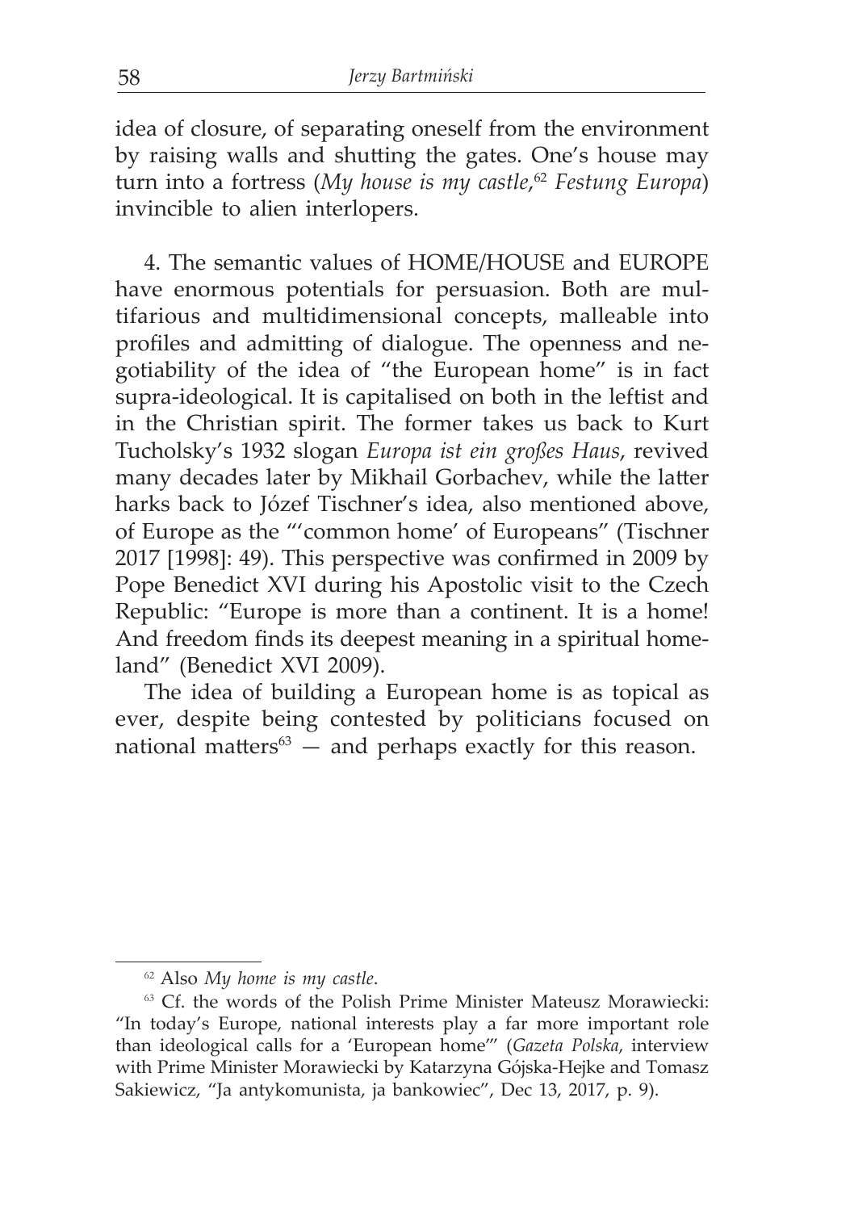idea of closure, of separating oneself from the environment by raising walls and shutting the gates. One's house may turn into a fortress (*My house is my castle*,[62] *Festung Europa*) invincible to alien interlopers.

4. The semantic values of HOME/HOUSE and EUROPE have enormous potentials for persuasion. Both are multifarious and multidimensional concepts, malleable into profiles and admitting of dialogue. The openness and negotiability of the idea of "the European home" is in fact supra-ideological. It is capitalised on both in the leftist and in the Christian spirit. The former takes us back to Kurt Tucholsky's 1932 slogan *Europa ist ein großes Haus*, revived many decades later by Mikhail Gorbachev, while the latter harks back to Józef Tischner's idea, also mentioned above, of Europe as the "'common home' of Europeans" (Tischner 2017 [1998]: 49). This perspective was confirmed in 2009 by Pope Benedict XVI during his Apostolic visit to the Czech Republic: "Europe is more than a continent. It is a home! And freedom finds its deepest meaning in a spiritual homeland" (Benedict XVI 2009).

The idea of building a European home is as topical as ever, despite being contested by politicians focused on national matters[63] — and perhaps exactly for this reason.

---

[62] Also *My home is my castle*.

[63] Cf. the words of the Polish Prime Minister Mateusz Morawiecki: "In today's Europe, national interests play a far more important role than ideological calls for a 'European home'" (*Gazeta Polska*, interview with Prime Minister Morawiecki by Katarzyna Gójska-Hejke and Tomasz Sakiewicz, "Ja antykomunista, ja bankowiec", Dec 13, 2017, p. 9).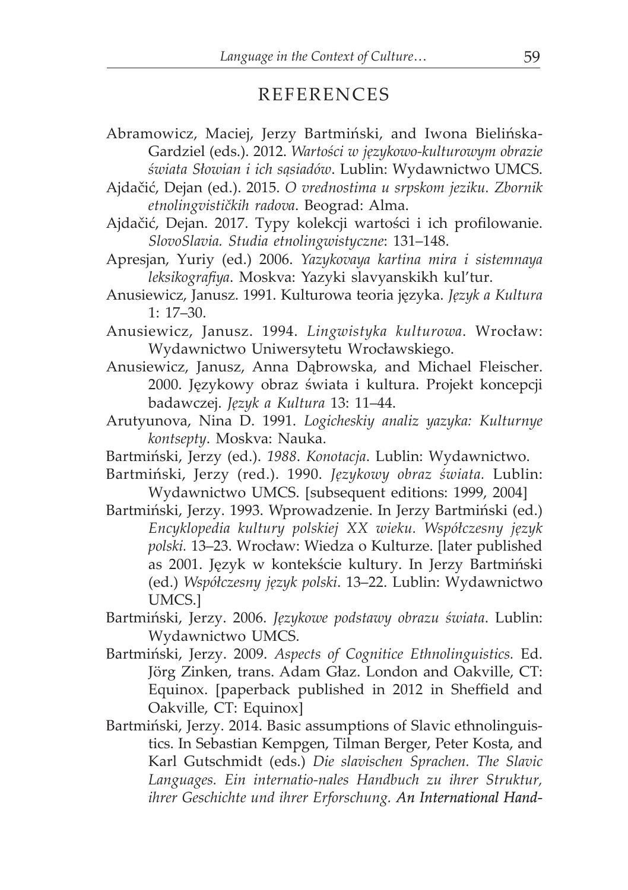## REFERENCES

Abramowicz, Maciej, Jerzy Bartmiński, and Iwona Bielińska-Gardziel (eds.). 2012. *Wartości w językowo-kulturowym obrazie świata Słowian i ich sąsiadów*. Lublin: Wydawnictwo UMCS.

Ajdačić, Dejan (ed.). 2015. *O vrednostima u srpskom jeziku. Zbornik etnolingvističkih radova*. Beograd: Alma.

Ajdačić, Dejan. 2017. Typy kolekcji wartości i ich profilowanie. *SlovoSlavia. Studia etnolingwistyczne*: 131–148.

Apresjan, Yuriy (ed.) 2006. *Yazykovaya kartina mira i sistemnaya leksikografiya*. Moskva: Yazyki slavyanskikh kul'tur.

Anusiewicz, Janusz. 1991. Kulturowa teoria języka. *Język a Kultura* 1: 17–30.

Anusiewicz, Janusz. 1994. *Lingwistyka kulturowa*. Wrocław: Wydawnictwo Uniwersytetu Wrocławskiego.

Anusiewicz, Janusz, Anna Dąbrowska, and Michael Fleischer. 2000. Językowy obraz świata i kultura. Projekt koncepcji badawczej. *Język a Kultura* 13: 11–44.

Arutyunova, Nina D. 1991. *Logicheskiy analiz yazyka: Kulturnye kontsepty*. Moskva: Nauka.

Bartmiński, Jerzy (ed.). *1988*. *Konotacja*. Lublin: Wydawnictwo.

Bartmiński, Jerzy (red.). 1990. *Językowy obraz świata.* Lublin: Wydawnictwo UMCS. [subsequent editions: 1999, 2004]

Bartmiński, Jerzy. 1993. Wprowadzenie. In Jerzy Bartmiński (ed.) *Encyklopedia kultury polskiej XX wieku. Współczesny język polski.* 13–23. Wrocław: Wiedza o Kulturze. [later published as 2001. Język w kontekście kultury. In Jerzy Bartmiński (ed.) *Współczesny język polski*. 13–22. Lublin: Wydawnictwo UMCS.]

Bartmiński, Jerzy. 2006. *Językowe podstawy obrazu świata*. Lublin: Wydawnictwo UMCS.

Bartmiński, Jerzy. 2009. *Aspects of Cognitice Ethnolinguistics.* Ed. Jörg Zinken, trans. Adam Głaz. London and Oakville, CT: Equinox. [paperback published in 2012 in Sheffield and Oakville, CT: Equinox]

Bartmiński, Jerzy. 2014. Basic assumptions of Slavic ethnolinguistics. In Sebastian Kempgen, Tilman Berger, Peter Kosta, and Karl Gutschmidt (eds.) *Die slavischen Sprachen. The Slavic Languages. Ein internatio-nales Handbuch zu ihrer Struktur, ihrer Geschichte und ihrer Erforschung. An International Hand-*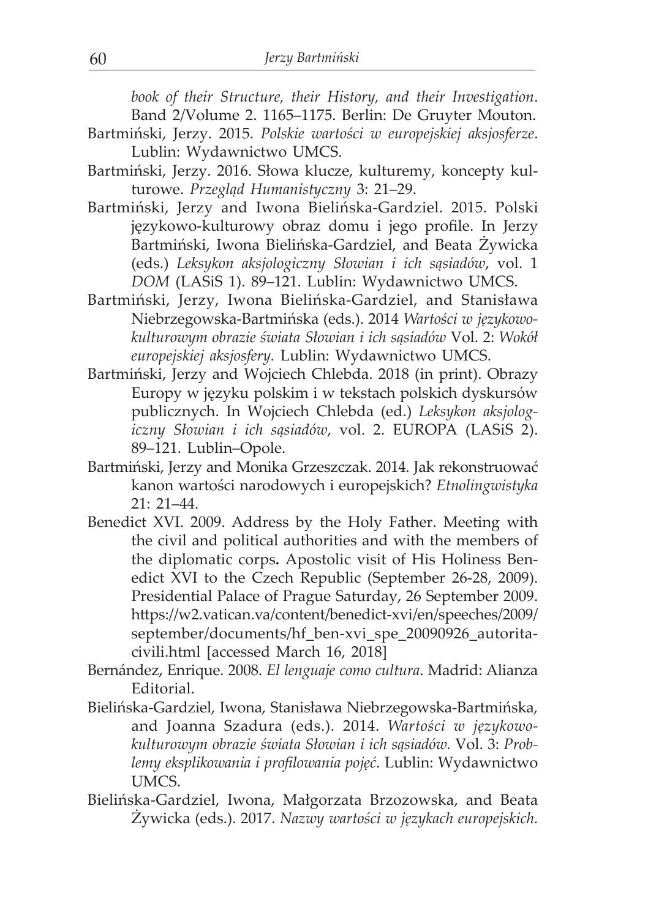*book of their Structure, their History, and their Investigation*. Band 2/Volume 2. 1165–1175. Berlin: De Gruyter Mouton.

Bartmiński, Jerzy. 2015. *Polskie wartości w europejskiej aksjosferze*. Lublin: Wydawnictwo UMCS.

Bartmiński, Jerzy. 2016. Słowa klucze, kulturemy, koncepty kulturowe. *Przegląd Humanistyczny* 3: 21–29.

Bartmiński, Jerzy and Iwona Bielińska-Gardziel. 2015. Polski językowo-kulturowy obraz domu i jego profile. In Jerzy Bartmiński, Iwona Bielińska-Gardziel, and Beata Żywicka (eds.) *Leksykon aksjologiczny Słowian i ich sąsiadów*, vol. 1 *DOM* (LASiS 1). 89–121. Lublin: Wydawnictwo UMCS.

Bartmiński, Jerzy, Iwona Bielińska-Gardziel, and Stanisława Niebrzegowska-Bartmińska (eds.). 2014 *Wartości w językowo-kulturowym obrazie świata Słowian i ich sąsiadów* Vol. 2: *Wokół europejskiej aksjosfery*. Lublin: Wydawnictwo UMCS.

Bartmiński, Jerzy and Wojciech Chlebda. 2018 (in print). Obrazy Europy w języku polskim i w tekstach polskich dyskursów publicznych. In Wojciech Chlebda (ed.) *Leksykon aksjologiczny Słowian i ich sąsiadów*, vol. 2. EUROPA (LASiS 2). 89–121. Lublin–Opole.

Bartmiński, Jerzy and Monika Grzeszczak. 2014. Jak rekonstruować kanon wartości narodowych i europejskich? *Etnolingwistyka* 21: 21–44.

Benedict XVI. 2009. Address by the Holy Father. Meeting with the civil and political authorities and with the members of the diplomatic corps**.** Apostolic visit of His Holiness Benedict XVI to the Czech Republic (September 26-28, 2009). Presidential Palace of Prague Saturday, 26 September 2009. https://w2.vatican.va/content/benedict-xvi/en/speeches/2009/september/documents/hf_ben-xvi_spe_20090926_autorita-civili.html [accessed March 16, 2018]

Bernández, Enrique. 2008. *El lenguaje como cultura*. Madrid: Alianza Editorial.

Bielińska-Gardziel, Iwona, Stanisława Niebrzegowska-Bartmińska, and Joanna Szadura (eds.). 2014. *Wartości w językowo-kulturowym obrazie świata Słowian i ich sąsiadów*. Vol. 3: *Problemy eksplikowania i profilowania pojęć*. Lublin: Wydawnictwo UMCS.

Bielińska-Gardziel, Iwona, Małgorzata Brzozowska, and Beata Żywicka (eds.). 2017. *Nazwy wartości w językach europejskich.*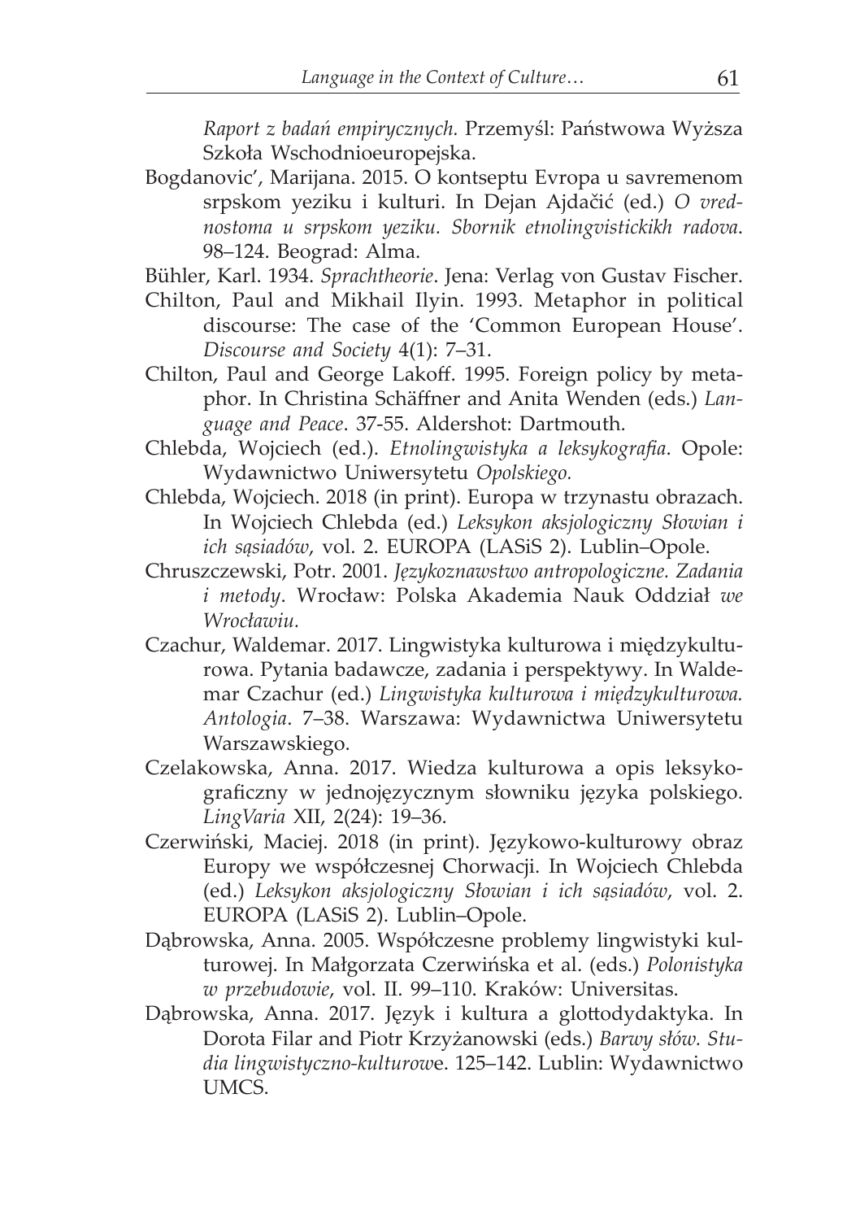*Raport z badań empirycznych.* Przemyśl: Państwowa Wyższa Szkoła Wschodnioeuropejska.

Bogdanovic', Marijana. 2015. O kontseptu Evropa u savremenom srpskom yeziku i kulturi. In Dejan Ajdačić (ed.) *O vrednostoma u srpskom yeziku. Sbornik etnolingvistickikh radova*. 98–124. Beograd: Alma.

Bühler, Karl. 1934. *Sprachtheorie*. Jena: Verlag von Gustav Fischer.

Chilton, Paul and Mikhail Ilyin. 1993. Metaphor in political discourse: The case of the 'Common European House'. *Discourse and Society* 4(1): 7–31.

Chilton, Paul and George Lakoff. 1995. Foreign policy by metaphor. In Christina Schäffner and Anita Wenden (eds.) *Language and Peace*. 37-55. Aldershot: Dartmouth.

Chlebda, Wojciech (ed.). *Etnolingwistyka a leksykografia*. Opole: Wydawnictwo Uniwersytetu *Opolskiego.*

Chlebda, Wojciech. 2018 (in print). Europa w trzynastu obrazach. In Wojciech Chlebda (ed.) *Leksykon aksjologiczny Słowian i ich sąsiadów*, vol. 2. EUROPA (LASiS 2). Lublin–Opole.

Chruszczewski, Potr. 2001. *Językoznawstwo antropologiczne. Zadania i metody*. Wrocław: Polska Akademia Nauk Oddział *we Wrocławiu.*

Czachur, Waldemar. 2017. Lingwistyka kulturowa i międzykulturowa. Pytania badawcze, zadania i perspektywy. In Waldemar Czachur (ed.) *Lingwistyka kulturowa i międzykulturowa. Antologia*. 7–38. Warszawa: Wydawnictwa Uniwersytetu Warszawskiego.

Czelakowska, Anna. 2017. Wiedza kulturowa a opis leksykograficzny w jednojęzycznym słowniku języka polskiego. *LingVaria* XII, 2(24): 19–36.

Czerwiński, Maciej. 2018 (in print). Językowo-kulturowy obraz Europy we współczesnej Chorwacji. In Wojciech Chlebda (ed.) *Leksykon aksjologiczny Słowian i ich sąsiadów*, vol. 2. EUROPA (LASiS 2). Lublin–Opole.

Dąbrowska, Anna. 2005. Współczesne problemy lingwistyki kulturowej. In Małgorzata Czerwińska et al. (eds.) *Polonistyka w przebudowie*, vol. II. 99–110. Kraków: Universitas.

Dąbrowska, Anna. 2017. Język i kultura a glottodydaktyka. In Dorota Filar and Piotr Krzyżanowski (eds.) *Barwy słów. Studia lingwistyczno-kulturow*e. 125–142. Lublin: Wydawnictwo UMCS.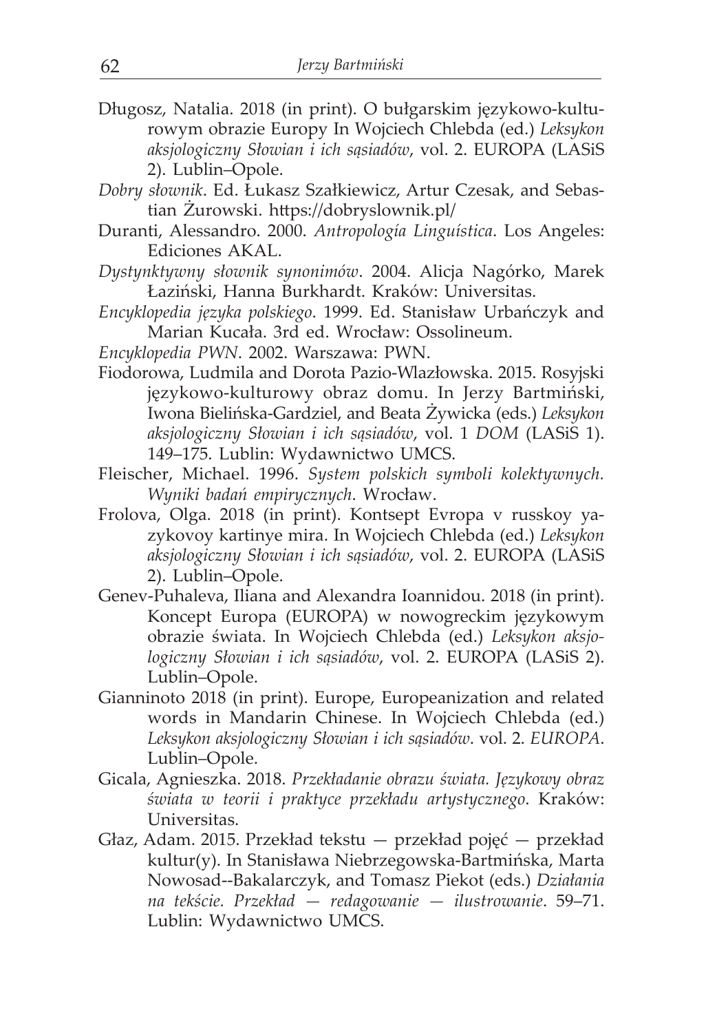Długosz, Natalia. 2018 (in print). O bułgarskim językowo-kulturowym obrazie Europy In Wojciech Chlebda (ed.) *Leksykon aksjologiczny Słowian i ich sąsiadów*, vol. 2. EUROPA (LASiS 2). Lublin–Opole.

*Dobry słownik*. Ed. Łukasz Szałkiewicz, Artur Czesak, and Sebastian Żurowski. https://dobryslownik.pl/

Duranti, Alessandro. 2000. *Antropología Linguística*. Los Angeles: Ediciones AKAL.

*Dystynktywny słownik synonimów*. 2004. Alicja Nagórko, Marek Łaziński, Hanna Burkhardt. Kraków: Universitas.

*Encyklopedia języka polskiego*. 1999. Ed. Stanisław Urbańczyk and Marian Kucała. 3rd ed. Wrocław: Ossolineum.

*Encyklopedia PWN*. 2002. Warszawa: PWN.

Fiodorowa, Ludmila and Dorota Pazio-Wlazłowska. 2015. Rosyjski językowo-kulturowy obraz domu. In Jerzy Bartmiński, Iwona Bielińska-Gardziel, and Beata Żywicka (eds.) *Leksykon aksjologiczny Słowian i ich sąsiadów*, vol. 1 *DOM* (LASiS 1). 149–175. Lublin: Wydawnictwo UMCS.

Fleischer, Michael. 1996. *System polskich symboli kolektywnych. Wyniki badań empirycznych*. Wrocław.

Frolova, Olga. 2018 (in print). Kontsept Evropa v russkoy yazykovoy kartinye mira. In Wojciech Chlebda (ed.) *Leksykon aksjologiczny Słowian i ich sąsiadów*, vol. 2. EUROPA (LASiS 2). Lublin–Opole.

Genev-Puhaleva, Iliana and Alexandra Ioannidou. 2018 (in print). Koncept Europa (EUROPA) w nowogreckim językowym obrazie świata. In Wojciech Chlebda (ed.) *Leksykon aksjologiczny Słowian i ich sąsiadów*, vol. 2. EUROPA (LASiS 2). Lublin–Opole.

Gianninoto 2018 (in print). Europe, Europeanization and related words in Mandarin Chinese. In Wojciech Chlebda (ed.) *Leksykon aksjologiczny Słowian i ich sąsiadów*. vol. 2. *EUROPA*. Lublin–Opole.

Gicala, Agnieszka. 2018. *Przekładanie obrazu świata. Językowy obraz świata w teorii i praktyce przekładu artystycznego*. Kraków: Universitas.

Głaz, Adam. 2015. Przekład tekstu — przekład pojęć — przekład kultur(y). In Stanisława Niebrzegowska-Bartmińska, Marta Nowosad--Bakalarczyk, and Tomasz Piekot (eds.) *Działania na tekście. Przekład — redagowanie — ilustrowanie*. 59–71. Lublin: Wydawnictwo UMCS.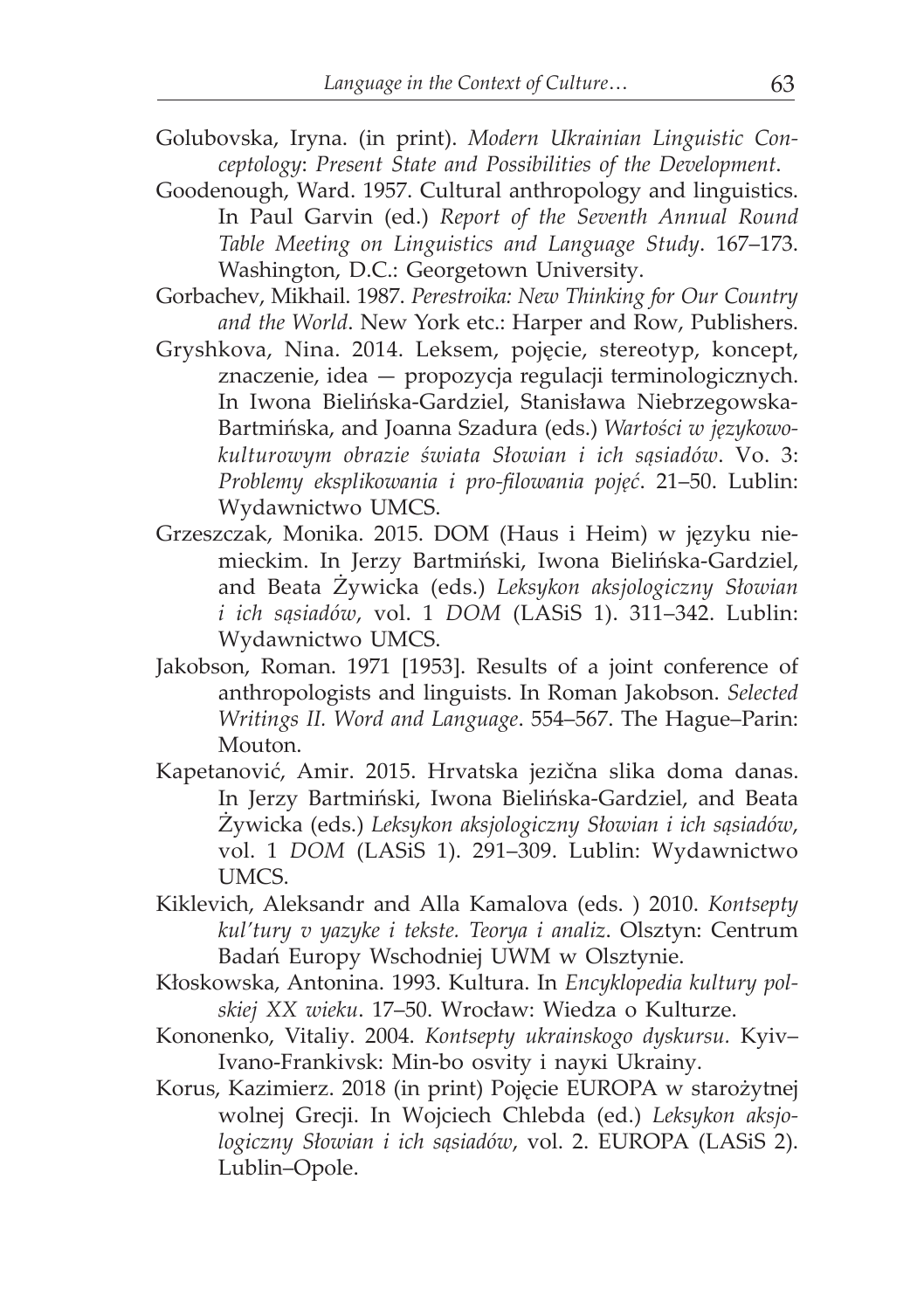Golubovska, Iryna. (in print). *Modern Ukrainian Linguistic Conceptology*: *Present State and Possibilities of the Development*.

Goodenough, Ward. 1957. Cultural anthropology and linguistics. In Paul Garvin (ed.) *Report of the Seventh Annual Round Table Meeting on Linguistics and Language Study*. 167–173. Washington, D.C.: Georgetown University.

Gorbachev, Mikhail. 1987. *Perestroika: New Thinking for Our Country and the World*. New York etc.: Harper and Row, Publishers.

Gryshkova, Nina. 2014. Leksem, pojęcie, stereotyp, koncept, znaczenie, idea — propozycja regulacji terminologicznych. In Iwona Bielińska-Gardziel, Stanisława Niebrzegowska-Bartmińska, and Joanna Szadura (eds.) *Wartości w językowo-kulturowym obrazie świata Słowian i ich sąsiadów*. Vo. 3: *Problemy eksplikowania i pro-filowania pojęć*. 21–50. Lublin: Wydawnictwo UMCS.

Grzeszczak, Monika. 2015. DOM (Haus i Heim) w języku niemieckim. In Jerzy Bartmiński, Iwona Bielińska-Gardziel, and Beata Żywicka (eds.) *Leksykon aksjologiczny Słowian i ich sąsiadów*, vol. 1 *DOM* (LASiS 1). 311–342. Lublin: Wydawnictwo UMCS.

Jakobson, Roman. 1971 [1953]. Results of a joint conference of anthropologists and linguists. In Roman Jakobson. *Selected Writings II. Word and Language*. 554–567. The Hague–Parin: Mouton.

Kapetanović, Amir. 2015. Hrvatska jezična slika doma danas. In Jerzy Bartmiński, Iwona Bielińska-Gardziel, and Beata Żywicka (eds.) *Leksykon aksjologiczny Słowian i ich sąsiadów*, vol. 1 *DOM* (LASiS 1). 291–309. Lublin: Wydawnictwo UMCS.

Kiklevich, Aleksandr and Alla Kamalova (eds. ) 2010. *Kontsepty kul'tury v yazyke i tekste. Teorya i analiz*. Olsztyn: Centrum Badań Europy Wschodniej UWM w Olsztynie.

Kłoskowska, Antonina. 1993. Kultura. In *Encyklopedia kultury polskiej XX wieku*. 17–50. Wrocław: Wiedza o Kulturze.

Kononenko, Vitaliy. 2004. *Kontsepty ukrainskogo dyskursu.* Kyiv–Ivano-Frankivsk: Min-bo osvity i nayкi Ukrainy.

Korus, Kazimierz. 2018 (in print) Pojęcie EUROPA w starożytnej wolnej Grecji. In Wojciech Chlebda (ed.) *Leksykon aksjologiczny Słowian i ich sąsiadów*, vol. 2. EUROPA (LASiS 2). Lublin–Opole.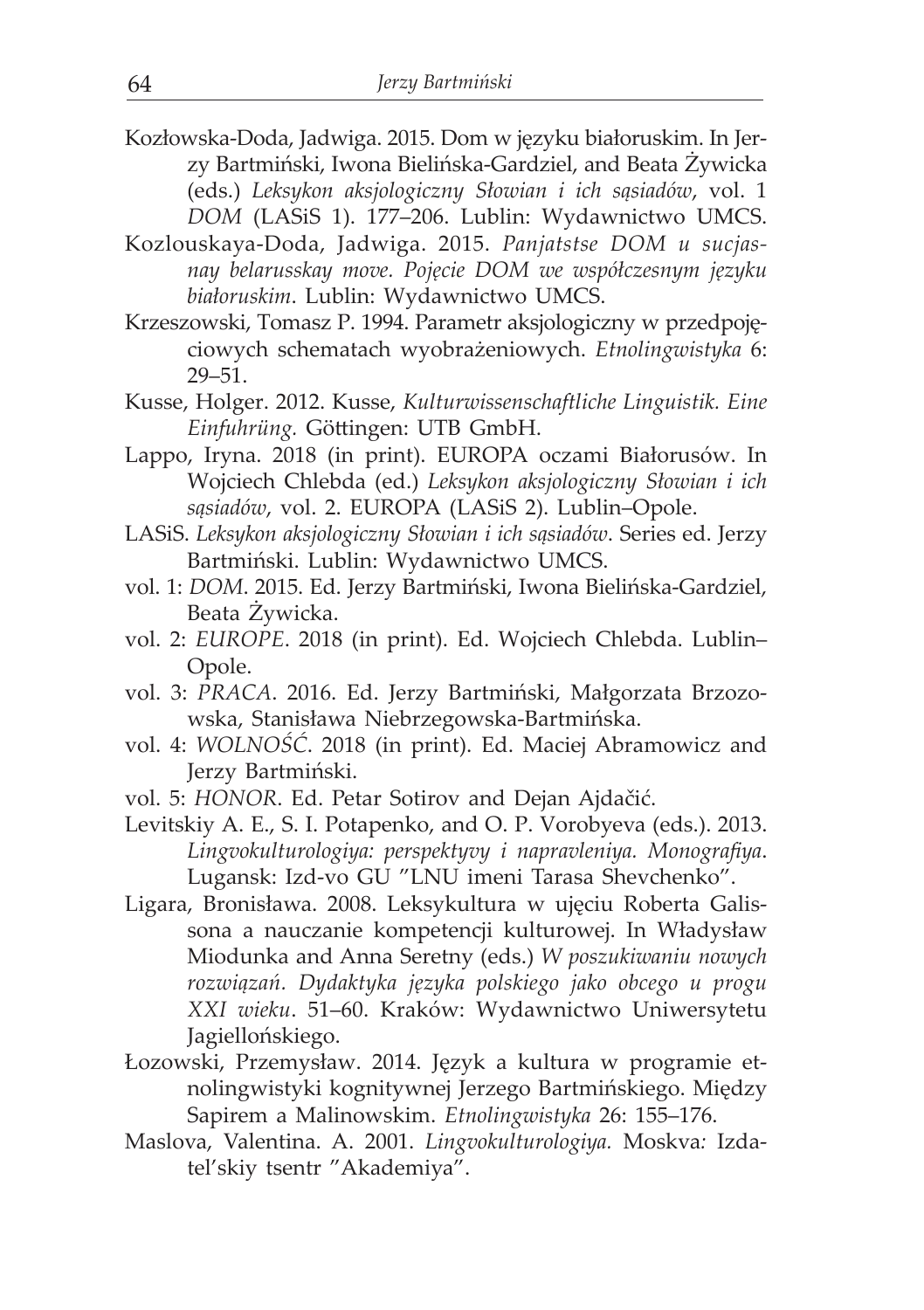Kozłowska-Doda, Jadwiga. 2015. Dom w języku białoruskim. In Jerzy Bartmiński, Iwona Bielińska-Gardziel, and Beata Żywicka (eds.) *Leksykon aksjologiczny Słowian i ich sąsiadów*, vol. 1 *DOM* (LASiS 1). 177–206. Lublin: Wydawnictwo UMCS.

Kozlouskaya-Doda, Jadwiga. 2015. *Panjatstse DOM u sucjasnay belarusskay move. Pojęcie DOM we współczesnym języku białoruskim*. Lublin: Wydawnictwo UMCS.

Krzeszowski, Tomasz P. 1994. Parametr aksjologiczny w przedpojęciowych schematach wyobrażeniowych. *Etnolingwistyka* 6: 29–51.

Kusse, Holger. 2012. Kusse, *Kulturwissenschaftliche Linguistik. Eine Einfuhrüng.* Göttingen: UTB GmbH.

Lappo, Iryna. 2018 (in print). EUROPA oczami Białorusów. In Wojciech Chlebda (ed.) *Leksykon aksjologiczny Słowian i ich sąsiadów*, vol. 2. EUROPA (LASiS 2). Lublin–Opole.

LASiS. *Leksykon aksjologiczny Słowian i ich sąsiadów*. Series ed. Jerzy Bartmiński. Lublin: Wydawnictwo UMCS.

vol. 1: *DOM*. 2015. Ed. Jerzy Bartmiński, Iwona Bielińska-Gardziel, Beata Żywicka.

vol. 2: *EUROPE*. 2018 (in print). Ed. Wojciech Chlebda. Lublin–Opole.

vol. 3: *PRACA*. 2016. Ed. Jerzy Bartmiński, Małgorzata Brzozowska, Stanisława Niebrzegowska-Bartmińska.

vol. 4: *WOLNOŚĆ*. 2018 (in print). Ed. Maciej Abramowicz and Jerzy Bartmiński.

vol. 5: *HONOR*. Ed. Petar Sotirov and Dejan Ajdačić.

Levitskiy A. E., S. I. Potapenko, and O. P. Vorobyeva (eds.). 2013. *Lingvokulturologiya: perspektyvy i napravleniya. Monografiya*. Lugansk: Izd-vo GU "LNU imeni Tarasa Shevchenko".

Ligara, Bronisława. 2008. Leksykultura w ujęciu Roberta Galissona a nauczanie kompetencji kulturowej. In Władysław Miodunka and Anna Seretny (eds.) *W poszukiwaniu nowych rozwiązań. Dydaktyka języka polskiego jako obcego u progu XXI wieku*. 51–60. Kraków: Wydawnictwo Uniwersytetu Jagiellońskiego.

Łozowski, Przemysław. 2014. Język a kultura w programie etnolingwistyki kognitywnej Jerzego Bartmińskiego. Między Sapirem a Malinowskim. *Etnolingwistyka* 26: 155–176.

Maslova, Valentina. A. 2001. *Lingvokulturologiya.* Moskva: Izdatel'skiy tsentr "Akademiya".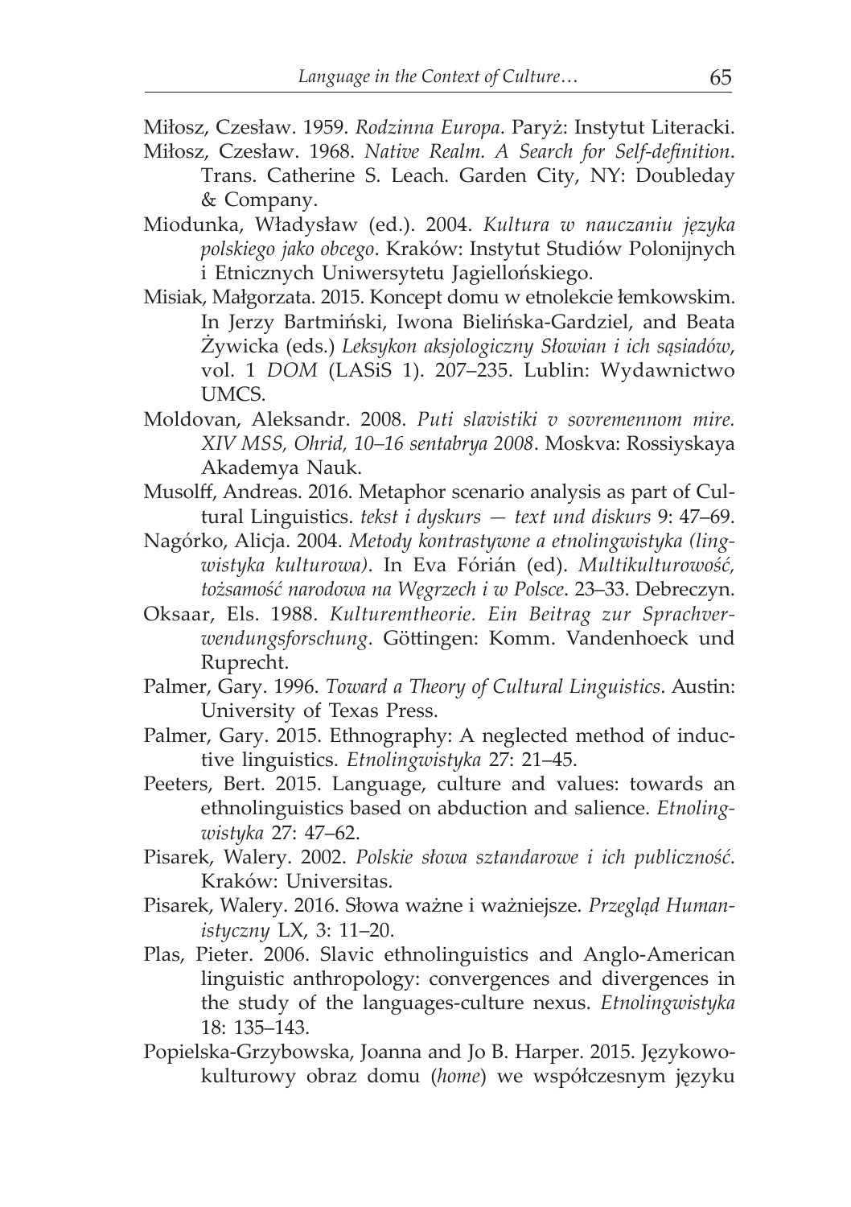Miłosz, Czesław. 1959. *Rodzinna Europa*. Paryż: Instytut Literacki.

Miłosz, Czesław. 1968. *Native Realm. A Search for Self-definition*. Trans. Catherine S. Leach. Garden City, NY: Doubleday & Company.

Miodunka, Władysław (ed.). 2004. *Kultura w nauczaniu języka polskiego jako obcego*. Kraków: Instytut Studiów Polonijnych i Etnicznych Uniwersytetu Jagiellońskiego.

Misiak, Małgorzata. 2015. Koncept domu w etnolekcie łemkowskim. In Jerzy Bartmiński, Iwona Bielińska-Gardziel, and Beata Żywicka (eds.) *Leksykon aksjologiczny Słowian i ich sąsiadów*, vol. 1 *DOM* (LASiS 1). 207–235. Lublin: Wydawnictwo UMCS.

Moldovan, Aleksandr. 2008. *Puti slavistiki v sovremennom mire. XIV MSS, Ohrid, 10–16 sentabrya 2008*. Moskva: Rossiyskaya Akademya Nauk.

Musolff, Andreas. 2016. Metaphor scenario analysis as part of Cultural Linguistics. *tekst i dyskurs — text und diskurs* 9: 47–69.

Nagórko, Alicja. 2004. *Metody kontrastywne a etnolingwistyka (lingwistyka kulturowa)*. In Eva Fórián (ed). *Multikulturowość, tożsamość narodowa na Węgrzech i w Polsce*. 23–33. Debreczyn.

Oksaar, Els. 1988. *Kulturemtheorie. Ein Beitrag zur Sprachverwendungsforschung*. Göttingen: Komm. Vandenhoeck und Ruprecht.

Palmer, Gary. 1996. *Toward a Theory of Cultural Linguistics*. Austin: University of Texas Press.

Palmer, Gary. 2015. Ethnography: A neglected method of inductive linguistics. *Etnolingwistyka* 27: 21–45.

Peeters, Bert. 2015. Language, culture and values: towards an ethnolinguistics based on abduction and salience. *Etnolingwistyka* 27: 47–62.

Pisarek, Walery. 2002. *Polskie słowa sztandarowe i ich publiczność*. Kraków: Universitas.

Pisarek, Walery. 2016. Słowa ważne i ważniejsze. *Przegląd Humanistyczny* LX, 3: 11–20.

Plas, Pieter. 2006. Slavic ethnolinguistics and Anglo-American linguistic anthropology: convergences and divergences in the study of the languages-culture nexus. *Etnolingwistyka* 18: 135–143.

Popielska-Grzybowska, Joanna and Jo B. Harper. 2015. Językowo-kulturowy obraz domu (*home*) we współczesnym języku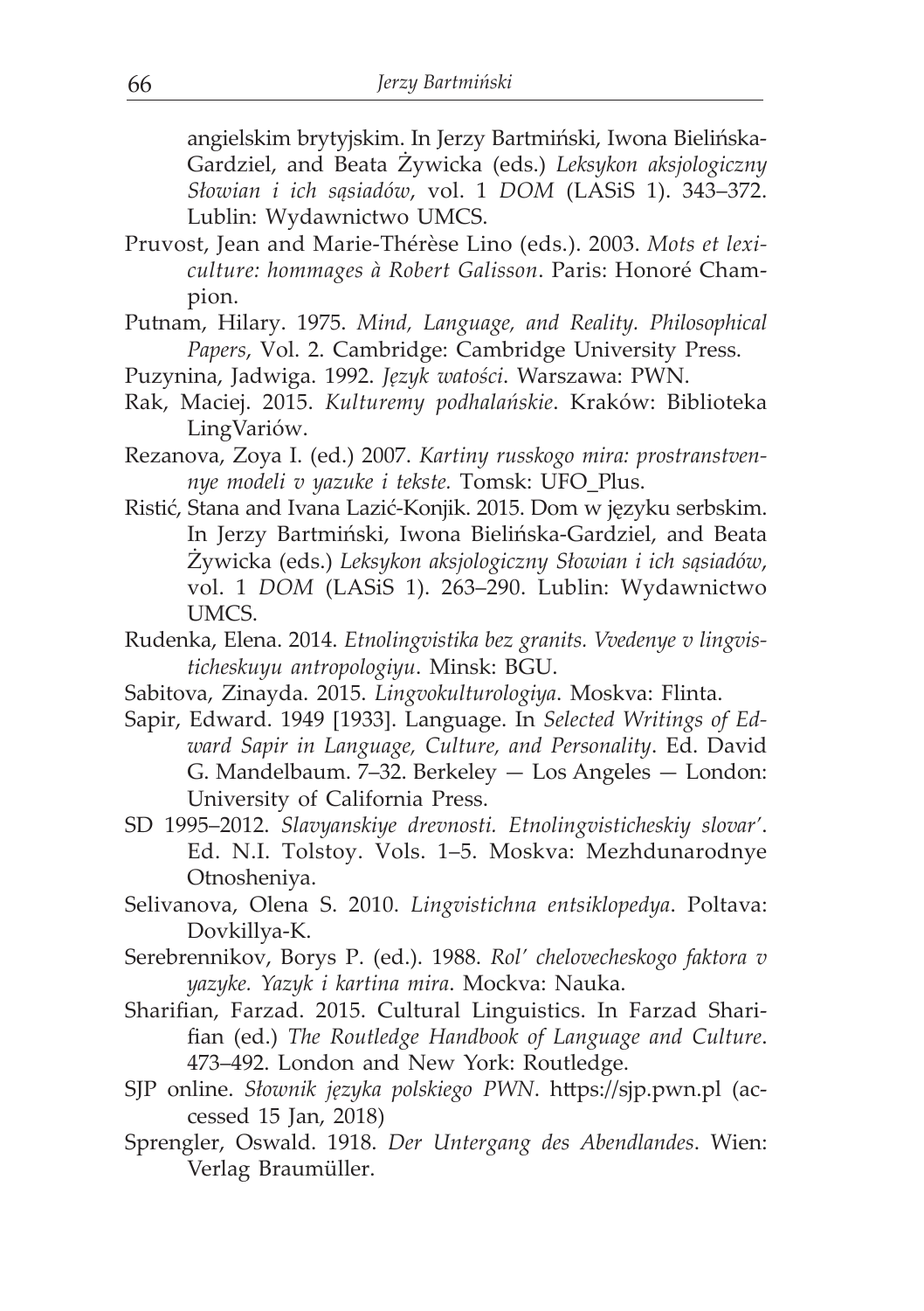angielskim brytyjskim. In Jerzy Bartmiński, Iwona Bielińska-Gardziel, and Beata Żywicka (eds.) *Leksykon aksjologiczny Słowian i ich sąsiadów*, vol. 1 *DOM* (LASiS 1). 343–372. Lublin: Wydawnictwo UMCS.

Pruvost, Jean and Marie-Thérèse Lino (eds.). 2003. *Mots et lexiculture: hommages à Robert Galisson*. Paris: Honoré Champion.

Putnam, Hilary. 1975. *Mind, Language, and Reality. Philosophical Papers*, Vol. 2. Cambridge: Cambridge University Press.

Puzynina, Jadwiga. 1992. *Język watości*. Warszawa: PWN.

Rak, Maciej. 2015. *Kulturemy podhalańskie*. Kraków: Biblioteka LingVariów.

Rezanova, Zoya I. (ed.) 2007. *Kartiny russkogo mira: prostranstvennye modeli v yazuke i tekste.* Tomsk: UFO_Plus.

Ristić, Stana and Ivana Lazić-Konjik. 2015. Dom w języku serbskim. In Jerzy Bartmiński, Iwona Bielińska-Gardziel, and Beata Żywicka (eds.) *Leksykon aksjologiczny Słowian i ich sąsiadów*, vol. 1 *DOM* (LASiS 1). 263–290. Lublin: Wydawnictwo UMCS.

Rudenka, Elena. 2014. *Etnolingvistika bez granits. Vvedenye v lingvisticheskuyu antropologiyu*. Minsk: BGU.

Sabitova, Zinayda. 2015. *Lingvokulturologiya*. Moskva: Flinta.

Sapir, Edward. 1949 [1933]. Language. In *Selected Writings of Edward Sapir in Language, Culture, and Personality*. Ed. David G. Mandelbaum. 7–32. Berkeley — Los Angeles — London: University of California Press.

SD 1995–2012. *Slavyanskiye drevnosti. Etnolingvisticheskiy slovar'*. Ed. N.I. Tolstoy. Vols. 1–5. Moskva: Mezhdunarodnye Otnosheniya.

Selivanova, Olena S. 2010. *Lingvistichna entsiklopedya*. Poltava: Dovkillya-K.

Serebrennikov, Borys P. (ed.). 1988. *Rol' chelovecheskogo faktora v yazyke. Yazyk i kartina mira.* Mockva: Nauka.

Sharifian, Farzad. 2015. Cultural Linguistics. In Farzad Sharifian (ed.) *The Routledge Handbook of Language and Culture*. 473–492. London and New York: Routledge.

SJP online. *Słownik języka polskiego PWN*. https://sjp.pwn.pl (accessed 15 Jan, 2018)

Sprengler, Oswald. 1918. *Der Untergang des Abendlandes*. Wien: Verlag Braumüller.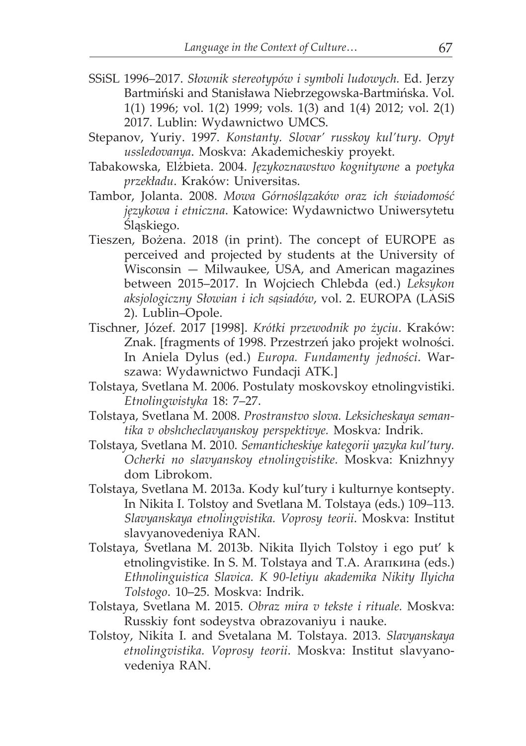SSiSL 1996–2017. *Słownik stereotypów i symboli ludowych.* Ed. Jerzy Bartmiński and Stanisława Niebrzegowska-Bartmińska. Vol. 1(1) 1996; vol. 1(2) 1999; vols. 1(3) and 1(4) 2012; vol. 2(1) 2017. Lublin: Wydawnictwo UMCS.

Stepanov, Yuriy. 1997. *Konstanty. Slovar' russkoy kul'tury. Opyt ussledovanya*. Moskva: Akademicheskiy proyekt.

Tabakowska, Elżbieta. 2004. *Językoznawstwo kognitywne* a *poetyka przekładu*. Kraków: Universitas.

Tambor, Jolanta. 2008. *Mowa Górnoślązaków oraz ich świadomość językowa i etniczna*. Katowice: Wydawnictwo Uniwersytetu Śląskiego.

Tieszen, Bożena. 2018 (in print). The concept of EUROPE as perceived and projected by students at the University of Wisconsin — Milwaukee, USA, and American magazines between 2015–2017. In Wojciech Chlebda (ed.) *Leksykon aksjologiczny Słowian i ich sąsiadów*, vol. 2. EUROPA (LASiS 2). Lublin–Opole.

Tischner, Józef. 2017 [1998]. *Krótki przewodnik po życiu*. Kraków: Znak. [fragments of 1998. Przestrzeń jako projekt wolności. In Aniela Dylus (ed.) *Europa. Fundamenty jedności*. Warszawa: Wydawnictwo Fundacji ATK.]

Tolstaya, Svetlana M. 2006. Postulaty moskovskoy etnolingvistiki. *Etnolingwistyka* 18: 7–27.

Tolstaya, Svetlana M. 2008. *Prostranstvo slova. Leksicheskaya semantika v obshcheclavyanskoy perspektivye.* Moskva*:* Indrik.

Tolstaya, Svetlana M. 2010. *Semanticheskiye kategorii yazyka kul'tury. Ocherki no slavyanskoy etnolingvistike.* Moskva: Knizhnyy dom Librokom.

Tolstaya, Svetlana M. 2013a. Kody kul'tury i kulturnye kontsepty. In Nikita I. Tolstoy and Svetlana M. Tolstaya (eds.) 109–113. *Slavyanskaya etnolingvistika. Voprosy teorii*. Moskva: Institut slavyanovedeniya RAN.

Tolstaya, Svetlana M. 2013b. Nikita Ilyich Tolstoy i ego put' k etnolingvistike. In S. M. Tolstaya and T.A. Агапкина (eds.) *Ethnolinguistica Slavica. K 90-letiyu akademika Nikity Ilyicha Tolstogo*. 10–25. Moskva: Indrik.

Tolstaya, Svetlana M. 2015. *Obraz mira v tekste i rituale.* Moskva: Russkiy font sodeystva obrazovaniyu i nauke.

Tolstoy, Nikita I. and Svetalana M. Tolstaya. 2013. *Slavyanskaya etnolingvistika. Voprosy teorii*. Moskva: Institut slavyanovedeniya RAN.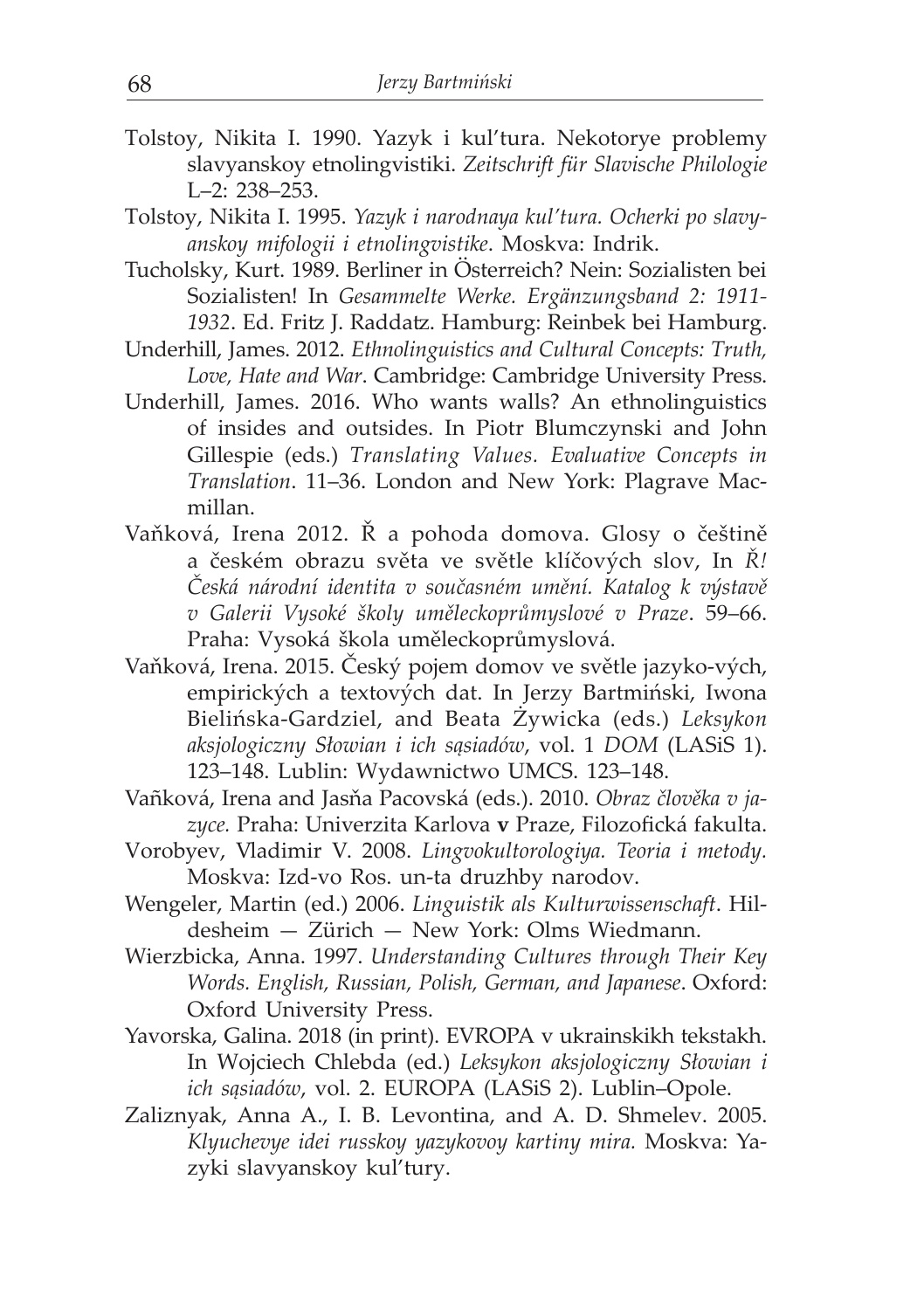Tolstoy, Nikita I. 1990. Yazyk i kul'tura. Nekotorye problemy slavyanskoy etnolingvistiki. *Zeitschrift für Slavische Philologie* L–2: 238–253.

Tolstoy, Nikita I. 1995. *Yazyk i narodnaya kul'tura. Ocherki po slavyanskoy mifologii i etnolingvistike*. Moskva: Indrik.

Tucholsky, Kurt. 1989. Berliner in Österreich? Nein: Sozialisten bei Sozialisten! In *Gesammelte Werke. Ergänzungsband 2: 1911-1932*. Ed. Fritz J. Raddatz. Hamburg: Reinbek bei Hamburg.

Underhill, James. 2012. *Ethnolinguistics and Cultural Concepts: Truth, Love, Hate and War*. Cambridge: Cambridge University Press.

Underhill, James. 2016. Who wants walls? An ethnolinguistics of insides and outsides. In Piotr Blumczynski and John Gillespie (eds.) *Translating Values. Evaluative Concepts in Translation*. 11–36. London and New York: Plagrave Macmillan.

Vaňková, Irena 2012. Ř a pohoda domova. Glosy o češtině a českém obrazu světa ve světle klíčových slov, In *Ř! Česká národní identita v současném umění. Katalog k výstavě v Galerii Vysoké školy uměleckoprůmyslové v Praze*. 59–66. Praha: Vysoká škola uměleckoprůmyslová.

Vaňková, Irena. 2015. Český pojem domov ve světle jazyko-vých, empirických a textových dat. In Jerzy Bartmiński, Iwona Bielińska-Gardziel, and Beata Żywicka (eds.) *Leksykon aksjologiczny Słowian i ich sąsiadów*, vol. 1 *DOM* (LASiS 1). 123–148. Lublin: Wydawnictwo UMCS. 123–148.

Vañková, Irena and Jasňa Pacovská (eds.). 2010. *Obraz člověka v jazyce.* Praha: Univerzita Karlova **v** Praze, Filozofická fakulta.

Vorobyev, Vladimir V. 2008. *Lingvokultorologiya. Teoria i metody.* Moskva: Izd-vo Ros. un-ta druzhby narodov.

Wengeler, Martin (ed.) 2006. *Linguistik als Kulturwissenschaft*. Hildesheim — Zürich — New York: Olms Wiedmann.

Wierzbicka, Anna. 1997. *Understanding Cultures through Their Key Words. English, Russian, Polish, German, and Japanese*. Oxford: Oxford University Press.

Yavorska, Galina. 2018 (in print). EVROPA v ukrainskikh tekstakh. In Wojciech Chlebda (ed.) *Leksykon aksjologiczny Słowian i ich sąsiadów*, vol. 2. EUROPA (LASiS 2). Lublin–Opole.

Zaliznyak, Anna A., I. B. Levontina, and A. D. Shmelev. 2005. *Klyuchevye idei russkoy yazykovoy kartiny mira.* Moskva: Yazyki slavyanskoy kul'tury.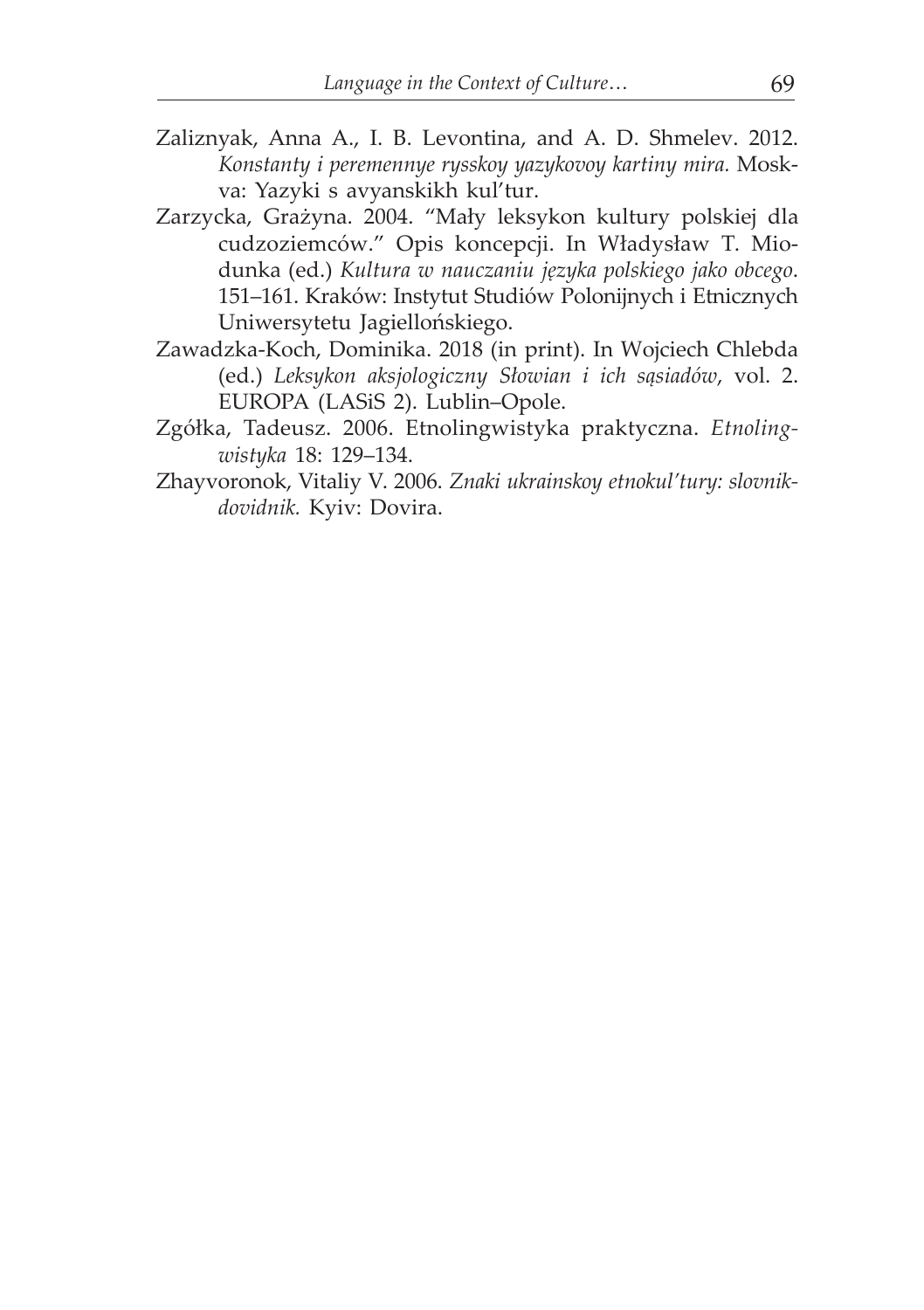Zaliznyak, Anna A., I. B. Levontina, and A. D. Shmelev. 2012. *Konstanty i peremennye rysskoy yazykovoy kartiny mira.* Moskva: Yazyki s avyanskikh kul'tur.

Zarzycka, Grażyna. 2004. "Mały leksykon kultury polskiej dla cudzoziemców." Opis koncepcji. In Władysław T. Miodunka (ed.) *Kultura w nauczaniu języka polskiego jako obcego*. 151–161. Kraków: Instytut Studiów Polonijnych i Etnicznych Uniwersytetu Jagiellońskiego.

Zawadzka-Koch, Dominika. 2018 (in print). In Wojciech Chlebda (ed.) *Leksykon aksjologiczny Słowian i ich sąsiadów*, vol. 2. EUROPA (LASiS 2). Lublin–Opole.

Zgółka, Tadeusz. 2006. Etnolingwistyka praktyczna. *Etnolingwistyka* 18: 129–134.

Zhayvoronok, Vitaliy V. 2006. *Znaki ukrainskoy etnokul'tury: slovnik-dovidnik.* Kyiv: Dovira.